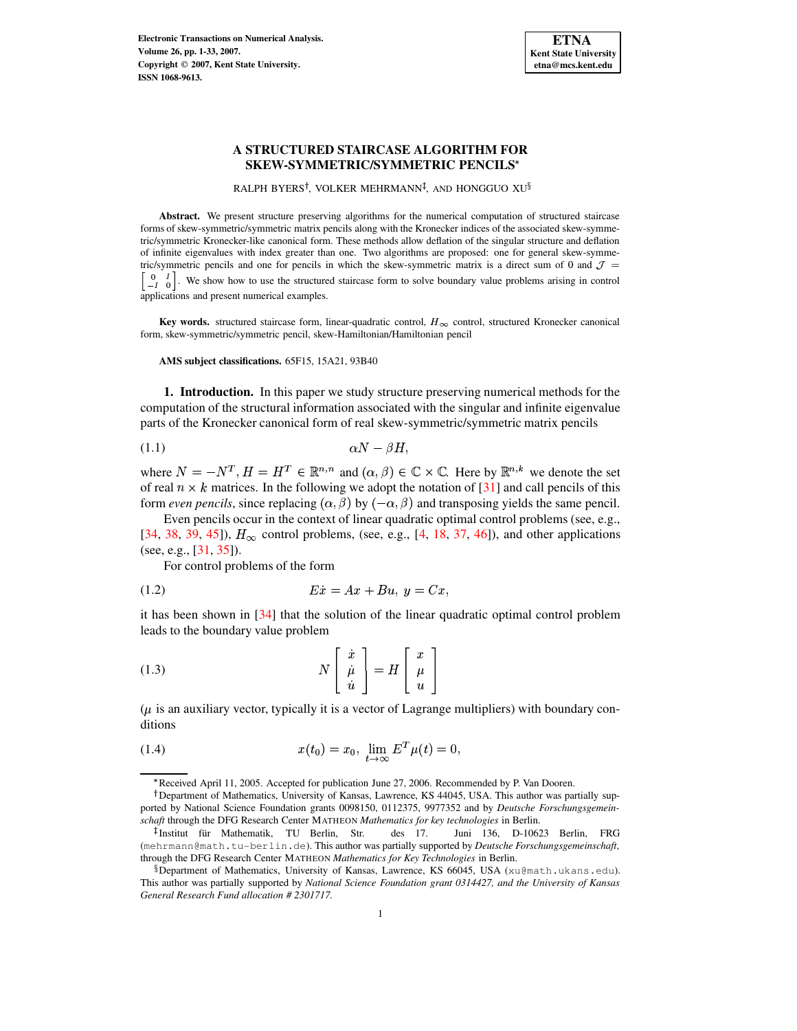# A STRUCTURED STAIRCASE ALGORITHM FOR SKEW-SYMMETRIC/SYMMETRIC PENCILS*

RALPH BYERS[†], VOLKER MEHRMANN[‡], AND HONGGUO XU[§]

**Abstract.** We present structure preserving algorithms for the numerical computation of structured staircase forms of skew-symmetric/symmetric matrix pencils along with the Kronecker indices of the associated skew-symmetric/symmetric Kronecker-like canonical form. These methods allow deflation of the singular structure and deflation of infinite eigenvalues with index greater than one. Two algorithms are proposed: one for general skew-symmetric/symmetric pencils and one for pencils in which the skew-symmetric matrix is a direct sum of 0 and $\mathcal{J} = \begin{bmatrix} 0 & I \\ -I & 0 \end{bmatrix}$. We show how to use the structured staircase form to solve boundary value problems arising in control applications and present numerical examples.

**Key words.** structured staircase form, linear-quadratic control, $H_\infty$ control, structured Kronecker canonical form, skew-symmetric/symmetric pencil, skew-Hamiltonian/Hamiltonian pencil

**AMS subject classifications.** 65F15, 15A21, 93B40

## 1. Introduction.

In this paper we study structure preserving numerical methods for the computation of the structural information associated with the singular and infinite eigenvalue parts of the Kronecker canonical form of real skew-symmetric/symmetric matrix pencils

$$\alpha N - \beta H, \tag{1.1}$$

where $N = -N^T, H = H^T \in \mathbb{R}^{n,n}$ and $(\alpha, \beta) \in \mathbb{C} \times \mathbb{C}$. Here by $\mathbb{R}^{n,k}$ we denote the set of real $n \times k$ matrices. In the following we adopt the notation of [31] and call pencils of this form *even pencils*, since replacing $(\alpha, \beta)$ by $(-\alpha, \beta)$ and transposing yields the same pencil.

Even pencils occur in the context of linear quadratic optimal control problems (see, e.g., [34, 38, 39, 45]), $H_\infty$ control problems, (see, e.g., [4, 18, 37, 46]), and other applications (see, e.g., [31, 35]).

For control problems of the form

$$E\dot{x} = Ax + Bu, \; y = Cx, \tag{1.2}$$

it has been shown in [34] that the solution of the linear quadratic optimal control problem leads to the boundary value problem

$$N \begin{bmatrix} \dot{x} \\ \dot{\mu} \\ \dot{u} \end{bmatrix} = H \begin{bmatrix} x \\ \mu \\ u \end{bmatrix} \tag{1.3}$$

($\mu$ is an auxiliary vector, typically it is a vector of Lagrange multipliers) with boundary conditions

$$x(t_0) = x_0, \; \lim_{t \to \infty} E^T \mu(t) = 0, \tag{1.4}$$

---

*Received April 11, 2005. Accepted for publication June 27, 2006. Recommended by P. Van Dooren.

†Department of Mathematics, University of Kansas, Lawrence, KS 44045, USA. This author was partially supported by National Science Foundation grants 0098150, 0112375, 9977352 and by *Deutsche Forschungsgemeinschaft* through the DFG Research Center MATHEON *Mathematics for key technologies* in Berlin.

‡Institut für Mathematik, TU Berlin, Str. des 17. Juni 136, D-10623 Berlin, FRG (mehrmann@math.tu-berlin.de). This author was partially supported by *Deutsche Forschungsgemeinschaft*, through the DFG Research Center MATHEON *Mathematics for Key Technologies* in Berlin.

§Department of Mathematics, University of Kansas, Lawrence, KS 66045, USA (xu@math.ukans.edu). This author was partially supported by *National Science Foundation grant 0314427, and the University of Kansas General Research Fund allocation # 2301717.*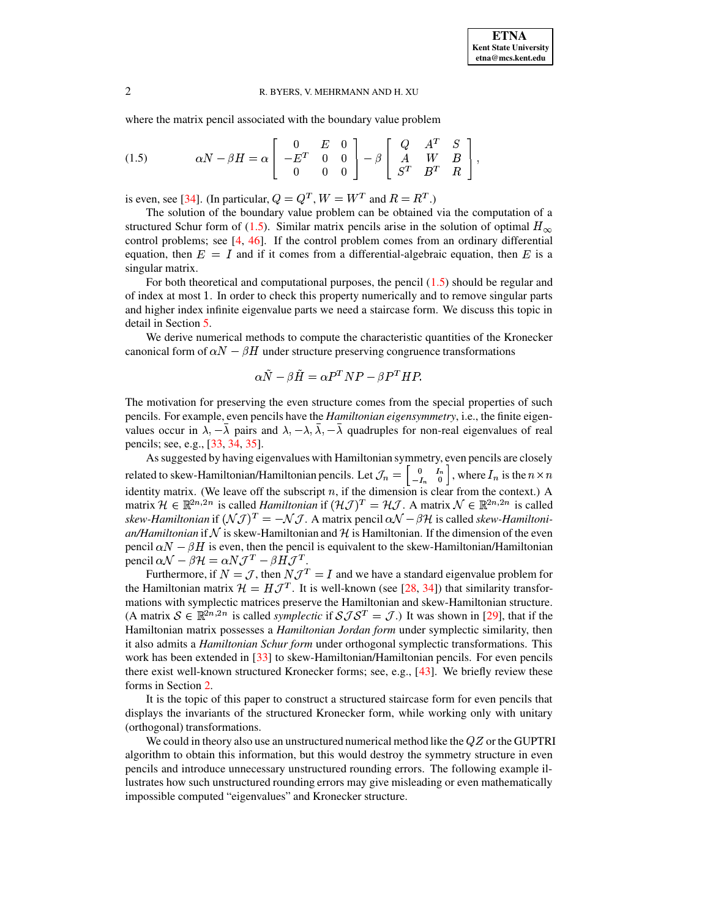where the matrix pencil associated with the boundary value problem

$$\alpha N - \beta H = \alpha \begin{bmatrix} 0 & E & 0 \\ -E^T & 0 & 0 \\ 0 & 0 & 0 \end{bmatrix} - \beta \begin{bmatrix} Q & A^T & S \\ A & W & B \\ S^T & B^T & R \end{bmatrix}, \tag{1.5}$$

is even, see [34]. (In particular, $Q = Q^T, W = W^T$ and $R = R^T$.)

The solution of the boundary value problem can be obtained via the computation of a structured Schur form of (1.5). Similar matrix pencils arise in the solution of optimal $H_\infty$ control problems; see [4, 46]. If the control problem comes from an ordinary differential equation, then $E = I$ and if it comes from a differential-algebraic equation, then $E$ is a singular matrix.

For both theoretical and computational purposes, the pencil (1.5) should be regular and of index at most 1. In order to check this property numerically and to remove singular parts and higher index infinite eigenvalue parts we need a staircase form. We discuss this topic in detail in Section 5.

We derive numerical methods to compute the characteristic quantities of the Kronecker canonical form of $\alpha N - \beta H$ under structure preserving congruence transformations

$$\alpha \tilde{N} - \beta \tilde{H} = \alpha P^T N P - \beta P^T H P.$$

The motivation for preserving the even structure comes from the special properties of such pencils. For example, even pencils have the *Hamiltonian eigensymmetry*, i.e., the finite eigenvalues occur in $\lambda, -\bar{\lambda}$ pairs and $\lambda, -\lambda, \bar{\lambda}, -\bar{\lambda}$ quadruples for non-real eigenvalues of real pencils; see, e.g., [33, 34, 35].

As suggested by having eigenvalues with Hamiltonian symmetry, even pencils are closely related to skew-Hamiltonian/Hamiltonian pencils. Let $\mathcal{J}_n = \begin{bmatrix} 0 & I_n \\ -I_n & 0 \end{bmatrix}$, where $I_n$ is the $n \times n$ identity matrix. (We leave off the subscript $n$, if the dimension is clear from the context.) A matrix $\mathcal{H} \in \mathbb{R}^{2n,2n}$ is called *Hamiltonian* if $(\mathcal{H}\mathcal{J})^T = \mathcal{H}\mathcal{J}$. A matrix $\mathcal{N} \in \mathbb{R}^{2n,2n}$ is called *skew-Hamiltonian* if $(\mathcal{N}\mathcal{J})^T = -\mathcal{N}\mathcal{J}$. A matrix pencil $\alpha\mathcal{N} - \beta\mathcal{H}$ is called *skew-Hamiltonian/Hamiltonian* if $\mathcal{N}$ is skew-Hamiltonian and $\mathcal{H}$ is Hamiltonian. If the dimension of the even pencil $\alpha N - \beta H$ is even, then the pencil is equivalent to the skew-Hamiltonian/Hamiltonian pencil $\alpha\mathcal{N} - \beta\mathcal{H} = \alpha N \mathcal{J}^T - \beta H \mathcal{J}^T$.

Furthermore, if $N = \mathcal{J}$, then $N\mathcal{J}^T = I$ and we have a standard eigenvalue problem for the Hamiltonian matrix $\mathcal{H} = H\mathcal{J}^T$. It is well-known (see [28, 34]) that similarity transformations with symplectic matrices preserve the Hamiltonian and skew-Hamiltonian structure. (A matrix $\mathcal{S} \in \mathbb{R}^{2n,2n}$ is called *symplectic* if $\mathcal{S}\mathcal{J}\mathcal{S}^T = \mathcal{J}$.) It was shown in [29], that if the Hamiltonian matrix possesses a *Hamiltonian Jordan form* under symplectic similarity, then it also admits a *Hamiltonian Schur form* under orthogonal symplectic transformations. This work has been extended in [33] to skew-Hamiltonian/Hamiltonian pencils. For even pencils there exist well-known structured Kronecker forms; see, e.g., [43]. We briefly review these forms in Section 2.

It is the topic of this paper to construct a structured staircase form for even pencils that displays the invariants of the structured Kronecker form, while working only with unitary (orthogonal) transformations.

We could in theory also use an unstructured numerical method like the $QZ$ or the GUPTRI algorithm to obtain this information, but this would destroy the symmetry structure in even pencils and introduce unnecessary unstructured rounding errors. The following example illustrates how such unstructured rounding errors may give misleading or even mathematically impossible computed "eigenvalues" and Kronecker structure.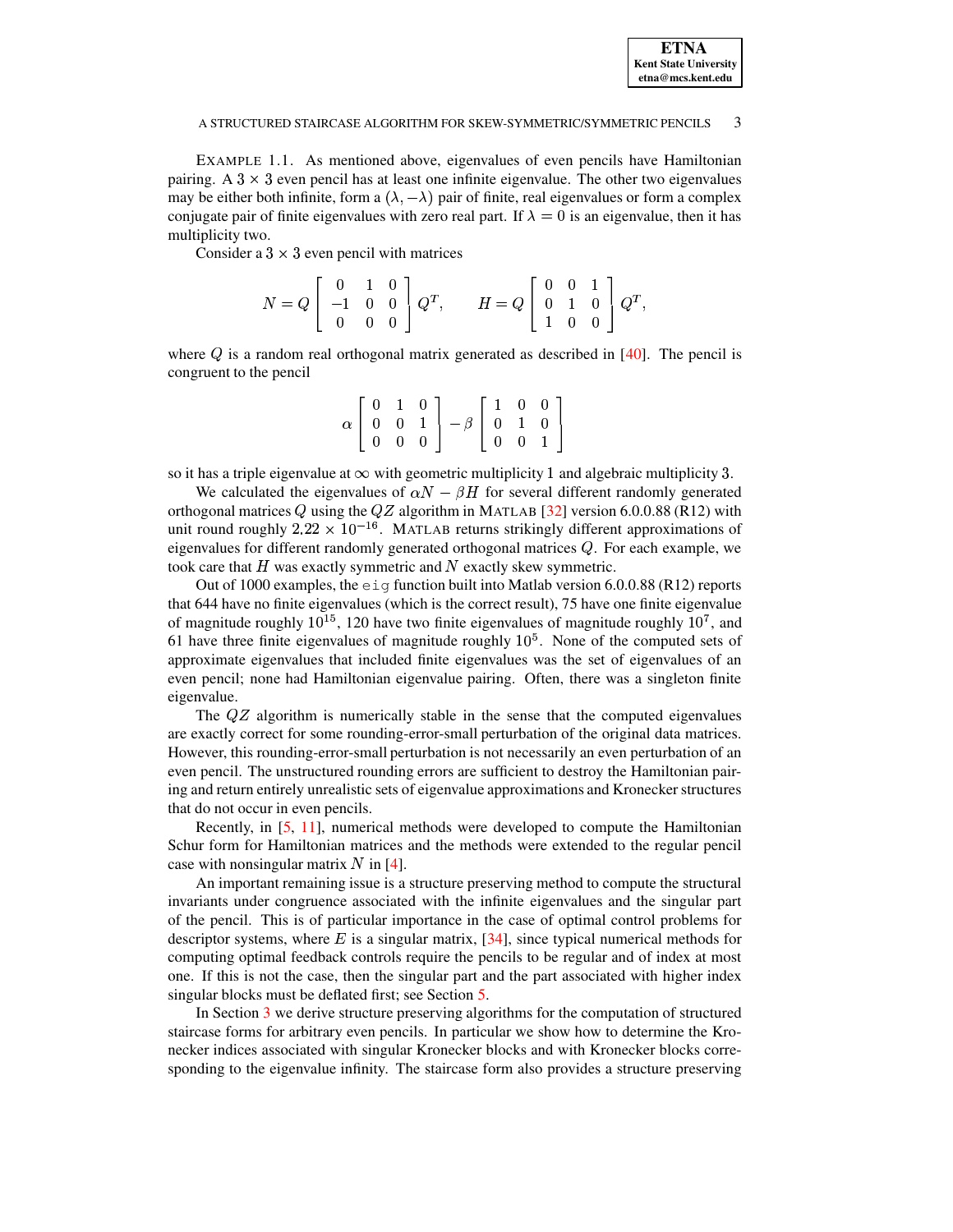EXAMPLE 1.1. As mentioned above, eigenvalues of even pencils have Hamiltonian pairing. A $3 \times 3$ even pencil has at least one infinite eigenvalue. The other two eigenvalues may be either both infinite, form a $(\lambda, -\lambda)$ pair of finite, real eigenvalues or form a complex conjugate pair of finite eigenvalues with zero real part. If $\lambda = 0$ is an eigenvalue, then it has multiplicity two.

Consider a $3 \times 3$ even pencil with matrices

$$N = Q \begin{bmatrix} 0 & 1 & 0 \\ -1 & 0 & 0 \\ 0 & 0 & 0 \end{bmatrix} Q^T, \qquad H = Q \begin{bmatrix} 0 & 0 & 1 \\ 0 & 1 & 0 \\ 1 & 0 & 0 \end{bmatrix} Q^T,$$

where $Q$ is a random real orthogonal matrix generated as described in [40]. The pencil is congruent to the pencil

$$\alpha \begin{bmatrix} 0 & 1 & 0 \\ 0 & 0 & 1 \\ 0 & 0 & 0 \end{bmatrix} - \beta \begin{bmatrix} 1 & 0 & 0 \\ 0 & 1 & 0 \\ 0 & 0 & 1 \end{bmatrix}$$

so it has a triple eigenvalue at $\infty$ with geometric multiplicity 1 and algebraic multiplicity 3.

We calculated the eigenvalues of $\alpha N - \beta H$ for several different randomly generated orthogonal matrices $Q$ using the $QZ$ algorithm in MATLAB [32] version 6.0.0.88 (R12) with unit round roughly $2.22 \times 10^{-16}$. MATLAB returns strikingly different approximations of eigenvalues for different randomly generated orthogonal matrices $Q$. For each example, we took care that $H$ was exactly symmetric and $N$ exactly skew symmetric.

Out of 1000 examples, the `eig` function built into Matlab version 6.0.0.88 (R12) reports that 644 have no finite eigenvalues (which is the correct result), 75 have one finite eigenvalue of magnitude roughly $10^{15}$, 120 have two finite eigenvalues of magnitude roughly $10^{7}$, and 61 have three finite eigenvalues of magnitude roughly $10^{5}$. None of the computed sets of approximate eigenvalues that included finite eigenvalues was the set of eigenvalues of an even pencil; none had Hamiltonian eigenvalue pairing. Often, there was a singleton finite eigenvalue.

The $QZ$ algorithm is numerically stable in the sense that the computed eigenvalues are exactly correct for some rounding-error-small perturbation of the original data matrices. However, this rounding-error-small perturbation is not necessarily an even perturbation of an even pencil. The unstructured rounding errors are sufficient to destroy the Hamiltonian pairing and return entirely unrealistic sets of eigenvalue approximations and Kronecker structures that do not occur in even pencils.

Recently, in [5, 11], numerical methods were developed to compute the Hamiltonian Schur form for Hamiltonian matrices and the methods were extended to the regular pencil case with nonsingular matrix $N$ in [4].

An important remaining issue is a structure preserving method to compute the structural invariants under congruence associated with the infinite eigenvalues and the singular part of the pencil. This is of particular importance in the case of optimal control problems for descriptor systems, where $E$ is a singular matrix, [34], since typical numerical methods for computing optimal feedback controls require the pencils to be regular and of index at most one. If this is not the case, then the singular part and the part associated with higher index singular blocks must be deflated first; see Section 5.

In Section 3 we derive structure preserving algorithms for the computation of structured staircase forms for arbitrary even pencils. In particular we show how to determine the Kronecker indices associated with singular Kronecker blocks and with Kronecker blocks corresponding to the eigenvalue infinity. The staircase form also provides a structure preserving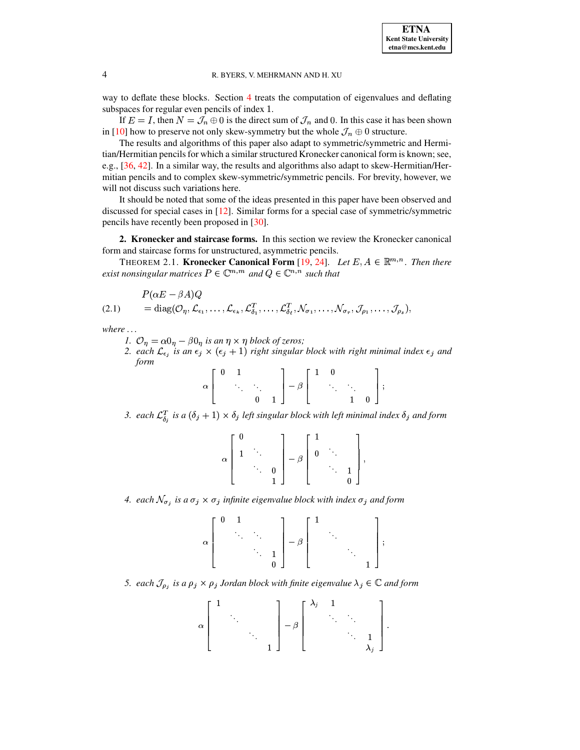way to deflate these blocks. Section 4 treats the computation of eigenvalues and deflating subspaces for regular even pencils of index 1.

If $E = I$, then $N = \mathcal{J}_n \oplus 0$ is the direct sum of $\mathcal{J}_n$ and $0$. In this case it has been shown in [10] how to preserve not only skew-symmetry but the whole $\mathcal{J}_n \oplus 0$ structure.

The results and algorithms of this paper also adapt to symmetric/symmetric and Hermitian/Hermitian pencils for which a similar structured Kronecker canonical form is known; see, e.g., [36, 42]. In a similar way, the results and algorithms also adapt to skew-Hermitian/Hermitian pencils and to complex skew-symmetric/symmetric pencils. For brevity, however, we will not discuss such variations here.

It should be noted that some of the ideas presented in this paper have been observed and discussed for special cases in [12]. Similar forms for a special case of symmetric/symmetric pencils have recently been proposed in [30].

## 2. Kronecker and staircase forms.

In this section we review the Kronecker canonical form and staircase forms for unstructured, asymmetric pencils.

THEOREM 2.1. **Kronecker Canonical Form** [19, 24]. *Let $E, A \in \mathbb{R}^{m,n}$. Then there exist nonsingular matrices $P \in \mathbb{C}^{m,m}$ and $Q \in \mathbb{C}^{n,n}$ such that*

$$
\begin{aligned}
&P(\alpha E - \beta A)Q \\
&= \operatorname{diag}(\mathcal{O}_\eta, \mathcal{L}_{\epsilon_1}, \ldots, \mathcal{L}_{\epsilon_k}, \mathcal{L}^T_{\delta_1}, \ldots, \mathcal{L}^T_{\delta_\ell}, \mathcal{N}_{\sigma_1}, \ldots, \mathcal{N}_{\sigma_r}, \mathcal{J}_{\rho_1}, \ldots, \mathcal{J}_{\rho_s}),
\end{aligned} \tag{2.1}
$$

*where ...*

1. *$\mathcal{O}_\eta = \alpha 0_\eta - \beta 0_\eta$ is an $\eta \times \eta$ block of zeros;*
2. *each $\mathcal{L}_{\epsilon_j}$ is an $\epsilon_j \times (\epsilon_j + 1)$ right singular block with right minimal index $\epsilon_j$ and form*
$$
\alpha \begin{bmatrix} 0 & 1 & & \\ & \ddots & \ddots & \\ & & 0 & 1 \end{bmatrix} - \beta \begin{bmatrix} 1 & 0 & & \\ & \ddots & \ddots & \\ & & 1 & 0 \end{bmatrix};
$$
3. *each $\mathcal{L}^T_{\delta_j}$ is a $(\delta_j + 1) \times \delta_j$ left singular block with left minimal index $\delta_j$ and form*
$$
\alpha \begin{bmatrix} 0 & & \\ 1 & \ddots & \\ & \ddots & 0 \\ & & 1 \end{bmatrix} - \beta \begin{bmatrix} 1 & & \\ 0 & \ddots & \\ & \ddots & 1 \\ & & 0 \end{bmatrix},
$$
4. *each $\mathcal{N}_{\sigma_j}$ is a $\sigma_j \times \sigma_j$ infinite eigenvalue block with index $\sigma_j$ and form*
$$
\alpha \begin{bmatrix} 0 & 1 & & \\ & \ddots & \ddots & \\ & & \ddots & 1 \\ & & & 0 \end{bmatrix} - \beta \begin{bmatrix} 1 & & & \\ & \ddots & & \\ & & \ddots & \\ & & & 1 \end{bmatrix};
$$
5. *each $\mathcal{J}_{\rho_j}$ is a $\rho_j \times \rho_j$ Jordan block with finite eigenvalue $\lambda_j \in \mathbb{C}$ and form*
$$
\alpha \begin{bmatrix} 1 & & & \\ & \ddots & & \\ & & \ddots & \\ & & & 1 \end{bmatrix} - \beta \begin{bmatrix} \lambda_j & 1 & & \\ & \ddots & \ddots & \\ & & \ddots & 1 \\ & & & \lambda_j \end{bmatrix}.
$$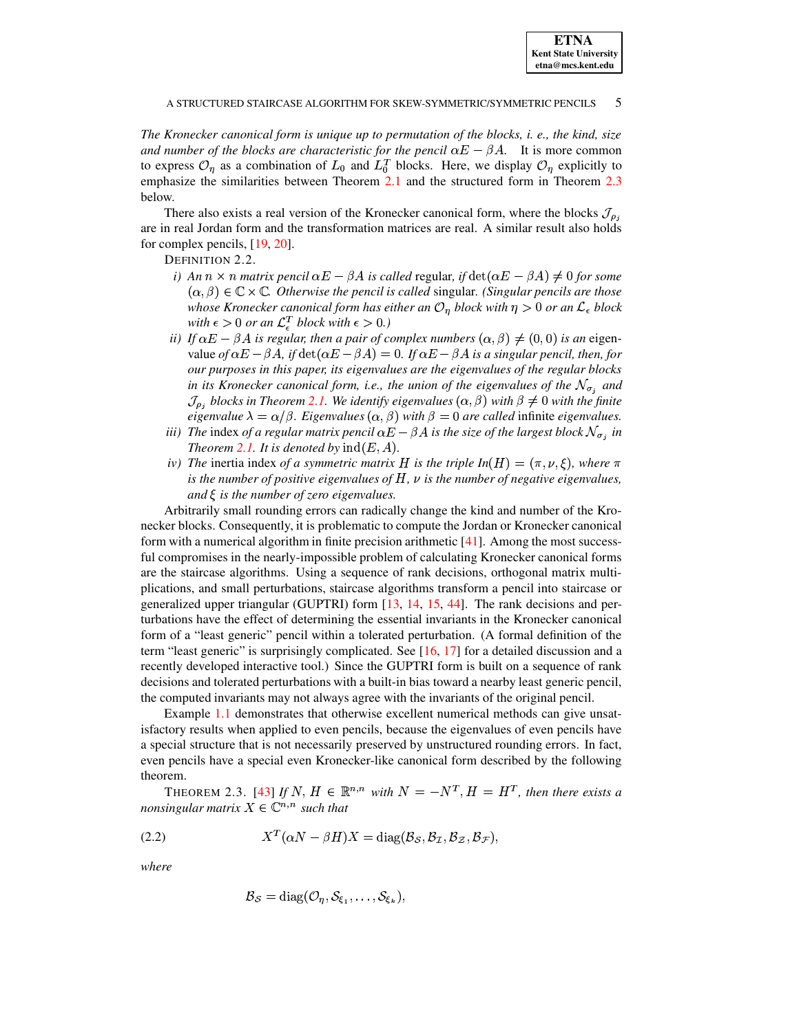*The Kronecker canonical form is unique up to permutation of the blocks, i. e., the kind, size and number of the blocks are characteristic for the pencil $\alpha E - \beta A$.* It is more common to express $\mathcal{O}_\eta$ as a combination of $L_0$ and $L_0^T$ blocks. Here, we display $\mathcal{O}_\eta$ explicitly to emphasize the similarities between Theorem 2.1 and the structured form in Theorem 2.3 below.

There also exists a real version of the Kronecker canonical form, where the blocks $\mathcal{J}_{\rho_j}$ are in real Jordan form and the transformation matrices are real. A similar result also holds for complex pencils, [19, 20].

DEFINITION 2.2.

*i) An $n \times n$ matrix pencil $\alpha E - \beta A$ is called* regular, *if* $\det(\alpha E - \beta A) \neq 0$ *for some* $(\alpha, \beta) \in \mathbb{C} \times \mathbb{C}$*. Otherwise the pencil is called* singular. *(Singular pencils are those whose Kronecker canonical form has either an $\mathcal{O}_\eta$ block with $\eta > 0$ or an $\mathcal{L}_\epsilon$ block with $\epsilon > 0$ or an $\mathcal{L}_\epsilon^T$ block with $\epsilon > 0$.)*

*ii) If $\alpha E - \beta A$ is regular, then a pair of complex numbers $(\alpha, \beta) \neq (0, 0)$ is an* eigenvalue *of $\alpha E - \beta A$, if $\det(\alpha E - \beta A) = 0$. If $\alpha E - \beta A$ is a singular pencil, then, for our purposes in this paper, its eigenvalues are the eigenvalues of the regular blocks in its Kronecker canonical form, i.e., the union of the eigenvalues of the $\mathcal{N}_{\sigma_j}$ and $\mathcal{J}_{\rho_j}$ blocks in Theorem 2.1. We identify eigenvalues $(\alpha, \beta)$ with $\beta \neq 0$ with the finite eigenvalue $\lambda = \alpha/\beta$. Eigenvalues $(\alpha, \beta)$ with $\beta = 0$ are called* infinite *eigenvalues.*

*iii) The* index *of a regular matrix pencil $\alpha E - \beta A$ is the size of the largest block $\mathcal{N}_{\sigma_j}$ in Theorem 2.1. It is denoted by* $\operatorname{ind}(E, A)$.

*iv) The* inertia index *of a symmetric matrix $H$ is the triple $In(H) = (\pi, \nu, \xi)$, where $\pi$ is the number of positive eigenvalues of $H$, $\nu$ is the number of negative eigenvalues, and $\xi$ is the number of zero eigenvalues.*

Arbitrarily small rounding errors can radically change the kind and number of the Kronecker blocks. Consequently, it is problematic to compute the Jordan or Kronecker canonical form with a numerical algorithm in finite precision arithmetic [41]. Among the most successful compromises in the nearly-impossible problem of calculating Kronecker canonical forms are the staircase algorithms. Using a sequence of rank decisions, orthogonal matrix multiplications, and small perturbations, staircase algorithms transform a pencil into staircase or generalized upper triangular (GUPTRI) form [13, 14, 15, 44]. The rank decisions and perturbations have the effect of determining the essential invariants in the Kronecker canonical form of a "least generic" pencil within a tolerated perturbation. (A formal definition of the term "least generic" is surprisingly complicated. See [16, 17] for a detailed discussion and a recently developed interactive tool.) Since the GUPTRI form is built on a sequence of rank decisions and tolerated perturbations with a built-in bias toward a nearby least generic pencil, the computed invariants may not always agree with the invariants of the original pencil.

Example 1.1 demonstrates that otherwise excellent numerical methods can give unsatisfactory results when applied to even pencils, because the eigenvalues of even pencils have a special structure that is not necessarily preserved by unstructured rounding errors. In fact, even pencils have a special even Kronecker-like canonical form described by the following theorem.

THEOREM 2.3. [43] *If $N, H \in \mathbb{R}^{n,n}$ with $N = -N^T, H = H^T$, then there exists a nonsingular matrix $X \in \mathbb{C}^{n,n}$ such that*

$$X^T(\alpha N - \beta H)X = \operatorname{diag}(\mathcal{B}_\mathcal{S}, \mathcal{B}_\mathcal{I}, \mathcal{B}_\mathcal{Z}, \mathcal{B}_\mathcal{F}), \tag{2.2}$$

*where*

$$\mathcal{B}_\mathcal{S} = \operatorname{diag}(\mathcal{O}_\eta, \mathcal{S}_{\xi_1}, \ldots, \mathcal{S}_{\xi_k}),$$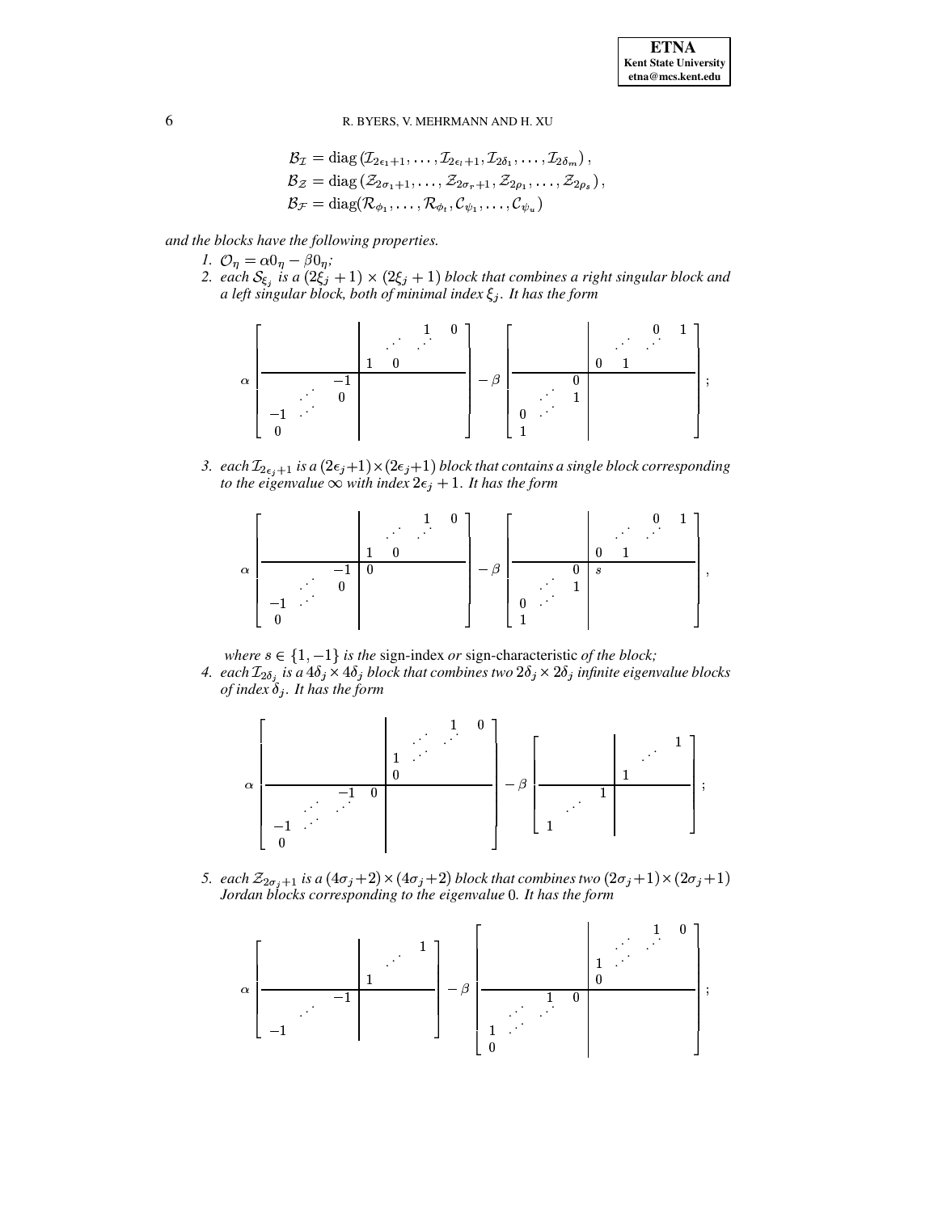$$
\begin{aligned}
\mathcal{B}_{\mathcal{I}} &= \operatorname{diag}\left(\mathcal{I}_{2\epsilon_1+1}, \ldots, \mathcal{I}_{2\epsilon_l+1}, \mathcal{I}_{2\delta_1}, \ldots, \mathcal{I}_{2\delta_m}\right), \\
\mathcal{B}_{\mathcal{Z}} &= \operatorname{diag}\left(\mathcal{Z}_{2\sigma_1+1}, \ldots, \mathcal{Z}_{2\sigma_r+1}, \mathcal{Z}_{2\rho_1}, \ldots, \mathcal{Z}_{2\rho_s}\right), \\
\mathcal{B}_{\mathcal{F}} &= \operatorname{diag}(\mathcal{R}_{\phi_1}, \ldots, \mathcal{R}_{\phi_t}, \mathcal{C}_{\psi_1}, \ldots, \mathcal{C}_{\psi_u})
\end{aligned}
$$

*and the blocks have the following properties.*

1. $\mathcal{O}_\eta = \alpha 0_\eta - \beta 0_\eta$;
2. *each $\mathcal{S}_{\xi_j}$ is a $(2\xi_j+1)\times(2\xi_j+1)$ block that combines a right singular block and a left singular block, both of minimal index $\xi_j$. It has the form*

$$
\alpha \left[\begin{array}{ccc|ccc}
 & & & & & \begin{smallmatrix} 1 & 0 \end{smallmatrix} \\
 & & & & \iddots & \iddots \\
 & & & 1 & 0 & \\ \hline
 & & -1 & & & \\
 & \iddots & 0 & & & \\
-1 & \iddots & & & & \\
0 & & & & &
\end{array}\right]
- \beta \left[\begin{array}{ccc|ccc}
 & & & & & \begin{smallmatrix} 0 & 1 \end{smallmatrix} \\
 & & & & \iddots & \iddots \\
 & & & 0 & 1 & \\ \hline
 & & 0 & & & \\
 & \iddots & 1 & & & \\
0 & \iddots & & & & \\
1 & & & & &
\end{array}\right];
$$

3. *each $\mathcal{I}_{2\epsilon_j+1}$ is a $(2\epsilon_j+1)\times(2\epsilon_j+1)$ block that contains a single block corresponding to the eigenvalue $\infty$ with index $2\epsilon_j+1$. It has the form*

$$
\alpha \left[\begin{array}{ccc|ccc}
 & & & & & \begin{smallmatrix} 1 & 0 \end{smallmatrix} \\
 & & & & \iddots & \iddots \\
 & & & 1 & 0 & \\ \hline
 & & -1 & 0 & & \\
 & \iddots & 0 & & & \\
-1 & \iddots & & & & \\
0 & & & & &
\end{array}\right]
- \beta \left[\begin{array}{ccc|ccc}
 & & & & & \begin{smallmatrix} 0 & 1 \end{smallmatrix} \\
 & & & & \iddots & \iddots \\
 & & & 0 & 1 & \\ \hline
 & & 0 & s & & \\
 & \iddots & 1 & & & \\
0 & \iddots & & & & \\
1 & & & & &
\end{array}\right],
$$

*where $s \in \{1, -1\}$ is the* sign-index *or* sign-characteristic *of the block;*

4. *each $\mathcal{I}_{2\delta_j}$ is a $4\delta_j \times 4\delta_j$ block that combines two $2\delta_j \times 2\delta_j$ infinite eigenvalue blocks of index $\delta_j$. It has the form*

$$
\alpha \left[\begin{array}{ccc|ccc}
 & & & & \iddots & \begin{smallmatrix} 1 & 0 \end{smallmatrix} \\
 & & & 1 & \iddots & \iddots \\
 & & & 0 & & \\ \hline
 & & \begin{smallmatrix} -1 & 0 \end{smallmatrix} & & & \\
 & \iddots & \iddots & & & \\
-1 & \iddots & & & & \\
0 & & & & &
\end{array}\right]
- \beta \left[\begin{array}{ccc|ccc}
 & & & & & 1 \\
 & & & & \iddots & \\
 & & & 1 & & \\ \hline
 & & 1 & & & \\
 & \iddots & & & & \\
1 & & & & &
\end{array}\right];
$$

5. *each $\mathcal{Z}_{2\sigma_j+1}$ is a $(4\sigma_j+2)\times(4\sigma_j+2)$ block that combines two $(2\sigma_j+1)\times(2\sigma_j+1)$ Jordan blocks corresponding to the eigenvalue $0$. It has the form*

$$
\alpha \left[\begin{array}{ccc|ccc}
 & & & & & 1 \\
 & & & & \iddots & \\
 & & & 1 & & \\ \hline
 & & -1 & & & \\
 & \iddots & & & & \\
-1 & & & & &
\end{array}\right]
- \beta \left[\begin{array}{ccc|ccc}
 & & & & \iddots & \begin{smallmatrix} 1 & 0 \end{smallmatrix} \\
 & & & 1 & \iddots & \iddots \\
 & & & 0 & & \\ \hline
 & & \begin{smallmatrix} 1 & 0 \end{smallmatrix} & & & \\
 & \iddots & \iddots & & & \\
1 & \iddots & & & & \\
0 & & & & &
\end{array}\right];
$$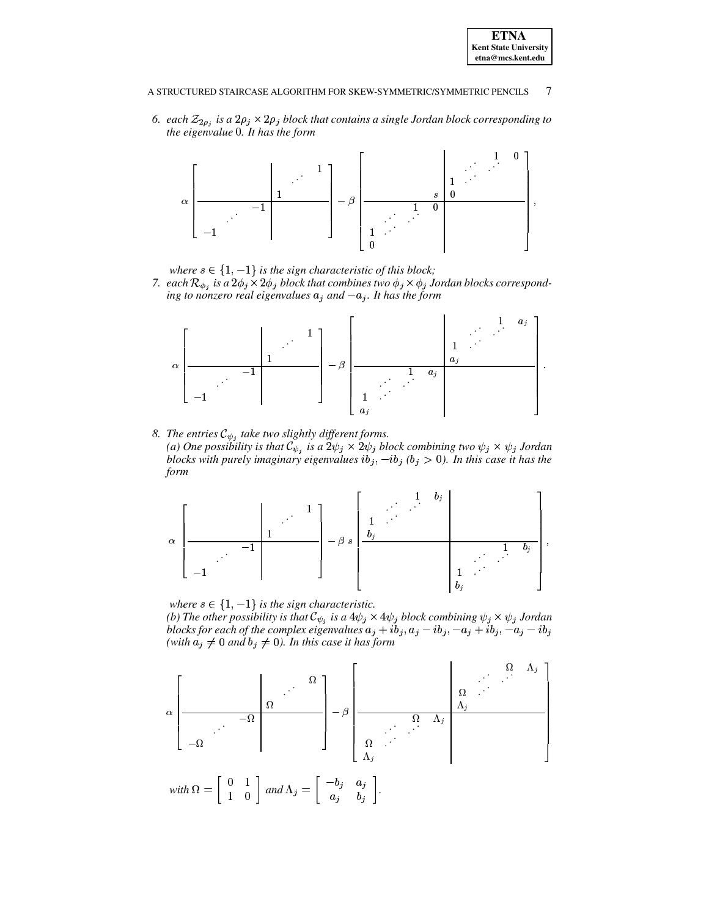6. each $\mathcal{Z}_{2\rho_j}$ is a $2\rho_j \times 2\rho_j$ block that contains a single Jordan block corresponding to the eigenvalue $0$. It has the form

$$
\alpha \left[ \begin{array}{ccc|ccc}
 & & & & & 1 \\
 & & & & \iddots & \\
 & & & 1 & & \\
\hline
 & & -1 & & & \\
 & \iddots & & & & \\
-1 & & & & & 
\end{array} \right]
- \beta \left[ \begin{array}{cccc|cccc}
 & & & & & & 1 & 0 \\
 & & & & & \iddots & \iddots & \\
 & & & & 1 & \iddots & & \\
 & & & s & 0 & & & \\
\hline
 & & 1 & 0 & & & & \\
 & \iddots & \iddots & & & & & \\
1 & \iddots & & & & & & \\
0 & & & & & & & 
\end{array} \right],
$$

where $s \in \{1, -1\}$ is the sign characteristic of this block;

7. each $\mathcal{R}_{\phi_j}$ is a $2\phi_j \times 2\phi_j$ block that combines two $\phi_j \times \phi_j$ Jordan blocks corresponding to nonzero real eigenvalues $a_j$ and $-a_j$. It has the form

$$
\alpha \left[ \begin{array}{ccc|ccc}
 & & & & & 1 \\
 & & & & \iddots & \\
 & & & 1 & & \\
\hline
 & & -1 & & & \\
 & \iddots & & & & \\
-1 & & & & & 
\end{array} \right]
- \beta \left[ \begin{array}{cccc|cccc}
 & & & & & & 1 & a_j \\
 & & & & & \iddots & \iddots & \\
 & & & & 1 & \iddots & & \\
 & & & & a_j & & & \\
\hline
 & & 1 & a_j & & & & \\
 & \iddots & \iddots & & & & & \\
1 & \iddots & & & & & & \\
a_j & & & & & & & 
\end{array} \right].
$$

8. The entries $\mathcal{C}_{\psi_j}$ take two slightly different forms.
(a) One possibility is that $\mathcal{C}_{\psi_j}$ is a $2\psi_j \times 2\psi_j$ block combining two $\psi_j \times \psi_j$ Jordan blocks with purely imaginary eigenvalues $ib_j, -ib_j$ ($b_j > 0$). In this case it has the form

$$
\alpha \left[ \begin{array}{ccc|ccc}
 & & & & & 1 \\
 & & & & \iddots & \\
 & & & 1 & & \\
\hline
 & & -1 & & & \\
 & \iddots & & & & \\
-1 & & & & & 
\end{array} \right]
- \beta \, s \left[ \begin{array}{cccc|cccc}
 & & 1 & b_j & & & & \\
 & \iddots & \iddots & & & & & \\
1 & \iddots & & & & & & \\
b_j & & & & & & & \\
\hline
 & & & & & & 1 & b_j \\
 & & & & & \iddots & \iddots & \\
 & & & & 1 & \iddots & & \\
 & & & & b_j & & & 
\end{array} \right],
$$

where $s \in \{1, -1\}$ is the sign characteristic.
(b) The other possibility is that $\mathcal{C}_{\psi_j}$ is a $4\psi_j \times 4\psi_j$ block combining $\psi_j \times \psi_j$ Jordan blocks for each of the complex eigenvalues $a_j + ib_j, a_j - ib_j, -a_j + ib_j, -a_j - ib_j$ (with $a_j \neq 0$ and $b_j \neq 0$). In this case it has form

$$
\alpha \left[ \begin{array}{ccc|ccc}
 & & & & & \Omega \\
 & & & & \iddots & \\
 & & & \Omega & & \\
\hline
 & & -\Omega & & & \\
 & \iddots & & & & \\
-\Omega & & & & & 
\end{array} \right]
- \beta \left[ \begin{array}{cccc|cccc}
 & & & & & & \Omega & \Lambda_j \\
 & & & & & \iddots & \iddots & \\
 & & & & \Omega & \iddots & & \\
 & & & & \Lambda_j & & & \\
\hline
 & & \Omega & \Lambda_j & & & & \\
 & \iddots & \iddots & & & & & \\
\Omega & \iddots & & & & & & \\
\Lambda_j & & & & & & & 
\end{array} \right]
$$

with $\Omega = \begin{bmatrix} 0 & 1 \\ 1 & 0 \end{bmatrix}$ and $\Lambda_j = \begin{bmatrix} -b_j & a_j \\ a_j & b_j \end{bmatrix}$.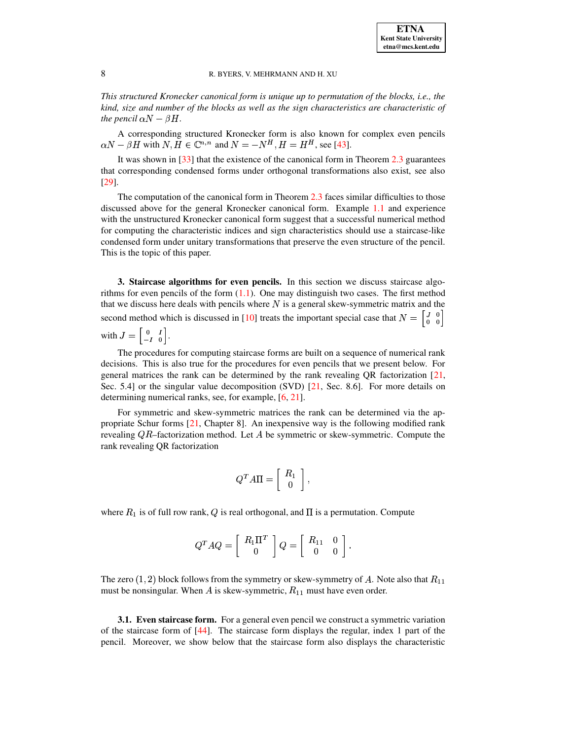*This structured Kronecker canonical form is unique up to permutation of the blocks, i.e., the kind, size and number of the blocks as well as the sign characteristics are characteristic of the pencil $\alpha N - \beta H$.*

A corresponding structured Kronecker form is also known for complex even pencils $\alpha N - \beta H$ with $N, H \in \mathbb{C}^{n,n}$ and $N = -N^H, H = H^H$, see [43].

It was shown in [33] that the existence of the canonical form in Theorem 2.3 guarantees that corresponding condensed forms under orthogonal transformations also exist, see also [29].

The computation of the canonical form in Theorem 2.3 faces similar difficulties to those discussed above for the general Kronecker canonical form. Example 1.1 and experience with the unstructured Kronecker canonical form suggest that a successful numerical method for computing the characteristic indices and sign characteristics should use a staircase-like condensed form under unitary transformations that preserve the even structure of the pencil. This is the topic of this paper.

## 3. Staircase algorithms for even pencils.

In this section we discuss staircase algorithms for even pencils of the form (1.1). One may distinguish two cases. The first method that we discuss here deals with pencils where $N$ is a general skew-symmetric matrix and the second method which is discussed in [10] treats the important special case that $N = \begin{bmatrix} J & 0 \\ 0 & 0 \end{bmatrix}$ with $J = \begin{bmatrix} 0 & I \\ -I & 0 \end{bmatrix}$.

The procedures for computing staircase forms are built on a sequence of numerical rank decisions. This is also true for the procedures for even pencils that we present below. For general matrices the rank can be determined by the rank revealing QR factorization [21, Sec. 5.4] or the singular value decomposition (SVD) [21, Sec. 8.6]. For more details on determining numerical ranks, see, for example, [6, 21].

For symmetric and skew-symmetric matrices the rank can be determined via the appropriate Schur forms [21, Chapter 8]. An inexpensive way is the following modified rank revealing $QR$–factorization method. Let $A$ be symmetric or skew-symmetric. Compute the rank revealing QR factorization

$$Q^T A \Pi = \begin{bmatrix} R_1 \\ 0 \end{bmatrix},$$

where $R_1$ is of full row rank, $Q$ is real orthogonal, and $\Pi$ is a permutation. Compute

$$Q^T A Q = \begin{bmatrix} R_1 \Pi^T \\ 0 \end{bmatrix} Q = \begin{bmatrix} R_{11} & 0 \\ 0 & 0 \end{bmatrix}.$$

The zero $(1,2)$ block follows from the symmetry or skew-symmetry of $A$. Note also that $R_{11}$ must be nonsingular. When $A$ is skew-symmetric, $R_{11}$ must have even order.

### 3.1. Even staircase form.

For a general even pencil we construct a symmetric variation of the staircase form of [44]. The staircase form displays the regular, index 1 part of the pencil. Moreover, we show below that the staircase form also displays the characteristic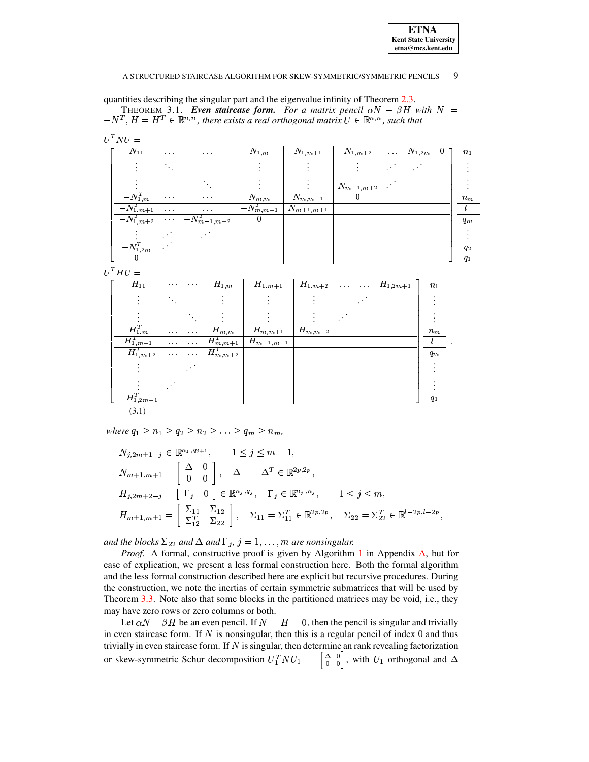quantities describing the singular part and the eigenvalue infinity of Theorem 2.3.

THEOREM 3.1. ***Even staircase form.*** *For a matrix pencil $\alpha N - \beta H$ with $N = -N^T, H = H^T \in \mathbb{R}^{n,n}$, there exists a real orthogonal matrix $U \in \mathbb{R}^{n,n}$, such that*

$$
U^T N U = \left[\begin{array}{cccc|c|cccc}
N_{11} & \cdots & \cdots & N_{1,m} & N_{1,m+1} & N_{1,m+2} & \cdots & N_{1,2m} & 0 \\
\vdots & \ddots & & \vdots & \vdots & \vdots & \iddots & \iddots & \\
\vdots & & \ddots & \vdots & \vdots & N_{m-1,m+2} & \iddots & & \\
-N_{1,m}^T & \cdots & \cdots & N_{m,m} & N_{m,m+1} & 0 & & & \\
\hline
-N_{1,m+1}^T & \cdots & \cdots & -N_{m,m+1}^T & N_{m+1,m+1} & & & & \\
\hline
-N_{1,m+2}^T & \cdots & -N_{m-1,m+2}^T & 0 & & & & & \\
\vdots & \iddots & \iddots & & & & & & \\
-N_{1,2m}^T & \iddots & & & & & & & \\
0 & & & & & & & &
\end{array}\right]
\begin{array}{c}
n_1 \\ \vdots \\ \vdots \\ n_m \\ \hline l \\ \hline q_m \\ \vdots \\ q_2 \\ q_1
\end{array}
$$

$$
U^T H U = \left[\begin{array}{cccc|c|cccc}
H_{11} & \cdots & \cdots & H_{1,m} & H_{1,m+1} & H_{1,m+2} & \cdots & \cdots & H_{1,2m+1} \\
\vdots & \ddots & & \vdots & \vdots & \vdots & & \iddots & \\
\vdots & & \ddots & \vdots & \vdots & \vdots & \iddots & & \\
H_{1,m}^T & \cdots & \cdots & H_{m,m} & H_{m,m+1} & H_{m,m+2} & & & \\
\hline
H_{1,m+1}^T & \cdots & \cdots & H_{m,m+1}^T & H_{m+1,m+1} & & & & \\
\hline
H_{1,m+2}^T & \cdots & \cdots & H_{m,m+2}^T & & & & & \\
\vdots & & \iddots & & & & & & \\
\vdots & \iddots & & & & & & & \\
H_{1,2m+1}^T & & & & & & & &
\end{array}\right]
\begin{array}{c}
n_1 \\ \vdots \\ \vdots \\ n_m \\ \hline l \\ \hline q_m \\ \vdots \\ \vdots \\ q_1
\end{array},
\tag{3.1}
$$

*where $q_1 \geq n_1 \geq q_2 \geq n_2 \geq \ldots \geq q_m \geq n_m$,*

$$
\begin{aligned}
& N_{j,2m+1-j} \in \mathbb{R}^{n_j, q_{j+1}}, \qquad 1 \leq j \leq m-1, \\
& N_{m+1,m+1} = \begin{bmatrix} \Delta & 0 \\ 0 & 0 \end{bmatrix}, \quad \Delta = -\Delta^T \in \mathbb{R}^{2p,2p}, \\
& H_{j,2m+2-j} = \begin{bmatrix} \Gamma_j & 0 \end{bmatrix} \in \mathbb{R}^{n_j, q_j}, \quad \Gamma_j \in \mathbb{R}^{n_j, n_j}, \qquad 1 \leq j \leq m, \\
& H_{m+1,m+1} = \begin{bmatrix} \Sigma_{11} & \Sigma_{12} \\ \Sigma_{12}^T & \Sigma_{22} \end{bmatrix}, \quad \Sigma_{11} = \Sigma_{11}^T \in \mathbb{R}^{2p,2p}, \quad \Sigma_{22} = \Sigma_{22}^T \in \mathbb{R}^{l-2p,l-2p},
\end{aligned}
$$

*and the blocks $\Sigma_{22}$ and $\Delta$ and $\Gamma_j$, $j = 1, \ldots, m$ are nonsingular.*

*Proof.* A formal, constructive proof is given by Algorithm 1 in Appendix A, but for ease of explication, we present a less formal construction here. Both the formal algorithm and the less formal construction described here are explicit but recursive procedures. During the construction, we note the inertias of certain symmetric submatrices that will be used by Theorem 3.3. Note also that some blocks in the partitioned matrices may be void, i.e., they may have zero rows or zero columns or both.

Let $\alpha N - \beta H$ be an even pencil. If $N = H = 0$, then the pencil is singular and trivially in even staircase form. If $N$ is nonsingular, then this is a regular pencil of index 0 and thus trivially in even staircase form. If $N$ is singular, then determine an rank revealing factorization or skew-symmetric Schur decomposition $U_1^T N U_1 = \left[\begin{smallmatrix} \Delta & 0 \\ 0 & 0 \end{smallmatrix}\right]$, with $U_1$ orthogonal and $\Delta$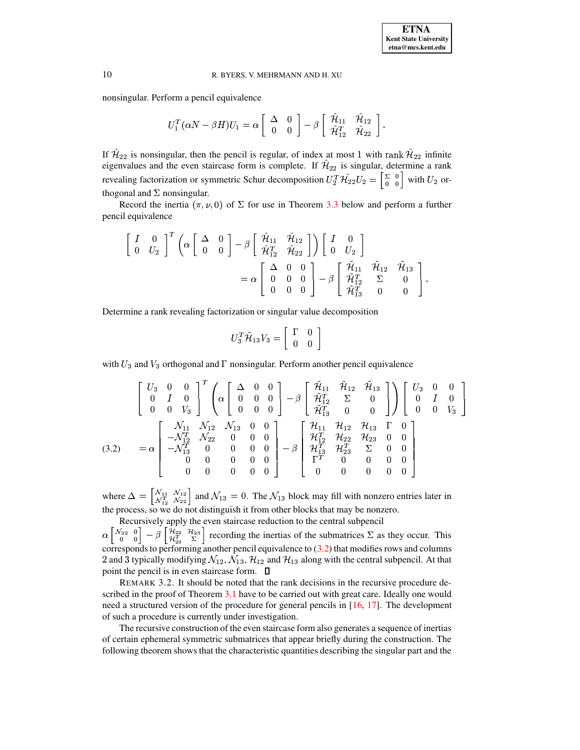nonsingular. Perform a pencil equivalence

$$U_1^T(\alpha N - \beta H)U_1 = \alpha \begin{bmatrix} \Delta & 0 \\ 0 & 0 \end{bmatrix} - \beta \begin{bmatrix} \hat{\mathcal{H}}_{11} & \hat{\mathcal{H}}_{12} \\ \hat{\mathcal{H}}_{12}^T & \hat{\mathcal{H}}_{22} \end{bmatrix}.$$

If $\hat{\mathcal{H}}_{22}$ is nonsingular, then the pencil is regular, of index at most 1 with $\operatorname{rank} \hat{\mathcal{H}}_{22}$ infinite eigenvalues and the even staircase form is complete. If $\hat{\mathcal{H}}_{22}$ is singular, determine a rank revealing factorization or symmetric Schur decomposition $U_2^T \hat{\mathcal{H}_{22}} U_2 = \left[\begin{smallmatrix} \Sigma & 0 \\ 0 & 0 \end{smallmatrix}\right]$ with $U_2$ orthogonal and $\Sigma$ nonsingular.

Record the inertia $(\pi, \nu, 0)$ of $\Sigma$ for use in Theorem 3.3 below and perform a further pencil equivalence

$$\begin{bmatrix} I & 0 \\ 0 & U_2 \end{bmatrix}^T \left( \alpha \begin{bmatrix} \Delta & 0 \\ 0 & 0 \end{bmatrix} - \beta \begin{bmatrix} \hat{\mathcal{H}}_{11} & \hat{\mathcal{H}}_{12} \\ \hat{\mathcal{H}}_{12}^T & \hat{\mathcal{H}}_{22} \end{bmatrix} \right) \begin{bmatrix} I & 0 \\ 0 & U_2 \end{bmatrix}$$
$$= \alpha \begin{bmatrix} \Delta & 0 & 0 \\ 0 & 0 & 0 \\ 0 & 0 & 0 \end{bmatrix} - \beta \begin{bmatrix} \tilde{\mathcal{H}}_{11} & \tilde{\mathcal{H}}_{12} & \tilde{\mathcal{H}}_{13} \\ \tilde{\mathcal{H}}_{12}^T & \Sigma & 0 \\ \tilde{\mathcal{H}}_{13}^T & 0 & 0 \end{bmatrix}.$$

Determine a rank revealing factorization or singular value decomposition

$$U_3^T \tilde{\mathcal{H}}_{13} V_3 = \begin{bmatrix} \Gamma & 0 \\ 0 & 0 \end{bmatrix}$$

with $U_3$ and $V_3$ orthogonal and $\Gamma$ nonsingular. Perform another pencil equivalence

$$\begin{bmatrix} U_3 & 0 & 0 \\ 0 & I & 0 \\ 0 & 0 & V_3 \end{bmatrix}^T \left( \alpha \begin{bmatrix} \Delta & 0 & 0 \\ 0 & 0 & 0 \\ 0 & 0 & 0 \end{bmatrix} - \beta \begin{bmatrix} \tilde{\mathcal{H}}_{11} & \tilde{\mathcal{H}}_{12} & \tilde{\mathcal{H}}_{13} \\ \tilde{\mathcal{H}}_{12}^T & \Sigma & 0 \\ \tilde{\mathcal{H}}_{13}^T & 0 & 0 \end{bmatrix} \right) \begin{bmatrix} U_3 & 0 & 0 \\ 0 & I & 0 \\ 0 & 0 & V_3 \end{bmatrix}$$

$$(3.2) \qquad = \alpha \begin{bmatrix} \mathcal{N}_{11} & \mathcal{N}_{12} & \mathcal{N}_{13} & 0 & 0 \\ -\mathcal{N}_{12}^T & \mathcal{N}_{22} & 0 & 0 & 0 \\ -\mathcal{N}_{13}^T & 0 & 0 & 0 & 0 \\ 0 & 0 & 0 & 0 & 0 \\ 0 & 0 & 0 & 0 & 0 \end{bmatrix} - \beta \begin{bmatrix} \mathcal{H}_{11} & \mathcal{H}_{12} & \mathcal{H}_{13} & \Gamma & 0 \\ \mathcal{H}_{12}^T & \mathcal{H}_{22} & \mathcal{H}_{23} & 0 & 0 \\ \mathcal{H}_{13}^T & \mathcal{H}_{23}^T & \Sigma & 0 & 0 \\ \Gamma^T & 0 & 0 & 0 & 0 \\ 0 & 0 & 0 & 0 & 0 \end{bmatrix}$$

where $\Delta = \left[\begin{smallmatrix} \mathcal{N}_{11} & \mathcal{N}_{12} \\ \mathcal{N}_{12}^T & \mathcal{N}_{22} \end{smallmatrix}\right]$ and $\mathcal{N}_{13} = 0$. The $\mathcal{N}_{13}$ block may fill with nonzero entries later in the process, so we do not distinguish it from other blocks that may be nonzero.

Recursively apply the even staircase reduction to the central subpencil $\alpha \left[\begin{smallmatrix} \mathcal{N}_{22} & 0 \\ 0 & 0 \end{smallmatrix}\right] - \beta \left[\begin{smallmatrix} \mathcal{H}_{22} & \mathcal{H}_{23} \\ \mathcal{H}_{23}^T & \Sigma \end{smallmatrix}\right]$ recording the inertias of the submatrices $\Sigma$ as they occur. This corresponds to performing another pencil equivalence to (3.2) that modifies rows and columns 2 and 3 typically modifying $\mathcal{N}_{12}$, $\mathcal{N}_{13}$, $\mathcal{H}_{12}$ and $\mathcal{H}_{13}$ along with the central subpencil. At that point the pencil is in even staircase form. □

REMARK 3.2. It should be noted that the rank decisions in the recursive procedure described in the proof of Theorem 3.1 have to be carried out with great care. Ideally one would need a structured version of the procedure for general pencils in [16, 17]. The development of such a procedure is currently under investigation.

The recursive construction of the even staircase form also generates a sequence of inertias of certain ephemeral symmetric submatrices that appear briefly during the construction. The following theorem shows that the characteristic quantities describing the singular part and the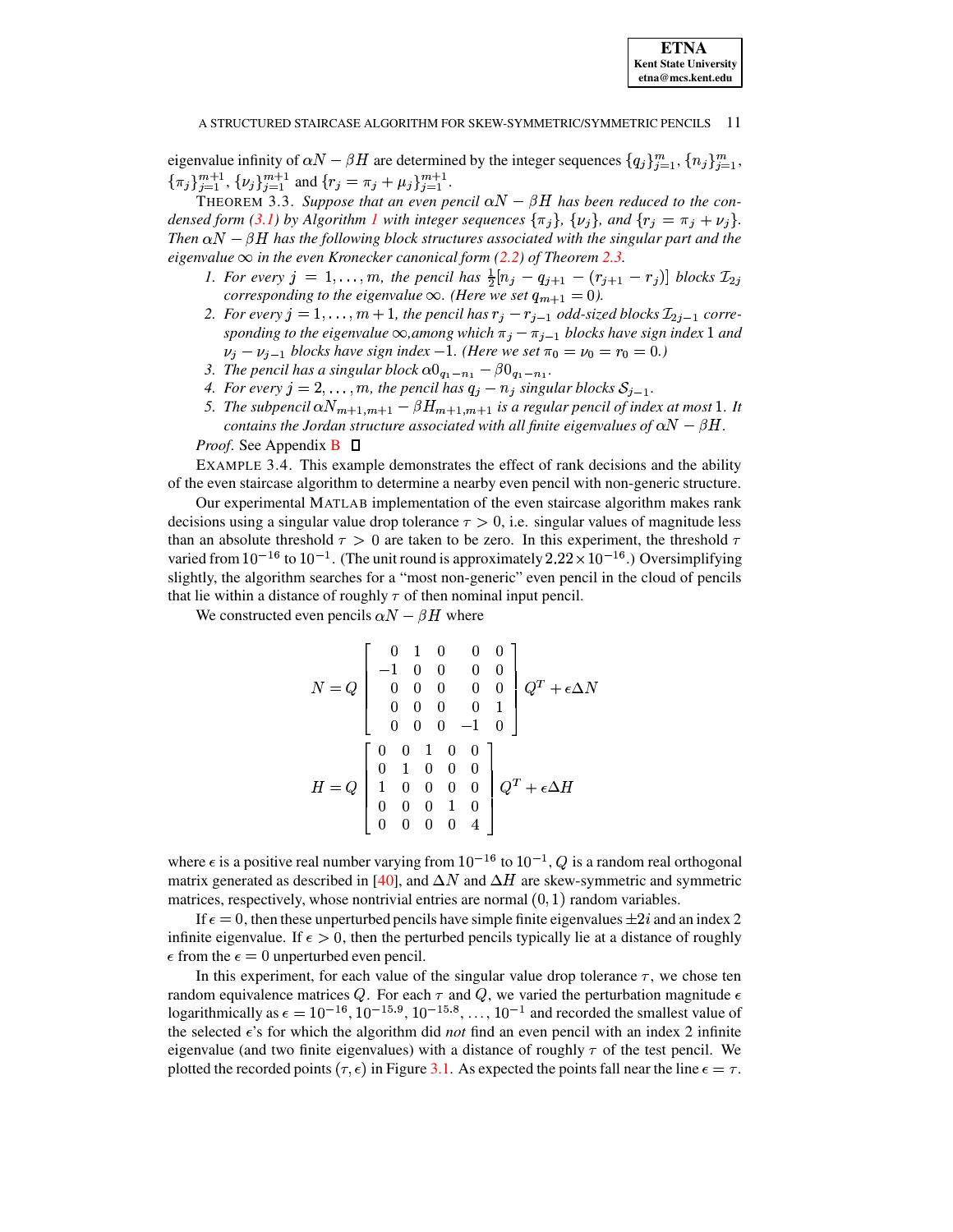eigenvalue infinity of $\alpha N - \beta H$ are determined by the integer sequences $\{q_j\}_{j=1}^m$, $\{n_j\}_{j=1}^m$, $\{\pi_j\}_{j=1}^{m+1}$, $\{\nu_j\}_{j=1}^{m+1}$ and $\{r_j = \pi_j + \mu_j\}_{j=1}^{m+1}$.

THEOREM 3.3. *Suppose that an even pencil $\alpha N - \beta H$ has been reduced to the condensed form (3.1) by Algorithm 1 with integer sequences $\{\pi_j\}$, $\{\nu_j\}$, and $\{r_j = \pi_j + \nu_j\}$. Then $\alpha N - \beta H$ has the following block structures associated with the singular part and the eigenvalue $\infty$ in the even Kronecker canonical form (2.2) of Theorem 2.3.*

1. *For every $j = 1, \ldots, m$, the pencil has $\frac{1}{2}[n_j - q_{j+1} - (r_{j+1} - r_j)]$ blocks $\mathcal{I}_{2j}$ corresponding to the eigenvalue $\infty$. (Here we set $q_{m+1} = 0$).*
2. *For every $j = 1, \ldots, m+1$, the pencil has $r_j - r_{j-1}$ odd-sized blocks $\mathcal{I}_{2j-1}$ corresponding to the eigenvalue $\infty$,among which $\pi_j - \pi_{j-1}$ blocks have sign index $1$ and $\nu_j - \nu_{j-1}$ blocks have sign index $-1$. (Here we set $\pi_0 = \nu_0 = r_0 = 0$.)*
3. *The pencil has a singular block $\alpha 0_{q_1 - n_1} - \beta 0_{q_1 - n_1}$.*
4. *For every $j = 2, \ldots, m$, the pencil has $q_j - n_j$ singular blocks $\mathcal{S}_{j-1}$.*
5. *The subpencil $\alpha N_{m+1,m+1} - \beta H_{m+1,m+1}$ is a regular pencil of index at most $1$. It contains the Jordan structure associated with all finite eigenvalues of $\alpha N - \beta H$.*

*Proof*. See Appendix B ☐

EXAMPLE 3.4. This example demonstrates the effect of rank decisions and the ability of the even staircase algorithm to determine a nearby even pencil with non-generic structure.

Our experimental MATLAB implementation of the even staircase algorithm makes rank decisions using a singular value drop tolerance $\tau > 0$, i.e. singular values of magnitude less than an absolute threshold $\tau > 0$ are taken to be zero. In this experiment, the threshold $\tau$ varied from $10^{-16}$ to $10^{-1}$. (The unit round is approximately $2.22 \times 10^{-16}$.) Oversimplifying slightly, the algorithm searches for a "most non-generic" even pencil in the cloud of pencils that lie within a distance of roughly $\tau$ of then nominal input pencil.

We constructed even pencils $\alpha N - \beta H$ where

$$N = Q \begin{bmatrix} 0 & 1 & 0 & 0 & 0 \\ -1 & 0 & 0 & 0 & 0 \\ 0 & 0 & 0 & 0 & 0 \\ 0 & 0 & 0 & 0 & 1 \\ 0 & 0 & 0 & -1 & 0 \end{bmatrix} Q^T + \epsilon \Delta N$$

$$H = Q \begin{bmatrix} 0 & 0 & 1 & 0 & 0 \\ 0 & 1 & 0 & 0 & 0 \\ 1 & 0 & 0 & 0 & 0 \\ 0 & 0 & 0 & 1 & 0 \\ 0 & 0 & 0 & 0 & 4 \end{bmatrix} Q^T + \epsilon \Delta H$$

where $\epsilon$ is a positive real number varying from $10^{-16}$ to $10^{-1}$, $Q$ is a random real orthogonal matrix generated as described in [40], and $\Delta N$ and $\Delta H$ are skew-symmetric and symmetric matrices, respectively, whose nontrivial entries are normal $(0, 1)$ random variables.

If $\epsilon = 0$, then these unperturbed pencils have simple finite eigenvalues $\pm 2i$ and an index 2 infinite eigenvalue. If $\epsilon > 0$, then the perturbed pencils typically lie at a distance of roughly $\epsilon$ from the $\epsilon = 0$ unperturbed even pencil.

In this experiment, for each value of the singular value drop tolerance $\tau$, we chose ten random equivalence matrices $Q$. For each $\tau$ and $Q$, we varied the perturbation magnitude $\epsilon$ logarithmically as $\epsilon = 10^{-16}, 10^{-15.9}, 10^{-15.8}, \ldots, 10^{-1}$ and recorded the smallest value of the selected $\epsilon$'s for which the algorithm did *not* find an even pencil with an index 2 infinite eigenvalue (and two finite eigenvalues) with a distance of roughly $\tau$ of the test pencil. We plotted the recorded points $(\tau, \epsilon)$ in Figure 3.1. As expected the points fall near the line $\epsilon = \tau$.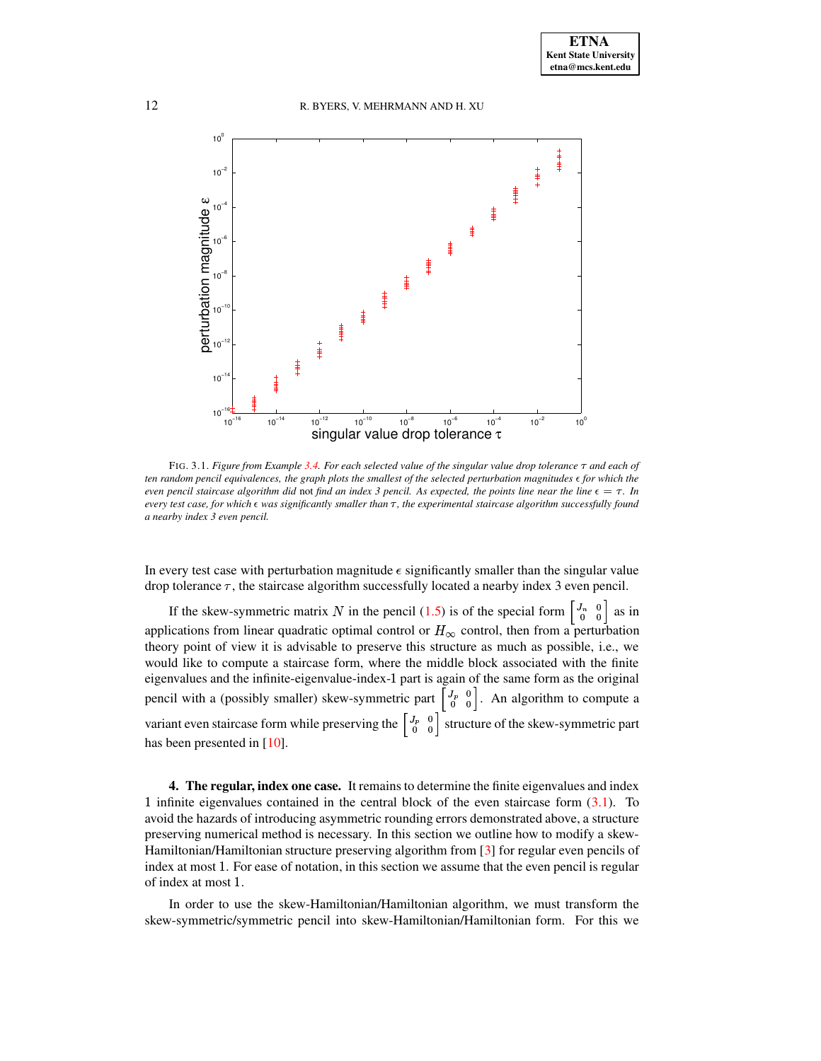FIG. 3.1. *Figure from Example 3.4. For each selected value of the singular value drop tolerance $\tau$ and each of ten random pencil equivalences, the graph plots the smallest of the selected perturbation magnitudes $\epsilon$ for which the even pencil staircase algorithm did* not *find an index 3 pencil. As expected, the points line near the line $\epsilon = \tau$. In every test case, for which $\epsilon$ was significantly smaller than $\tau$, the experimental staircase algorithm successfully found a nearby index 3 even pencil.*

In every test case with perturbation magnitude $\epsilon$ significantly smaller than the singular value drop tolerance $\tau$, the staircase algorithm successfully located a nearby index 3 even pencil.

If the skew-symmetric matrix $N$ in the pencil (1.5) is of the special form $\begin{bmatrix} J_n & 0 \\ 0 & 0 \end{bmatrix}$ as in applications from linear quadratic optimal control or $H_\infty$ control, then from a perturbation theory point of view it is advisable to preserve this structure as much as possible, i.e., we would like to compute a staircase form, where the middle block associated with the finite eigenvalues and the infinite-eigenvalue-index-1 part is again of the same form as the original pencil with a (possibly smaller) skew-symmetric part $\begin{bmatrix} J_p & 0 \\ 0 & 0 \end{bmatrix}$. An algorithm to compute a variant even staircase form while preserving the $\begin{bmatrix} J_p & 0 \\ 0 & 0 \end{bmatrix}$ structure of the skew-symmetric part has been presented in [10].

## 4. The regular, index one case.

It remains to determine the finite eigenvalues and index 1 infinite eigenvalues contained in the central block of the even staircase form (3.1). To avoid the hazards of introducing asymmetric rounding errors demonstrated above, a structure preserving numerical method is necessary. In this section we outline how to modify a skew-Hamiltonian/Hamiltonian structure preserving algorithm from [3] for regular even pencils of index at most 1. For ease of notation, in this section we assume that the even pencil is regular of index at most 1.

In order to use the skew-Hamiltonian/Hamiltonian algorithm, we must transform the skew-symmetric/symmetric pencil into skew-Hamiltonian/Hamiltonian form. For this we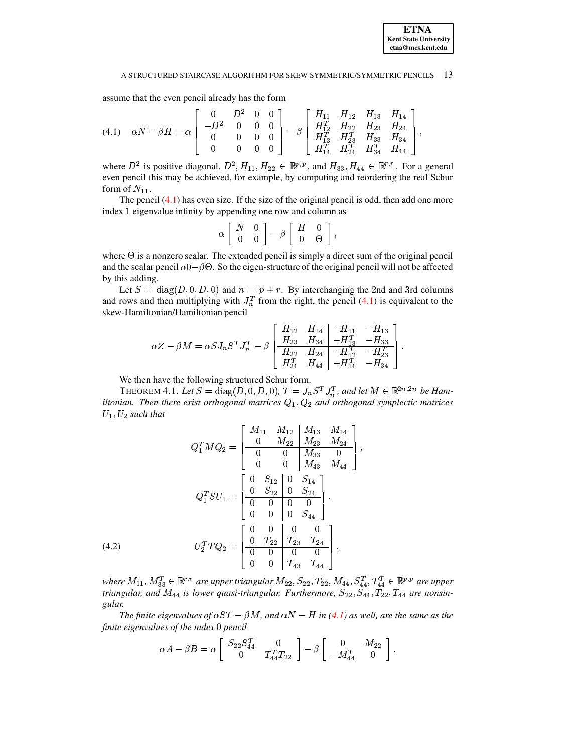assume that the even pencil already has the form

$$
(4.1)\quad \alpha N - \beta H = \alpha \begin{bmatrix} 0 & D^2 & 0 & 0 \\ -D^2 & 0 & 0 & 0 \\ 0 & 0 & 0 & 0 \\ 0 & 0 & 0 & 0 \end{bmatrix} - \beta \begin{bmatrix} H_{11} & H_{12} & H_{13} & H_{14} \\ H_{12}^T & H_{22} & H_{23} & H_{24} \\ H_{13}^T & H_{23}^T & H_{33} & H_{34} \\ H_{14}^T & H_{24}^T & H_{34}^T & H_{44} \end{bmatrix},
$$

where $D^2$ is positive diagonal, $D^2, H_{11}, H_{22} \in \mathbb{R}^{p,p}$, and $H_{33}, H_{44} \in \mathbb{R}^{r,r}$. For a general even pencil this may be achieved, for example, by computing and reordering the real Schur form of $N_{11}$.

The pencil (4.1) has even size. If the size of the original pencil is odd, then add one more index 1 eigenvalue infinity by appending one row and column as

$$
\alpha \begin{bmatrix} N & 0 \\ 0 & 0 \end{bmatrix} - \beta \begin{bmatrix} H & 0 \\ 0 & \Theta \end{bmatrix},
$$

where $\Theta$ is a nonzero scalar. The extended pencil is simply a direct sum of the original pencil and the scalar pencil $\alpha 0 - \beta\Theta$. So the eigen-structure of the original pencil will not be affected by this adding.

Let $S = \operatorname{diag}(D, 0, D, 0)$ and $n = p + r$. By interchanging the 2nd and 3rd columns and rows and then multiplying with $J_n^T$ from the right, the pencil (4.1) is equivalent to the skew-Hamiltonian/Hamiltonian pencil

$$
\alpha Z - \beta M = \alpha S J_n S^T J_n^T - \beta \left[\begin{array}{cc|cc} H_{12} & H_{14} & -H_{11} & -H_{13} \\ H_{23} & H_{34} & -H_{13}^T & -H_{33} \\ \hline H_{22} & H_{24} & -H_{12}^T & -H_{23}^T \\ H_{24}^T & H_{44} & -H_{14}^T & -H_{34} \end{array}\right].
$$

We then have the following structured Schur form.

THEOREM 4.1. *Let $S = \operatorname{diag}(D, 0, D, 0)$, $T = J_n S^T J_n^T$, and let $M \in \mathbb{R}^{2n,2n}$ be Hamiltonian. Then there exist orthogonal matrices $Q_1, Q_2$ and orthogonal symplectic matrices $U_1, U_2$ such that*

$$
Q_1^T M Q_2 = \left[\begin{array}{cc|cc} M_{11} & M_{12} & M_{13} & M_{14} \\ 0 & M_{22} & M_{23} & M_{24} \\ \hline 0 & 0 & M_{33} & 0 \\ 0 & 0 & M_{43} & M_{44} \end{array}\right],
$$

$$
Q_1^T S U_1 = \left[\begin{array}{cc|cc} 0 & S_{12} & 0 & S_{14} \\ 0 & S_{22} & 0 & S_{24} \\ \hline 0 & 0 & 0 & 0 \\ 0 & 0 & 0 & S_{44} \end{array}\right],
$$

$$
(4.2)\quad U_2^T T Q_2 = \left[\begin{array}{cc|cc} 0 & 0 & 0 & 0 \\ 0 & T_{22} & T_{23} & T_{24} \\ \hline 0 & 0 & 0 & 0 \\ 0 & 0 & T_{43} & T_{44} \end{array}\right],
$$

*where $M_{11}, M_{33}^T \in \mathbb{R}^{r,r}$ are upper triangular $M_{22}, S_{22}, T_{22}, M_{44}, S_{44}^T, T_{44}^T \in \mathbb{R}^{p,p}$ are upper triangular, and $M_{44}$ is lower quasi-triangular. Furthermore, $S_{22}, S_{44}, T_{22}, T_{44}$ are nonsingular.*

*The finite eigenvalues of $\alpha ST - \beta M$, and $\alpha N - H$ in (4.1) as well, are the same as the finite eigenvalues of the index 0 pencil*

$$
\alpha A - \beta B = \alpha \begin{bmatrix} S_{22} S_{44}^T & 0 \\ 0 & T_{44}^T T_{22} \end{bmatrix} - \beta \begin{bmatrix} 0 & M_{22} \\ -M_{44}^T & 0 \end{bmatrix}.
$$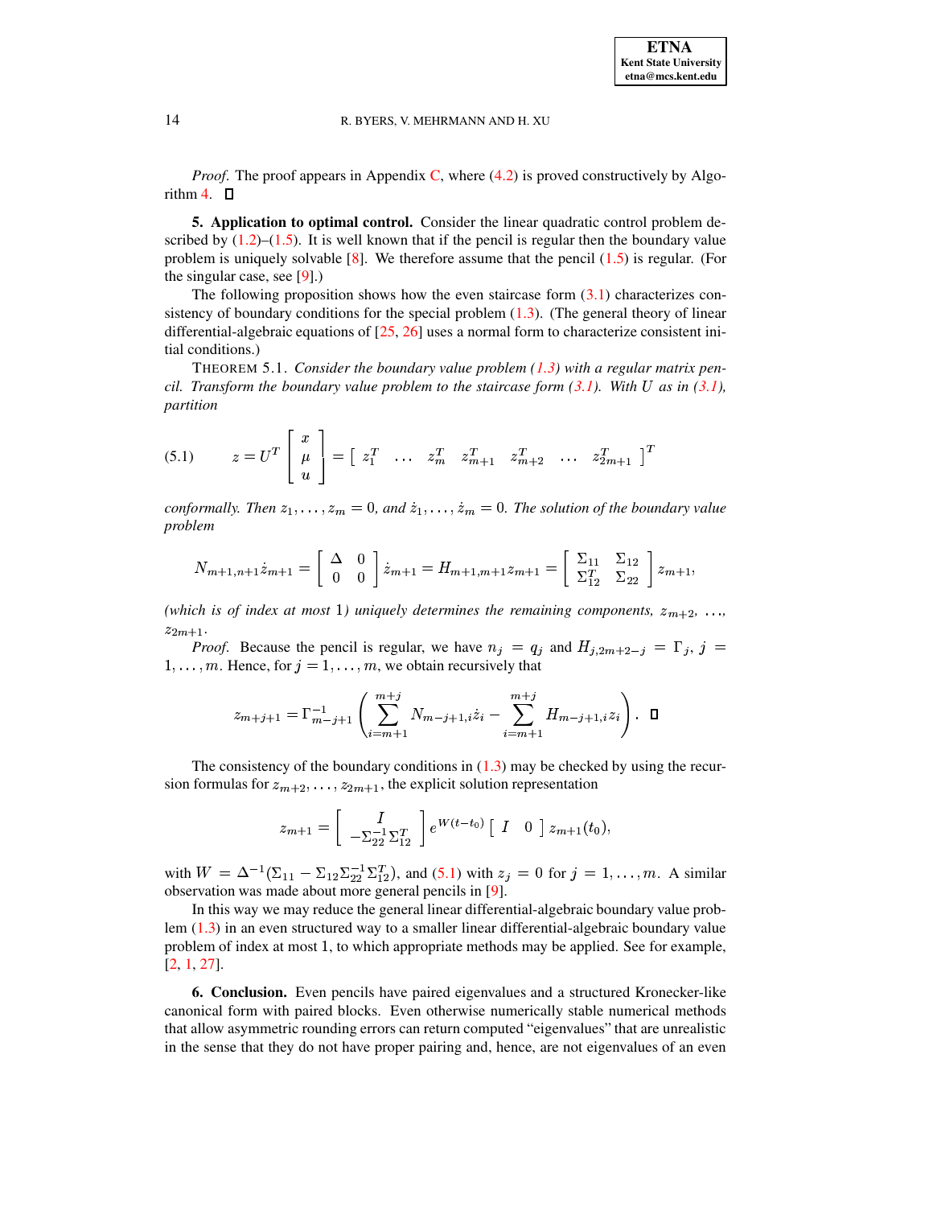*Proof.* The proof appears in Appendix C, where (4.2) is proved constructively by Algorithm 4. ∎

## 5. Application to optimal control.

Consider the linear quadratic control problem described by (1.2)–(1.5). It is well known that if the pencil is regular then the boundary value problem is uniquely solvable [8]. We therefore assume that the pencil (1.5) is regular. (For the singular case, see [9].)

The following proposition shows how the even staircase form (3.1) characterizes consistency of boundary conditions for the special problem (1.3). (The general theory of linear differential-algebraic equations of [25, 26] uses a normal form to characterize consistent initial conditions.)

THEOREM 5.1. *Consider the boundary value problem (1.3) with a regular matrix pencil. Transform the boundary value problem to the staircase form (3.1). With $U$ as in (3.1), partition*

$$
z = U^T \begin{bmatrix} x \\ \mu \\ u \end{bmatrix} = \begin{bmatrix} z_1^T & \dots & z_m^T & z_{m+1}^T & z_{m+2}^T & \dots & z_{2m+1}^T \end{bmatrix}^T \tag{5.1}
$$

*conformally. Then $z_1, \dots, z_m = 0$, and $\dot{z}_1, \dots, \dot{z}_m = 0$. The solution of the boundary value problem*

$$
N_{m+1,n+1}\dot{z}_{m+1} = \begin{bmatrix} \Delta & 0 \\ 0 & 0 \end{bmatrix} \dot{z}_{m+1} = H_{m+1,m+1} z_{m+1} = \begin{bmatrix} \Sigma_{11} & \Sigma_{12} \\ \Sigma_{12}^T & \Sigma_{22} \end{bmatrix} z_{m+1},
$$

*(which is of index at most 1) uniquely determines the remaining components, $z_{m+2}, \dots, z_{2m+1}$.*

*Proof.* Because the pencil is regular, we have $n_j = q_j$ and $H_{j,2m+2-j} = \Gamma_j$, $j = 1, \dots, m$. Hence, for $j = 1, \dots, m$, we obtain recursively that

$$
z_{m+j+1} = \Gamma_{m-j+1}^{-1} \left( \sum_{i=m+1}^{m+j} N_{m-j+1,i}\dot{z}_i - \sum_{i=m+1}^{m+j} H_{m-j+1,i} z_i \right). \quad ∎
$$

The consistency of the boundary conditions in (1.3) may be checked by using the recursion formulas for $z_{m+2}, \dots, z_{2m+1}$, the explicit solution representation

$$
z_{m+1} = \begin{bmatrix} I \\ -\Sigma_{22}^{-1}\Sigma_{12}^T \end{bmatrix} e^{W(t-t_0)} \begin{bmatrix} I & 0 \end{bmatrix} z_{m+1}(t_0),
$$

with $W = \Delta^{-1}(\Sigma_{11} - \Sigma_{12}\Sigma_{22}^{-1}\Sigma_{12}^T)$, and (5.1) with $z_j = 0$ for $j = 1, \dots, m$. A similar observation was made about more general pencils in [9].

In this way we may reduce the general linear differential-algebraic boundary value problem (1.3) in an even structured way to a smaller linear differential-algebraic boundary value problem of index at most 1, to which appropriate methods may be applied. See for example, [2, 1, 27].

## 6. Conclusion.

Even pencils have paired eigenvalues and a structured Kronecker-like canonical form with paired blocks. Even otherwise numerically stable numerical methods that allow asymmetric rounding errors can return computed "eigenvalues" that are unrealistic in the sense that they do not have proper pairing and, hence, are not eigenvalues of an even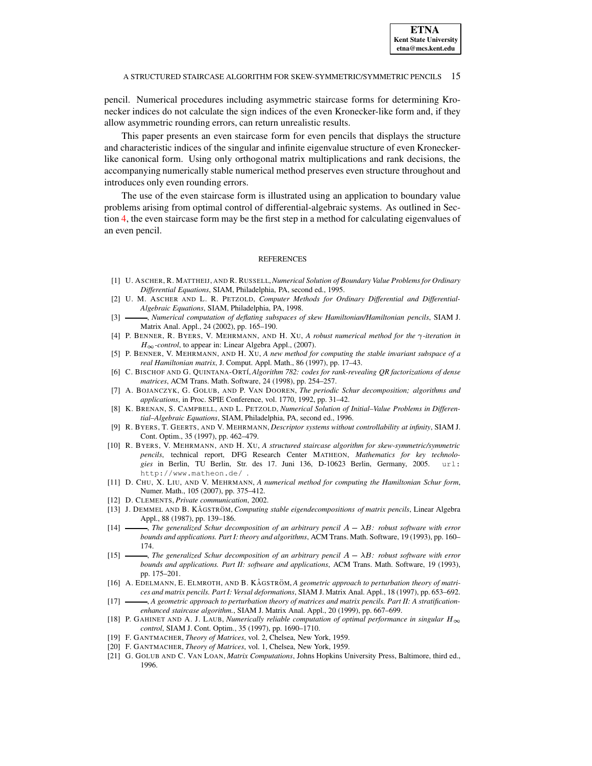pencil. Numerical procedures including asymmetric staircase forms for determining Kronecker indices do not calculate the sign indices of the even Kronecker-like form and, if they allow asymmetric rounding errors, can return unrealistic results.

This paper presents an even staircase form for even pencils that displays the structure and characteristic indices of the singular and infinite eigenvalue structure of even Kronecker-like canonical form. Using only orthogonal matrix multiplications and rank decisions, the accompanying numerically stable numerical method preserves even structure throughout and introduces only even rounding errors.

The use of the even staircase form is illustrated using an application to boundary value problems arising from optimal control of differential-algebraic systems. As outlined in Section 4, the even staircase form may be the first step in a method for calculating eigenvalues of an even pencil.

## REFERENCES

[1] U. Ascher, R. Mattheij, and R. Russell, *Numerical Solution of Boundary Value Problems for Ordinary Differential Equations*, SIAM, Philadelphia, PA, second ed., 1995.

[2] U. M. Ascher and L. R. Petzold, *Computer Methods for Ordinary Differential and Differential-Algebraic Equations*, SIAM, Philadelphia, PA, 1998.

[3] ———, *Numerical computation of deflating subspaces of skew Hamiltonian/Hamiltonian pencils*, SIAM J. Matrix Anal. Appl., 24 (2002), pp. 165–190.

[4] P. Benner, R. Byers, V. Mehrmann, and H. Xu, *A robust numerical method for the $\gamma$-iteration in $H_\infty$-control*, to appear in: Linear Algebra Appl., (2007).

[5] P. Benner, V. Mehrmann, and H. Xu, *A new method for computing the stable invariant subspace of a real Hamiltonian matrix*, J. Comput. Appl. Math., 86 (1997), pp. 17–43.

[6] C. Bischof and G. Quintana-Ortí, *Algorithm 782: codes for rank-revealing QR factorizations of dense matrices*, ACM Trans. Math. Software, 24 (1998), pp. 254–257.

[7] A. Bojanczyk, G. Golub, and P. Van Dooren, *The periodic Schur decomposition; algorithms and applications*, in Proc. SPIE Conference, vol. 1770, 1992, pp. 31–42.

[8] K. Brenan, S. Campbell, and L. Petzold, *Numerical Solution of Initial–Value Problems in Differential–Algebraic Equations*, SIAM, Philadelphia, PA, second ed., 1996.

[9] R. Byers, T. Geerts, and V. Mehrmann, *Descriptor systems without controllability at infinity*, SIAM J. Cont. Optim., 35 (1997), pp. 462–479.

[10] R. Byers, V. Mehrmann, and H. Xu, *A structured staircase algorithm for skew-symmetric/symmetric pencils*, technical report, DFG Research Center Matheon, *Mathematics for key technologies* in Berlin, TU Berlin, Str. des 17. Juni 136, D-10623 Berlin, Germany, 2005. url: http://www.matheon.de/ .

[11] D. Chu, X. Liu, and V. Mehrmann, *A numerical method for computing the Hamiltonian Schur form*, Numer. Math., 105 (2007), pp. 375–412.

[12] D. Clements, *Private communication*, 2002.

[13] J. Demmel and B. Kågström, *Computing stable eigendecompositions of matrix pencils*, Linear Algebra Appl., 88 (1987), pp. 139–186.

[14] ———, *The generalized Schur decomposition of an arbitrary pencil $A - \lambda B$: robust software with error bounds and applications. Part I: theory and algorithms*, ACM Trans. Math. Software, 19 (1993), pp. 160–174.

[15] ———, *The generalized Schur decomposition of an arbitrary pencil $A - \lambda B$: robust software with error bounds and applications. Part II: software and applications*, ACM Trans. Math. Software, 19 (1993), pp. 175–201.

[16] A. Edelmann, E. Elmroth, and B. Kågström, *A geometric approach to perturbation theory of matrices and matrix pencils. Part I: Versal deformations*, SIAM J. Matrix Anal. Appl., 18 (1997), pp. 653–692.

[17] ———, *A geometric approach to perturbation theory of matrices and matrix pencils. Part II: A stratification-enhanced staircase algorithm.*, SIAM J. Matrix Anal. Appl., 20 (1999), pp. 667–699.

[18] P. Gahinet and A. J. Laub, *Numerically reliable computation of optimal performance in singular $H_\infty$ control*, SIAM J. Cont. Optim., 35 (1997), pp. 1690–1710.

[19] F. Gantmacher, *Theory of Matrices*, vol. 2, Chelsea, New York, 1959.

[20] F. Gantmacher, *Theory of Matrices*, vol. 1, Chelsea, New York, 1959.

[21] G. Golub and C. Van Loan, *Matrix Computations*, Johns Hopkins University Press, Baltimore, third ed., 1996.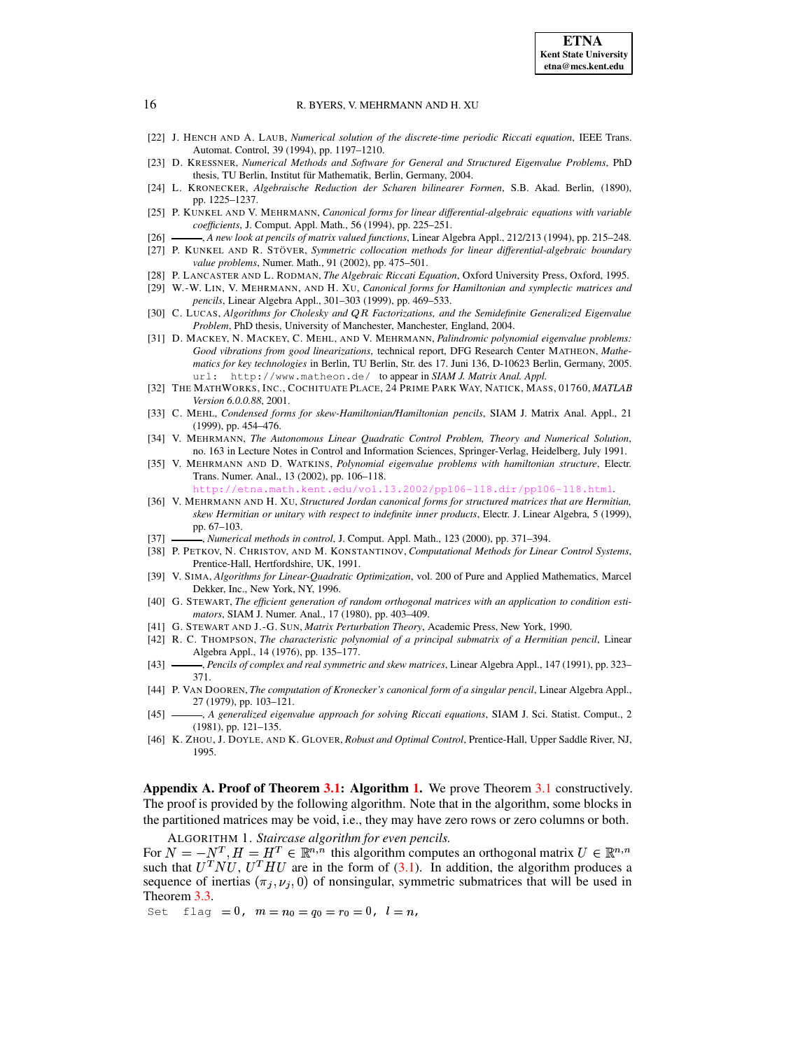[22] J. HENCH AND A. LAUB, *Numerical solution of the discrete-time periodic Riccati equation*, IEEE Trans. Automat. Control, 39 (1994), pp. 1197–1210.

[23] D. KRESSNER, *Numerical Methods and Software for General and Structured Eigenvalue Problems*, PhD thesis, TU Berlin, Institut für Mathematik, Berlin, Germany, 2004.

[24] L. KRONECKER, *Algebraische Reduction der Scharen bilinearer Formen*, S.B. Akad. Berlin, (1890), pp. 1225–1237.

[25] P. KUNKEL AND V. MEHRMANN, *Canonical forms for linear differential-algebraic equations with variable coefficients*, J. Comput. Appl. Math., 56 (1994), pp. 225–251.

[26] ———, *A new look at pencils of matrix valued functions*, Linear Algebra Appl., 212/213 (1994), pp. 215–248.

[27] P. KUNKEL AND R. STÖVER, *Symmetric collocation methods for linear differential-algebraic boundary value problems*, Numer. Math., 91 (2002), pp. 475–501.

[28] P. LANCASTER AND L. RODMAN, *The Algebraic Riccati Equation*, Oxford University Press, Oxford, 1995.

[29] W.-W. LIN, V. MEHRMANN, AND H. XU, *Canonical forms for Hamiltonian and symplectic matrices and pencils*, Linear Algebra Appl., 301–303 (1999), pp. 469–533.

[30] C. LUCAS, *Algorithms for Cholesky and $QR$ Factorizations, and the Semidefinite Generalized Eigenvalue Problem*, PhD thesis, University of Manchester, Manchester, England, 2004.

[31] D. MACKEY, N. MACKEY, C. MEHL, AND V. MEHRMANN, *Palindromic polynomial eigenvalue problems: Good vibrations from good linearizations*, technical report, DFG Research Center MATHEON, *Mathematics for key technologies* in Berlin, TU Berlin, Str. des 17. Juni 136, D-10623 Berlin, Germany, 2005. url: http://www.matheon.de/ to appear in *SIAM J. Matrix Anal. Appl.*

[32] THE MATHWORKS, INC., COCHITUATE PLACE, 24 PRIME PARK WAY, NATICK, MASS, 01760, *MATLAB Version 6.0.0.88*, 2001.

[33] C. MEHL, *Condensed forms for skew-Hamiltonian/Hamiltonian pencils*, SIAM J. Matrix Anal. Appl., 21 (1999), pp. 454–476.

[34] V. MEHRMANN, *The Autonomous Linear Quadratic Control Problem, Theory and Numerical Solution*, no. 163 in Lecture Notes in Control and Information Sciences, Springer-Verlag, Heidelberg, July 1991.

[35] V. MEHRMANN AND D. WATKINS, *Polynomial eigenvalue problems with hamiltonian structure*, Electr. Trans. Numer. Anal., 13 (2002), pp. 106–118. http://etna.math.kent.edu/vol.13.2002/pp106-118.dir/pp106-118.html.

[36] V. MEHRMANN AND H. XU, *Structured Jordan canonical forms for structured matrices that are Hermitian, skew Hermitian or unitary with respect to indefinite inner products*, Electr. J. Linear Algebra, 5 (1999), pp. 67–103.

[37] ———, *Numerical methods in control*, J. Comput. Appl. Math., 123 (2000), pp. 371–394.

[38] P. PETKOV, N. CHRISTOV, AND M. KONSTANTINOV, *Computational Methods for Linear Control Systems*, Prentice-Hall, Hertfordshire, UK, 1991.

[39] V. SIMA, *Algorithms for Linear-Quadratic Optimization*, vol. 200 of Pure and Applied Mathematics, Marcel Dekker, Inc., New York, NY, 1996.

[40] G. STEWART, *The efficient generation of random orthogonal matrices with an application to condition estimators*, SIAM J. Numer. Anal., 17 (1980), pp. 403–409.

[41] G. STEWART AND J.-G. SUN, *Matrix Perturbation Theory*, Academic Press, New York, 1990.

[42] R. C. THOMPSON, *The characteristic polynomial of a principal submatrix of a Hermitian pencil*, Linear Algebra Appl., 14 (1976), pp. 135–177.

[43] ———, *Pencils of complex and real symmetric and skew matrices*, Linear Algebra Appl., 147 (1991), pp. 323–371.

[44] P. VAN DOOREN, *The computation of Kronecker's canonical form of a singular pencil*, Linear Algebra Appl., 27 (1979), pp. 103–121.

[45] ———, *A generalized eigenvalue approach for solving Riccati equations*, SIAM J. Sci. Statist. Comput., 2 (1981), pp. 121–135.

[46] K. ZHOU, J. DOYLE, AND K. GLOVER, *Robust and Optimal Control*, Prentice-Hall, Upper Saddle River, NJ, 1995.

**Appendix A. Proof of Theorem 3.1: Algorithm 1.** We prove Theorem 3.1 constructively. The proof is provided by the following algorithm. Note that in the algorithm, some blocks in the partitioned matrices may be void, i.e., they may have zero rows or zero columns or both.

ALGORITHM 1. *Staircase algorithm for even pencils.*
For $N = -N^T, H = H^T \in \mathbb{R}^{n,n}$ this algorithm computes an orthogonal matrix $U \in \mathbb{R}^{n,n}$ such that $U^T N U$, $U^T H U$ are in the form of (3.1). In addition, the algorithm produces a sequence of inertias $(\pi_j, \nu_j, 0)$ of nonsingular, symmetric submatrices that will be used in Theorem 3.3.

Set flag $= 0$, $m = n_0 = q_0 = r_0 = 0$, $l = n$,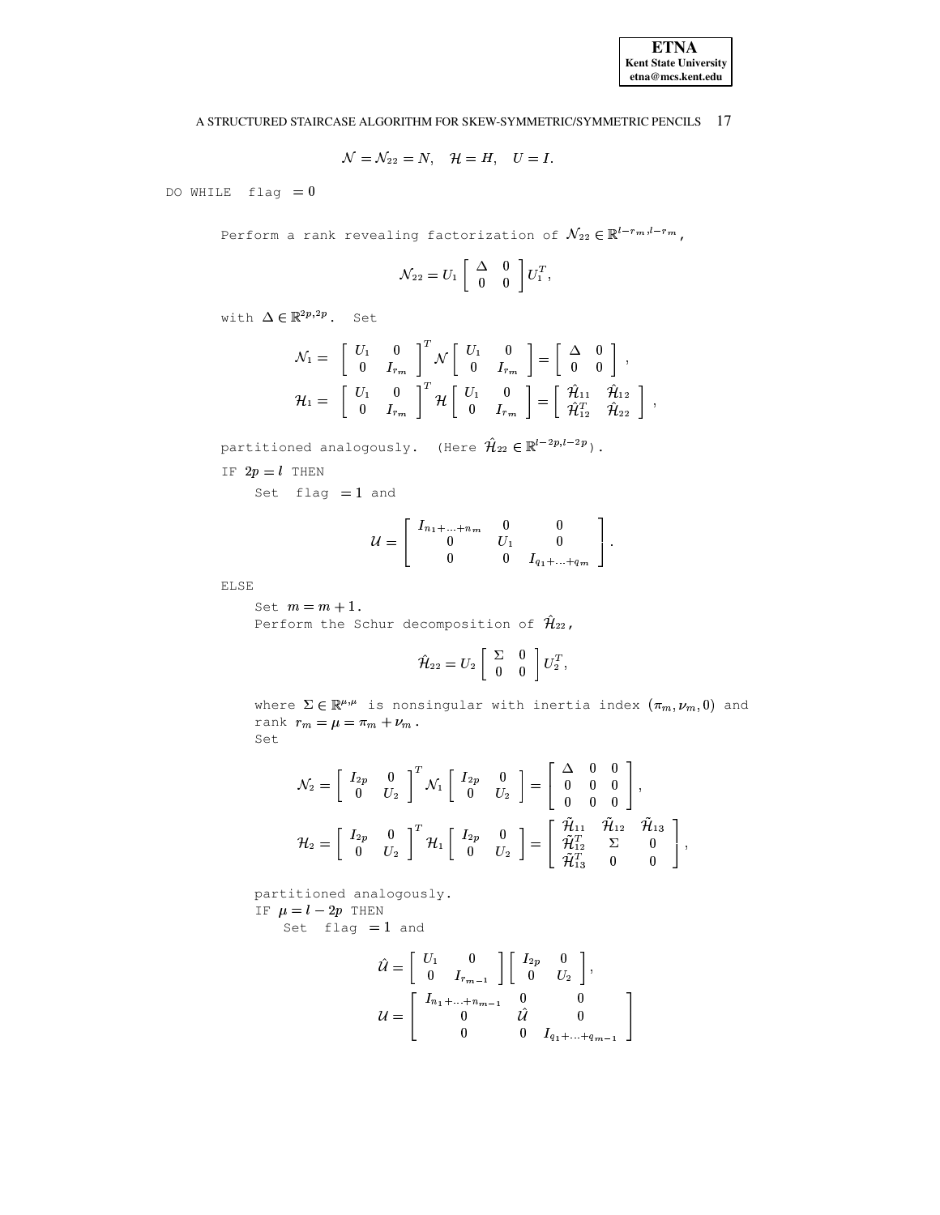$$\mathcal{N} = \mathcal{N}_{22} = N, \quad \mathcal{H} = H, \quad U = I.$$

DO WHILE flag $= 0$

Perform a rank revealing factorization of $\mathcal{N}_{22} \in \mathbb{R}^{l-r_m, l-r_m}$,

$$\mathcal{N}_{22} = U_1 \begin{bmatrix} \Delta & 0 \\ 0 & 0 \end{bmatrix} U_1^T,$$

with $\Delta \in \mathbb{R}^{2p,2p}$. Set

$$\mathcal{N}_1 = \begin{bmatrix} U_1 & 0 \\ 0 & I_{r_m} \end{bmatrix}^T \mathcal{N} \begin{bmatrix} U_1 & 0 \\ 0 & I_{r_m} \end{bmatrix} = \begin{bmatrix} \Delta & 0 \\ 0 & 0 \end{bmatrix},$$

$$\mathcal{H}_1 = \begin{bmatrix} U_1 & 0 \\ 0 & I_{r_m} \end{bmatrix}^T \mathcal{H} \begin{bmatrix} U_1 & 0 \\ 0 & I_{r_m} \end{bmatrix} = \begin{bmatrix} \hat{\mathcal{H}}_{11} & \hat{\mathcal{H}}_{12} \\ \hat{\mathcal{H}}_{12}^T & \hat{\mathcal{H}}_{22} \end{bmatrix},$$

partitioned analogously. (Here $\hat{\mathcal{H}}_{22} \in \mathbb{R}^{l-2p, l-2p}$).

IF $2p = l$ THEN

Set flag $= 1$ and

$$\mathcal{U} = \begin{bmatrix} I_{n_1+\ldots+n_m} & 0 & 0 \\ 0 & U_1 & 0 \\ 0 & 0 & I_{q_1+\ldots+q_m} \end{bmatrix}.$$

ELSE

Set $m = m + 1$.
Perform the Schur decomposition of $\hat{\mathcal{H}}_{22}$,

$$\hat{\mathcal{H}}_{22} = U_2 \begin{bmatrix} \Sigma & 0 \\ 0 & 0 \end{bmatrix} U_2^T,$$

where $\Sigma \in \mathbb{R}^{\mu,\mu}$ is nonsingular with inertia index $(\pi_m, \nu_m, 0)$ and rank $r_m = \mu = \pi_m + \nu_m$.
Set

$$\mathcal{N}_2 = \begin{bmatrix} I_{2p} & 0 \\ 0 & U_2 \end{bmatrix}^T \mathcal{N}_1 \begin{bmatrix} I_{2p} & 0 \\ 0 & U_2 \end{bmatrix} = \begin{bmatrix} \Delta & 0 & 0 \\ 0 & 0 & 0 \\ 0 & 0 & 0 \end{bmatrix},$$

$$\mathcal{H}_2 = \begin{bmatrix} I_{2p} & 0 \\ 0 & U_2 \end{bmatrix}^T \mathcal{H}_1 \begin{bmatrix} I_{2p} & 0 \\ 0 & U_2 \end{bmatrix} = \begin{bmatrix} \tilde{\mathcal{H}}_{11} & \tilde{\mathcal{H}}_{12} & \tilde{\mathcal{H}}_{13} \\ \tilde{\mathcal{H}}_{12}^T & \Sigma & 0 \\ \tilde{\mathcal{H}}_{13}^T & 0 & 0 \end{bmatrix},$$

partitioned analogously.
IF $\mu = l - 2p$ THEN
Set flag $= 1$ and

$$\hat{\mathcal{U}} = \begin{bmatrix} U_1 & 0 \\ 0 & I_{r_{m-1}} \end{bmatrix} \begin{bmatrix} I_{2p} & 0 \\ 0 & U_2 \end{bmatrix},$$

$$\mathcal{U} = \begin{bmatrix} I_{n_1+\ldots+n_{m-1}} & 0 & 0 \\ 0 & \hat{\mathcal{U}} & 0 \\ 0 & 0 & I_{q_1+\ldots+q_{m-1}} \end{bmatrix}$$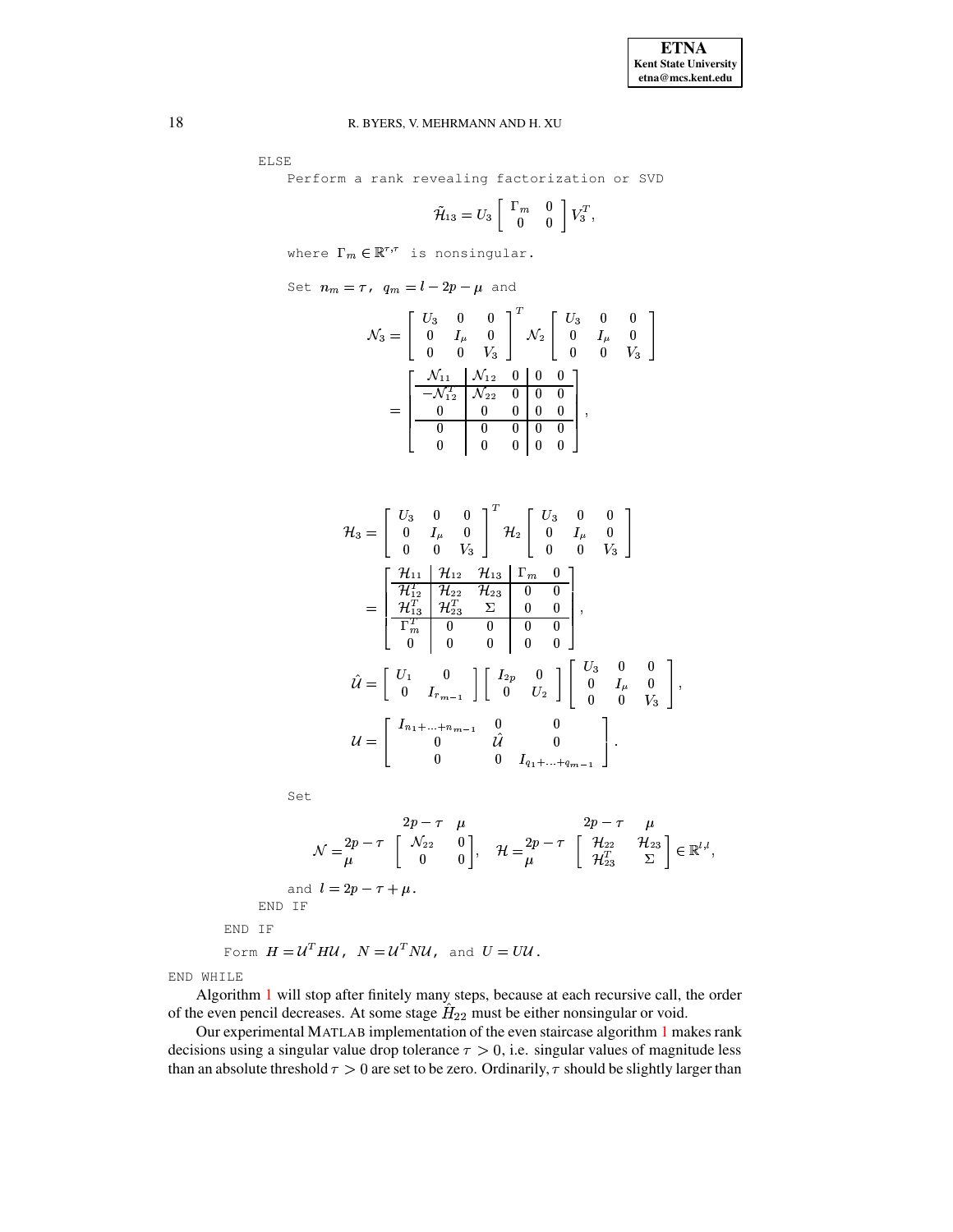```
ELSE
    Perform a rank revealing factorization or SVD
```

$$\tilde{\mathcal{H}}_{13} = U_3 \begin{bmatrix} \Gamma_m & 0 \\ 0 & 0 \end{bmatrix} V_3^T,$$

where $\Gamma_m \in \mathbb{R}^{\tau,\tau}$ is nonsingular.

Set $n_m = \tau$, $q_m = l - 2p - \mu$ and

$$\mathcal{N}_3 = \begin{bmatrix} U_3 & 0 & 0 \\ 0 & I_\mu & 0 \\ 0 & 0 & V_3 \end{bmatrix}^T \mathcal{N}_2 \begin{bmatrix} U_3 & 0 & 0 \\ 0 & I_\mu & 0 \\ 0 & 0 & V_3 \end{bmatrix} = \left[\begin{array}{c|cc|cc} \mathcal{N}_{11} & \mathcal{N}_{12} & 0 & 0 & 0 \\ \hline -\mathcal{N}_{12}^T & \mathcal{N}_{22} & 0 & 0 & 0 \\ 0 & 0 & 0 & 0 & 0 \\ \hline 0 & 0 & 0 & 0 & 0 \\ 0 & 0 & 0 & 0 & 0 \end{array}\right],$$

$$\mathcal{H}_3 = \begin{bmatrix} U_3 & 0 & 0 \\ 0 & I_\mu & 0 \\ 0 & 0 & V_3 \end{bmatrix}^T \mathcal{H}_2 \begin{bmatrix} U_3 & 0 & 0 \\ 0 & I_\mu & 0 \\ 0 & 0 & V_3 \end{bmatrix} = \left[\begin{array}{c|cc|cc} \mathcal{H}_{11} & \mathcal{H}_{12} & \mathcal{H}_{13} & \Gamma_m & 0 \\ \hline \mathcal{H}_{12}^T & \mathcal{H}_{22} & \mathcal{H}_{23} & 0 & 0 \\ \mathcal{H}_{13}^T & \mathcal{H}_{23}^T & \Sigma & 0 & 0 \\ \hline \Gamma_m^T & 0 & 0 & 0 & 0 \\ 0 & 0 & 0 & 0 & 0 \end{array}\right],$$

$$\hat{\mathcal{U}} = \begin{bmatrix} U_1 & 0 \\ 0 & I_{r_{m-1}} \end{bmatrix} \begin{bmatrix} I_{2p} & 0 \\ 0 & U_2 \end{bmatrix} \begin{bmatrix} U_3 & 0 & 0 \\ 0 & I_\mu & 0 \\ 0 & 0 & V_3 \end{bmatrix},$$

$$\mathcal{U} = \begin{bmatrix} I_{n_1+\ldots+n_{m-1}} & 0 & 0 \\ 0 & \hat{\mathcal{U}} & 0 \\ 0 & 0 & I_{q_1+\ldots+q_{m-1}} \end{bmatrix}.$$

Set

$$\mathcal{N} = \begin{array}{c} \\ 2p-\tau \\ \mu \end{array} \begin{array}{c} \begin{array}{cc} 2p-\tau & \mu \end{array} \\ \begin{bmatrix} \mathcal{N}_{22} & 0 \\ 0 & 0 \end{bmatrix} \end{array}, \quad \mathcal{H} = \begin{array}{c} \\ 2p-\tau \\ \mu \end{array} \begin{array}{c} \begin{array}{cc} 2p-\tau & \mu \end{array} \\ \begin{bmatrix} \mathcal{H}_{22} & \mathcal{H}_{23} \\ \mathcal{H}_{23}^T & \Sigma \end{bmatrix} \end{array} \in \mathbb{R}^{l,l},$$

and $l = 2p - \tau + \mu$.

```
    END IF
  END IF
```

Form $H = \mathcal{U}^T H \mathcal{U}$, $N = \mathcal{U}^T N \mathcal{U}$, and $U = U\mathcal{U}$.

```
END WHILE
```

Algorithm 1 will stop after finitely many steps, because at each recursive call, the order of the even pencil decreases. At some stage $\hat{H}_{22}$ must be either nonsingular or void.

Our experimental MATLAB implementation of the even staircase algorithm 1 makes rank decisions using a singular value drop tolerance $\tau > 0$, i.e. singular values of magnitude less than an absolute threshold $\tau > 0$ are set to be zero. Ordinarily, $\tau$ should be slightly larger than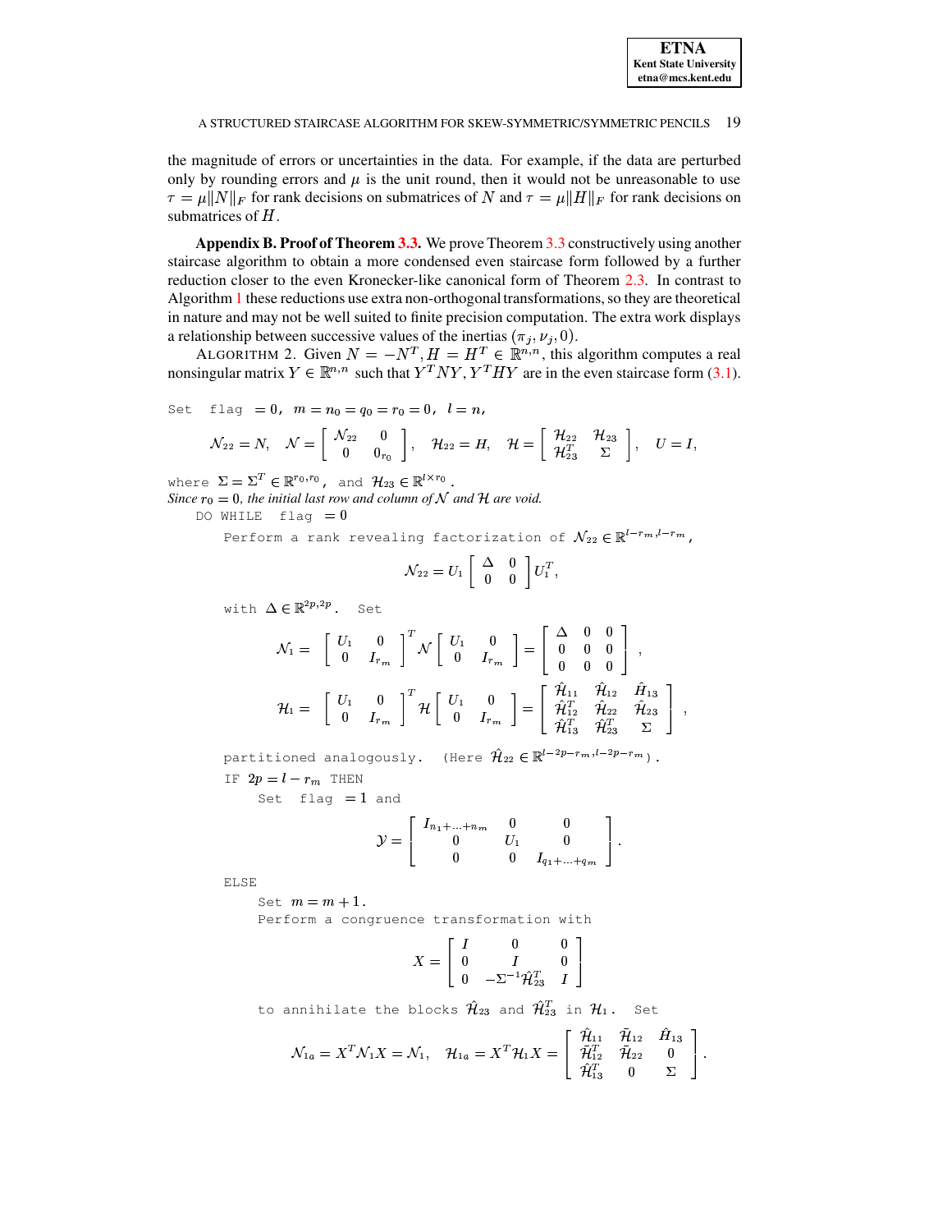the magnitude of errors or uncertainties in the data. For example, if the data are perturbed only by rounding errors and $\mu$ is the unit round, then it would not be unreasonable to use $\tau = \mu\|N\|_F$ for rank decisions on submatrices of $N$ and $\tau = \mu\|H\|_F$ for rank decisions on submatrices of $H$.

**Appendix B. Proof of Theorem 3.3.** We prove Theorem 3.3 constructively using another staircase algorithm to obtain a more condensed even staircase form followed by a further reduction closer to the even Kronecker-like canonical form of Theorem 2.3. In contrast to Algorithm 1 these reductions use extra non-orthogonal transformations, so they are theoretical in nature and may not be well suited to finite precision computation. The extra work displays a relationship between successive values of the inertias $(\pi_j, \nu_j, 0)$.

ALGORITHM 2. Given $N = -N^T, H = H^T \in \mathbb{R}^{n,n}$, this algorithm computes a real nonsingular matrix $Y \in \mathbb{R}^{n,n}$ such that $Y^TNY, Y^THY$ are in the even staircase form (3.1).

Set flag $=0$, $m = n_0 = q_0 = r_0 = 0$, $l = n$,

$$\mathcal{N}_{22} = N, \quad \mathcal{N} = \begin{bmatrix} \mathcal{N}_{22} & 0 \\ 0 & 0_{r_0} \end{bmatrix}, \quad \mathcal{H}_{22} = H, \quad \mathcal{H} = \begin{bmatrix} \mathcal{H}_{22} & \mathcal{H}_{23} \\ \mathcal{H}_{23}^T & \Sigma \end{bmatrix}, \quad U = I,$$

where $\Sigma = \Sigma^T \in \mathbb{R}^{r_0,r_0}$, and $\mathcal{H}_{23} \in \mathbb{R}^{l \times r_0}$.

*Since $r_0 = 0$, the initial last row and column of $\mathcal{N}$ and $\mathcal{H}$ are void.*

DO WHILE flag $=0$

Perform a rank revealing factorization of $\mathcal{N}_{22} \in \mathbb{R}^{l-r_m, l-r_m}$,

$$\mathcal{N}_{22} = U_1 \begin{bmatrix} \Delta & 0 \\ 0 & 0 \end{bmatrix} U_1^T,$$

with $\Delta \in \mathbb{R}^{2p,2p}$. Set

$$\mathcal{N}_1 = \begin{bmatrix} U_1 & 0 \\ 0 & I_{r_m} \end{bmatrix}^T \mathcal{N} \begin{bmatrix} U_1 & 0 \\ 0 & I_{r_m} \end{bmatrix} = \begin{bmatrix} \Delta & 0 & 0 \\ 0 & 0 & 0 \\ 0 & 0 & 0 \end{bmatrix},$$

$$\mathcal{H}_1 = \begin{bmatrix} U_1 & 0 \\ 0 & I_{r_m} \end{bmatrix}^T \mathcal{H} \begin{bmatrix} U_1 & 0 \\ 0 & I_{r_m} \end{bmatrix} = \begin{bmatrix} \hat{\mathcal{H}}_{11} & \hat{\mathcal{H}}_{12} & \hat{\mathcal{H}}_{13} \\ \hat{\mathcal{H}}_{12}^T & \hat{\mathcal{H}}_{22} & \hat{\mathcal{H}}_{23} \\ \hat{\mathcal{H}}_{13}^T & \hat{\mathcal{H}}_{23}^T & \Sigma \end{bmatrix},$$

partitioned analogously. (Here $\hat{\mathcal{H}}_{22} \in \mathbb{R}^{l-2p-r_m, l-2p-r_m}$).

IF $2p = l - r_m$ THEN

Set flag $=1$ and

$$\mathcal{Y} = \begin{bmatrix} I_{n_1+\ldots+n_m} & 0 & 0 \\ 0 & U_1 & 0 \\ 0 & 0 & I_{q_1+\ldots+q_m} \end{bmatrix}.$$

ELSE

Set $m = m + 1$.

Perform a congruence transformation with

$$X = \begin{bmatrix} I & 0 & 0 \\ 0 & I & 0 \\ 0 & -\Sigma^{-1}\hat{\mathcal{H}}_{23}^T & I \end{bmatrix}$$

to annihilate the blocks $\hat{\mathcal{H}}_{23}$ and $\hat{\mathcal{H}}_{23}^T$ in $\mathcal{H}_1$. Set

$$\mathcal{N}_{1a} = X^T\mathcal{N}_1X = \mathcal{N}_1, \quad \mathcal{H}_{1a} = X^T\mathcal{H}_1X = \begin{bmatrix} \hat{\mathcal{H}}_{11} & \bar{\mathcal{H}}_{12} & \hat{H}_{13} \\ \bar{\mathcal{H}}_{12}^T & \bar{\mathcal{H}}_{22} & 0 \\ \hat{\mathcal{H}}_{13}^T & 0 & \Sigma \end{bmatrix}.$$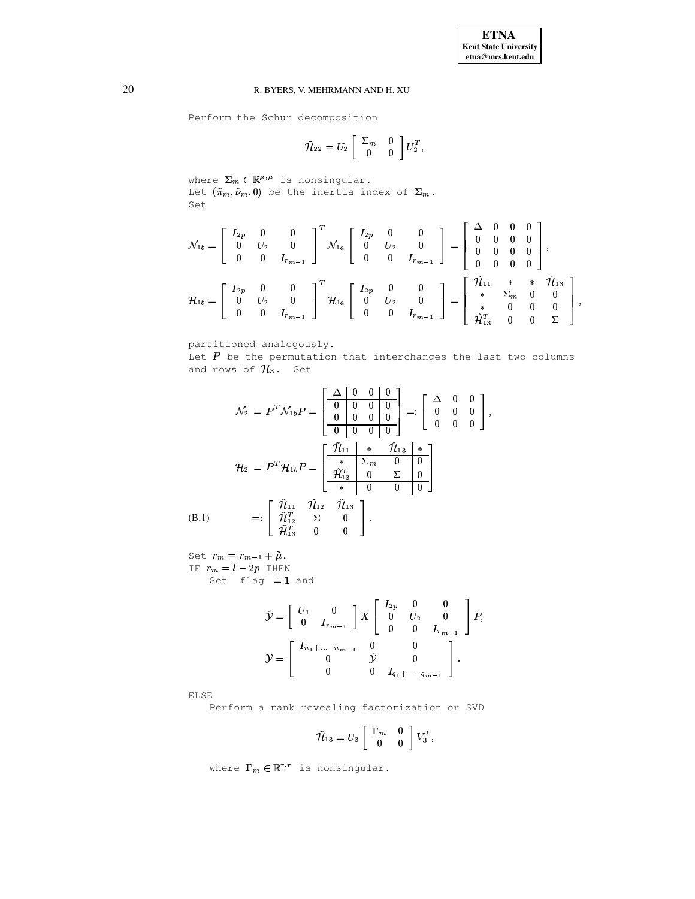Perform the Schur decomposition

$$\tilde{\mathcal{H}}_{22} = U_2 \begin{bmatrix} \Sigma_m & 0 \\ 0 & 0 \end{bmatrix} U_2^T,$$

where $\Sigma_m \in \mathbb{R}^{\tilde{\mu},\tilde{\mu}}$ is nonsingular.
Let $(\tilde{\pi}_m, \tilde{\nu}_m, 0)$ be the inertia index of $\Sigma_m$.
Set

$$\mathcal{N}_{1b} = \begin{bmatrix} I_{2p} & 0 & 0 \\ 0 & U_2 & 0 \\ 0 & 0 & I_{r_{m-1}} \end{bmatrix}^T \mathcal{N}_{1a} \begin{bmatrix} I_{2p} & 0 & 0 \\ 0 & U_2 & 0 \\ 0 & 0 & I_{r_{m-1}} \end{bmatrix} = \begin{bmatrix} \Delta & 0 & 0 & 0 \\ 0 & 0 & 0 & 0 \\ 0 & 0 & 0 & 0 \\ 0 & 0 & 0 & 0 \end{bmatrix},$$

$$\mathcal{H}_{1b} = \begin{bmatrix} I_{2p} & 0 & 0 \\ 0 & U_2 & 0 \\ 0 & 0 & I_{r_{m-1}} \end{bmatrix}^T \mathcal{H}_{1a} \begin{bmatrix} I_{2p} & 0 & 0 \\ 0 & U_2 & 0 \\ 0 & 0 & I_{r_{m-1}} \end{bmatrix} = \begin{bmatrix} \hat{\mathcal{H}}_{11} & * & * & \hat{\mathcal{H}}_{13} \\ * & \Sigma_m & 0 & 0 \\ * & 0 & 0 & 0 \\ \hat{\mathcal{H}}_{13}^T & 0 & 0 & \Sigma \end{bmatrix},$$

partitioned analogously.
Let $P$ be the permutation that interchanges the last two columns and rows of $\mathcal{H}_3$. Set

$$\mathcal{N}_2 = P^T \mathcal{N}_{1b} P = \left[\begin{array}{c|cc|c} \Delta & 0 & 0 & 0 \\ \hline 0 & 0 & 0 & 0 \\ 0 & 0 & 0 & 0 \\ \hline 0 & 0 & 0 & 0 \end{array}\right] =: \begin{bmatrix} \Delta & 0 & 0 \\ 0 & 0 & 0 \\ 0 & 0 & 0 \end{bmatrix},$$

$$\mathcal{H}_2 = P^T \mathcal{H}_{1b} P = \left[\begin{array}{c|cc|c} \tilde{\mathcal{H}}_{11} & * & \hat{\mathcal{H}}_{13} & * \\ \hline * & \Sigma_m & 0 & 0 \\ \hat{\mathcal{H}}_{13}^T & 0 & \Sigma & 0 \\ \hline * & 0 & 0 & 0 \end{array}\right]$$

$$\text{(B.1)} \qquad =: \begin{bmatrix} \tilde{\mathcal{H}}_{11} & \tilde{\mathcal{H}}_{12} & \tilde{\mathcal{H}}_{13} \\ \tilde{\mathcal{H}}_{12}^T & \Sigma & 0 \\ \tilde{\mathcal{H}}_{13}^T & 0 & 0 \end{bmatrix}.$$

Set $r_m = r_{m-1} + \tilde{\mu}$.
IF $r_m = l - 2p$ THEN
    Set flag $= 1$ and

$$\hat{\mathcal{Y}} = \begin{bmatrix} U_1 & 0 \\ 0 & I_{r_{m-1}} \end{bmatrix} X \begin{bmatrix} I_{2p} & 0 & 0 \\ 0 & U_2 & 0 \\ 0 & 0 & I_{r_{m-1}} \end{bmatrix} P,$$

$$\mathcal{Y} = \begin{bmatrix} I_{n_1+\ldots+n_{m-1}} & 0 & 0 \\ 0 & \hat{\mathcal{Y}} & 0 \\ 0 & 0 & I_{q_1+\ldots+q_{m-1}} \end{bmatrix}.$$

ELSE
    Perform a rank revealing factorization or SVD

$$\tilde{\mathcal{H}}_{13} = U_3 \begin{bmatrix} \Gamma_m & 0 \\ 0 & 0 \end{bmatrix} V_3^T,$$

    where $\Gamma_m \in \mathbb{R}^{\tau,\tau}$ is nonsingular.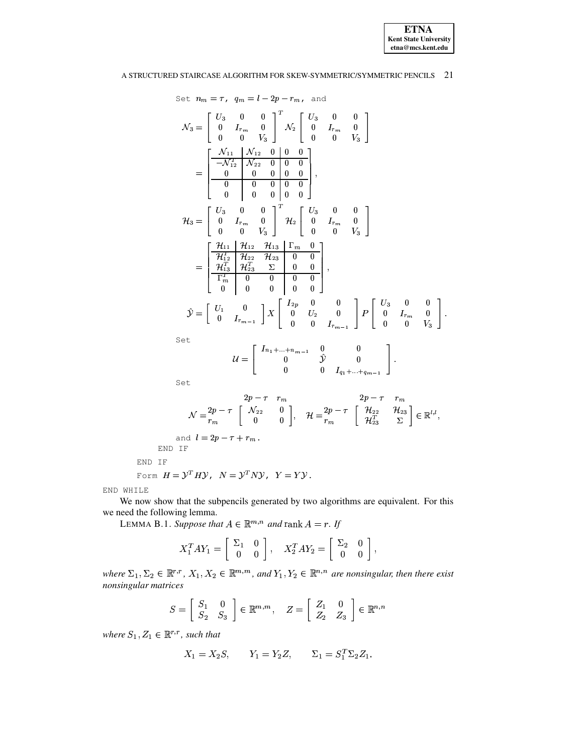Set $n_m = \tau$, $q_m = l - 2p - r_m$, and

$$
\mathcal{N}_3 = \begin{bmatrix} U_3 & 0 & 0 \\ 0 & I_{r_m} & 0 \\ 0 & 0 & V_3 \end{bmatrix}^T \mathcal{N}_2 \begin{bmatrix} U_3 & 0 & 0 \\ 0 & I_{r_m} & 0 \\ 0 & 0 & V_3 \end{bmatrix}
= \left[\begin{array}{c|cc|cc} \mathcal{N}_{11} & \mathcal{N}_{12} & 0 & 0 & 0 \\ \hline -\mathcal{N}_{12}^T & \mathcal{N}_{22} & 0 & 0 & 0 \\ 0 & 0 & 0 & 0 & 0 \\ \hline 0 & 0 & 0 & 0 & 0 \\ 0 & 0 & 0 & 0 & 0 \end{array}\right],
$$

$$
\mathcal{H}_3 = \begin{bmatrix} U_3 & 0 & 0 \\ 0 & I_{r_m} & 0 \\ 0 & 0 & V_3 \end{bmatrix}^T \mathcal{H}_2 \begin{bmatrix} U_3 & 0 & 0 \\ 0 & I_{r_m} & 0 \\ 0 & 0 & V_3 \end{bmatrix}
= \left[\begin{array}{c|cc|cc} \mathcal{H}_{11} & \mathcal{H}_{12} & \mathcal{H}_{13} & \Gamma_m & 0 \\ \hline \mathcal{H}_{12}^T & \mathcal{H}_{22} & \mathcal{H}_{23} & 0 & 0 \\ \mathcal{H}_{13}^T & \mathcal{H}_{23}^T & \Sigma & 0 & 0 \\ \hline \Gamma_m^T & 0 & 0 & 0 & 0 \\ 0 & 0 & 0 & 0 & 0 \end{array}\right],
$$

$$
\hat{\mathcal{Y}} = \begin{bmatrix} U_1 & 0 \\ 0 & I_{r_{m-1}} \end{bmatrix} X \begin{bmatrix} I_{2p} & 0 & 0 \\ 0 & U_2 & 0 \\ 0 & 0 & I_{r_{m-1}} \end{bmatrix} P \begin{bmatrix} U_3 & 0 & 0 \\ 0 & I_{r_m} & 0 \\ 0 & 0 & V_3 \end{bmatrix}.
$$

Set

$$
\mathcal{U} = \begin{bmatrix} I_{n_1+\cdots+n_{m-1}} & 0 & 0 \\ 0 & \hat{\mathcal{Y}} & 0 \\ 0 & 0 & I_{q_1+\cdots+q_{m-1}} \end{bmatrix}.
$$

Set

$$
\mathcal{N} = \begin{array}{c} \\ 2p-\tau \\ r_m \end{array} \begin{array}{c} \begin{array}{cc} 2p-\tau & r_m \end{array} \\ \begin{bmatrix} \mathcal{N}_{22} & 0 \\ 0 & 0 \end{bmatrix} \end{array}, \quad
\mathcal{H} = \begin{array}{c} \\ 2p-\tau \\ r_m \end{array} \begin{array}{c} \begin{array}{cc} 2p-\tau & r_m \end{array} \\ \begin{bmatrix} \mathcal{H}_{22} & \mathcal{H}_{23} \\ \mathcal{H}_{23}^T & \Sigma \end{bmatrix} \end{array} \in \mathbb{R}^{l,l},
$$

and $l = 2p - \tau + r_m$.

```
    END IF
  END IF
```

Form $H = \mathcal{Y}^T H \mathcal{Y}$, $N = \mathcal{Y}^T N \mathcal{Y}$, $Y = Y\mathcal{Y}$.

```
END WHILE
```

We now show that the subpencils generated by two algorithms are equivalent. For this we need the following lemma.

LEMMA B.1. *Suppose that $A \in \mathbb{R}^{m,n}$ and $\operatorname{rank} A = r$. If*

$$
X_1^T A Y_1 = \begin{bmatrix} \Sigma_1 & 0 \\ 0 & 0 \end{bmatrix}, \quad X_2^T A Y_2 = \begin{bmatrix} \Sigma_2 & 0 \\ 0 & 0 \end{bmatrix},
$$

*where $\Sigma_1, \Sigma_2 \in \mathbb{R}^{r,r}$, $X_1, X_2 \in \mathbb{R}^{m,m}$, and $Y_1, Y_2 \in \mathbb{R}^{n,n}$ are nonsingular, then there exist nonsingular matrices*

$$
S = \begin{bmatrix} S_1 & 0 \\ S_2 & S_3 \end{bmatrix} \in \mathbb{R}^{m,m}, \quad Z = \begin{bmatrix} Z_1 & 0 \\ Z_2 & Z_3 \end{bmatrix} \in \mathbb{R}^{n,n}
$$

*where $S_1, Z_1 \in \mathbb{R}^{r,r}$, such that*

$$
X_1 = X_2 S, \qquad Y_1 = Y_2 Z, \qquad \Sigma_1 = S_1^T \Sigma_2 Z_1.
$$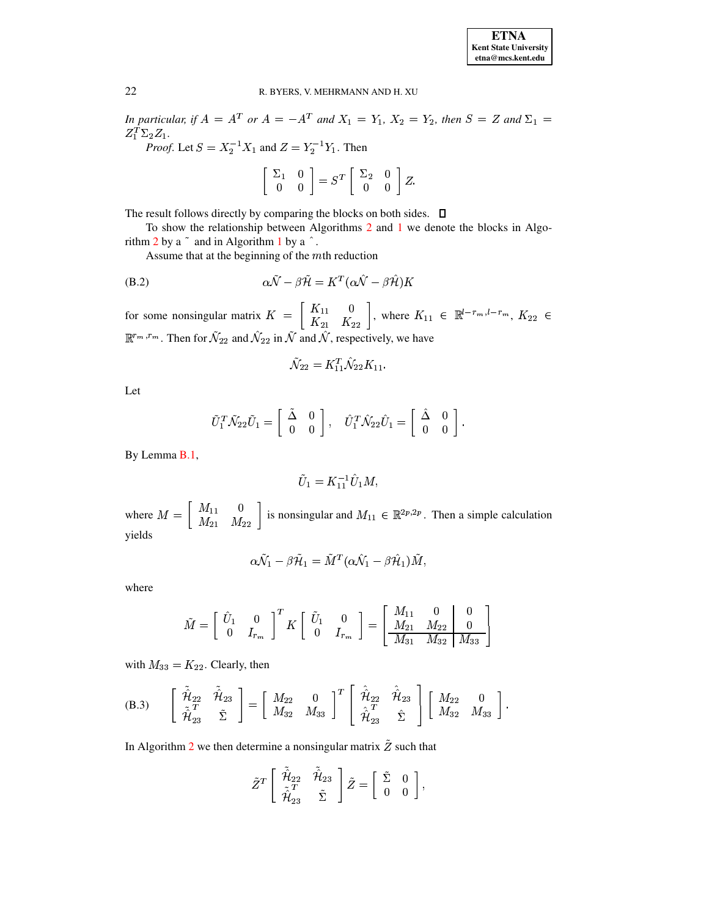*In particular, if $A = A^T$ or $A = -A^T$ and $X_1 = Y_1$, $X_2 = Y_2$, then $S = Z$ and $\Sigma_1 = Z_1^T \Sigma_2 Z_1$.*

*Proof.* Let $S = X_2^{-1} X_1$ and $Z = Y_2^{-1} Y_1$. Then

$$\begin{bmatrix} \Sigma_1 & 0 \\ 0 & 0 \end{bmatrix} = S^T \begin{bmatrix} \Sigma_2 & 0 \\ 0 & 0 \end{bmatrix} Z.$$

The result follows directly by comparing the blocks on both sides. ☐

To show the relationship between Algorithms 2 and 1 we denote the blocks in Algorithm 2 by a $\tilde{}$ and in Algorithm 1 by a $\hat{}$.

Assume that at the beginning of the $m$th reduction

$$\alpha\tilde{\mathcal{N}} - \beta\tilde{\mathcal{H}} = K^T(\alpha\hat{\mathcal{N}} - \beta\hat{\mathcal{H}})K \tag{B.2}$$

for some nonsingular matrix $K = \begin{bmatrix} K_{11} & 0 \\ K_{21} & K_{22} \end{bmatrix}$, where $K_{11} \in \mathbb{R}^{l-r_m, l-r_m}$, $K_{22} \in \mathbb{R}^{r_m, r_m}$. Then for $\tilde{\mathcal{N}}_{22}$ and $\hat{\mathcal{N}}_{22}$ in $\tilde{\mathcal{N}}$ and $\hat{\mathcal{N}}$, respectively, we have

$$\tilde{\mathcal{N}}_{22} = K_{11}^T \hat{\mathcal{N}}_{22} K_{11}.$$

Let

$$\tilde{U}_1^T \tilde{\mathcal{N}}_{22} \tilde{U}_1 = \begin{bmatrix} \tilde{\Delta} & 0 \\ 0 & 0 \end{bmatrix}, \quad \hat{U}_1^T \hat{\mathcal{N}}_{22} \hat{U}_1 = \begin{bmatrix} \hat{\Delta} & 0 \\ 0 & 0 \end{bmatrix}.$$

By Lemma B.1,

$$\tilde{U}_1 = K_{11}^{-1} \hat{U}_1 M,$$

where $M = \begin{bmatrix} M_{11} & 0 \\ M_{21} & M_{22} \end{bmatrix}$ is nonsingular and $M_{11} \in \mathbb{R}^{2p,2p}$. Then a simple calculation yields

$$\alpha\tilde{\mathcal{N}}_1 - \beta\tilde{\mathcal{H}}_1 = \tilde{M}^T(\alpha\hat{\mathcal{N}}_1 - \beta\hat{\mathcal{H}}_1)\tilde{M},$$

where

$$\tilde{M} = \begin{bmatrix} \hat{U}_1 & 0 \\ 0 & I_{r_m} \end{bmatrix}^T K \begin{bmatrix} \tilde{U}_1 & 0 \\ 0 & I_{r_m} \end{bmatrix} = \left[\begin{array}{cc|c} M_{11} & 0 & 0 \\ M_{21} & M_{22} & 0 \\ \hline M_{31} & M_{32} & M_{33} \end{array}\right]$$

with $M_{33} = K_{22}$. Clearly, then

$$\begin{bmatrix} \tilde{\hat{\mathcal{H}}}_{22} & \tilde{\hat{\mathcal{H}}}_{23} \\ \tilde{\hat{\mathcal{H}}}_{23}^T & \tilde{\Sigma} \end{bmatrix} = \begin{bmatrix} M_{22} & 0 \\ M_{32} & M_{33} \end{bmatrix}^T \begin{bmatrix} \hat{\hat{\mathcal{H}}}_{22} & \hat{\hat{\mathcal{H}}}_{23} \\ \hat{\hat{\mathcal{H}}}_{23}^T & \hat{\Sigma} \end{bmatrix} \begin{bmatrix} M_{22} & 0 \\ M_{32} & M_{33} \end{bmatrix}. \tag{B.3}$$

In Algorithm 2 we then determine a nonsingular matrix $\tilde{Z}$ such that

$$\tilde{Z}^T \begin{bmatrix} \tilde{\hat{\mathcal{H}}}_{22} & \tilde{\hat{\mathcal{H}}}_{23} \\ \tilde{\hat{\mathcal{H}}}_{23}^T & \tilde{\Sigma} \end{bmatrix} \tilde{Z} = \begin{bmatrix} \tilde{\Sigma} & 0 \\ 0 & 0 \end{bmatrix},$$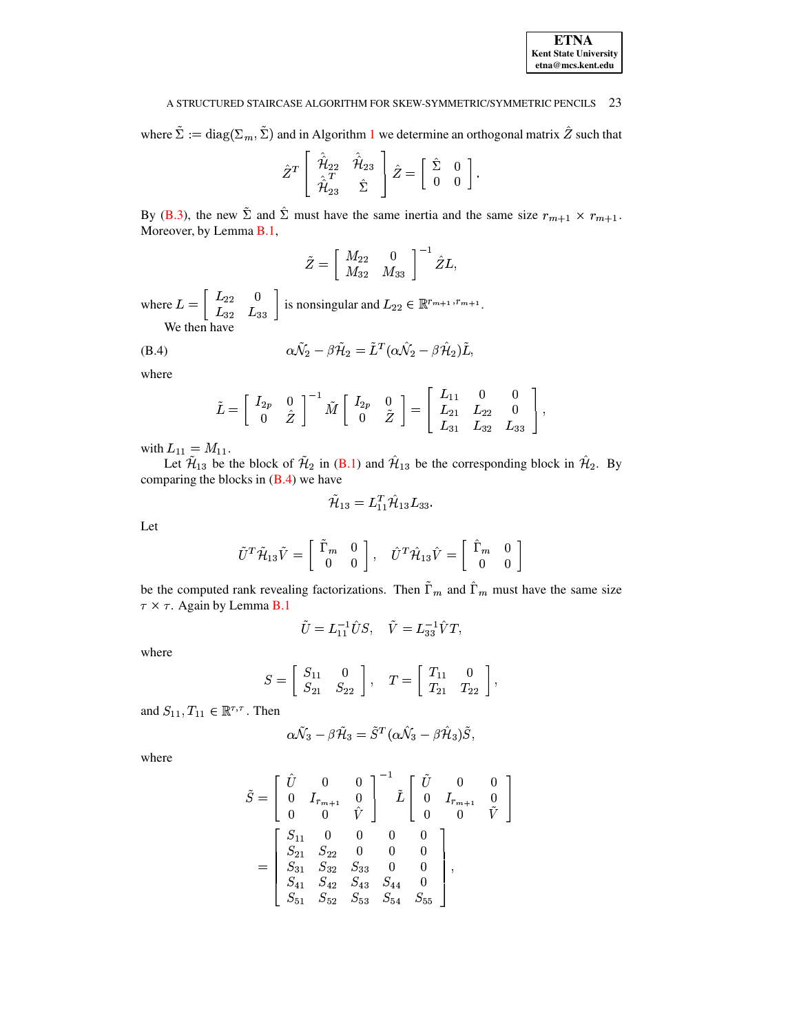where $\tilde{\Sigma} := \mathrm{diag}(\Sigma_m, \tilde{\Sigma})$ and in Algorithm 1 we determine an orthogonal matrix $\hat{Z}$ such that

$$\hat{Z}^T \begin{bmatrix} \hat{\hat{\mathcal{H}}}_{22} & \hat{\hat{\mathcal{H}}}_{23} \\ \hat{\hat{\mathcal{H}}}_{23}^T & \hat{\Sigma} \end{bmatrix} \hat{Z} = \begin{bmatrix} \hat{\Sigma} & 0 \\ 0 & 0 \end{bmatrix}.$$

By (B.3), the new $\tilde{\Sigma}$ and $\hat{\Sigma}$ must have the same inertia and the same size $r_{m+1} \times r_{m+1}$. Moreover, by Lemma B.1,

$$\tilde{Z} = \begin{bmatrix} M_{22} & 0 \\ M_{32} & M_{33} \end{bmatrix}^{-1} \hat{Z} L,$$

where $L = \begin{bmatrix} L_{22} & 0 \\ L_{32} & L_{33} \end{bmatrix}$ is nonsingular and $L_{22} \in \mathbb{R}^{r_{m+1}, r_{m+1}}$.

We then have

$$\alpha \tilde{\mathcal{N}}_2 - \beta \tilde{\mathcal{H}}_2 = \tilde{L}^T (\alpha \hat{\mathcal{N}}_2 - \beta \hat{\mathcal{H}}_2) \tilde{L}, \tag{B.4}$$

where

$$\tilde{L} = \begin{bmatrix} I_{2p} & 0 \\ 0 & \hat{Z} \end{bmatrix}^{-1} \tilde{M} \begin{bmatrix} I_{2p} & 0 \\ 0 & \tilde{Z} \end{bmatrix} = \begin{bmatrix} L_{11} & 0 & 0 \\ L_{21} & L_{22} & 0 \\ L_{31} & L_{32} & L_{33} \end{bmatrix},$$

with $L_{11} = M_{11}$.

Let $\tilde{\mathcal{H}}_{13}$ be the block of $\tilde{\mathcal{H}}_2$ in (B.1) and $\hat{\mathcal{H}}_{13}$ be the corresponding block in $\hat{\mathcal{H}}_2$. By comparing the blocks in (B.4) we have

$$\tilde{\mathcal{H}}_{13} = L_{11}^T \hat{\mathcal{H}}_{13} L_{33}.$$

Let

$$\tilde{U}^T \tilde{\mathcal{H}}_{13} \tilde{V} = \begin{bmatrix} \tilde{\Gamma}_m & 0 \\ 0 & 0 \end{bmatrix}, \quad \hat{U}^T \hat{\mathcal{H}}_{13} \hat{V} = \begin{bmatrix} \hat{\Gamma}_m & 0 \\ 0 & 0 \end{bmatrix}$$

be the computed rank revealing factorizations. Then $\tilde{\Gamma}_m$ and $\hat{\Gamma}_m$ must have the same size $\tau \times \tau$. Again by Lemma B.1

$$\tilde{U} = L_{11}^{-1} \hat{U} S, \quad \tilde{V} = L_{33}^{-1} \hat{V} T,$$

where

$$S = \begin{bmatrix} S_{11} & 0 \\ S_{21} & S_{22} \end{bmatrix}, \quad T = \begin{bmatrix} T_{11} & 0 \\ T_{21} & T_{22} \end{bmatrix},$$

and $S_{11}, T_{11} \in \mathbb{R}^{\tau,\tau}$. Then

$$\alpha \tilde{\mathcal{N}}_3 - \beta \tilde{\mathcal{H}}_3 = \tilde{S}^T (\alpha \hat{\mathcal{N}}_3 - \beta \hat{\mathcal{H}}_3) \tilde{S},$$

where

$$\tilde{S} = \begin{bmatrix} \hat{U} & 0 & 0 \\ 0 & I_{r_{m+1}} & 0 \\ 0 & 0 & \hat{V} \end{bmatrix}^{-1} \tilde{L} \begin{bmatrix} \tilde{U} & 0 & 0 \\ 0 & I_{r_{m+1}} & 0 \\ 0 & 0 & \tilde{V} \end{bmatrix}$$

$$= \begin{bmatrix} S_{11} & 0 & 0 & 0 & 0 \\ S_{21} & S_{22} & 0 & 0 & 0 \\ S_{31} & S_{32} & S_{33} & 0 & 0 \\ S_{41} & S_{42} & S_{43} & S_{44} & 0 \\ S_{51} & S_{52} & S_{53} & S_{54} & S_{55} \end{bmatrix},$$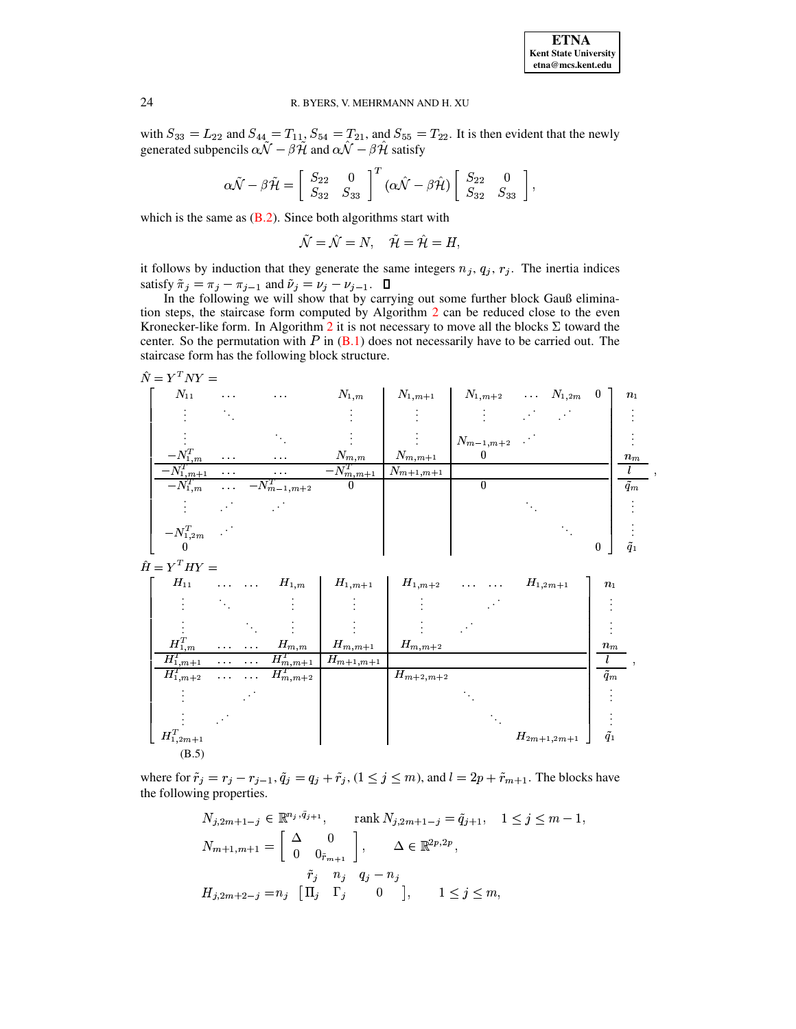with $S_{33} = L_{22}$ and $S_{44} = T_{11}$, $S_{54} = T_{21}$, and $S_{55} = T_{22}$. It is then evident that the newly generated subpencils $\alpha\tilde{\mathcal{N}} - \beta\tilde{\mathcal{H}}$ and $\alpha\hat{\mathcal{N}} - \beta\hat{\mathcal{H}}$ satisfy

$$\alpha\tilde{\mathcal{N}} - \beta\tilde{\mathcal{H}} = \begin{bmatrix} S_{22} & 0 \\ S_{32} & S_{33} \end{bmatrix}^T (\alpha\hat{\mathcal{N}} - \beta\hat{\mathcal{H}}) \begin{bmatrix} S_{22} & 0 \\ S_{32} & S_{33} \end{bmatrix},$$

which is the same as (B.2). Since both algorithms start with

$$\tilde{\mathcal{N}} = \hat{\mathcal{N}} = N, \quad \tilde{\mathcal{H}} = \hat{\mathcal{H}} = H,$$

it follows by induction that they generate the same integers $n_j$, $q_j$, $r_j$. The inertia indices satisfy $\tilde{\pi}_j = \pi_j - \pi_{j-1}$ and $\tilde{\nu}_j = \nu_j - \nu_{j-1}$. $\square$

In the following we will show that by carrying out some further block Gauß elimination steps, the staircase form computed by Algorithm 2 can be reduced close to the even Kronecker-like form. In Algorithm 2 it is not necessary to move all the blocks $\Sigma$ toward the center. So the permutation with $P$ in (B.1) does not necessarily have to be carried out. The staircase form has the following block structure.

$$\hat{N} = Y^T N Y = $$
$$\left[\begin{array}{cccc|c|cccc} N_{11} & \cdots & \cdots & N_{1,m} & N_{1,m+1} & N_{1,m+2} & \cdots & N_{1,2m} & 0 \\ \vdots & \ddots & & \vdots & \vdots & \vdots & \iddots & \iddots & \\ \vdots & & \ddots & \vdots & \vdots & N_{m-1,m+2} & \iddots & & \\ -N_{1,m}^T & \cdots & \cdots & N_{m,m} & N_{m,m+1} & 0 & & & \\ \hline -N_{1,m+1}^T & \cdots & \cdots & -N_{m,m+1}^T & N_{m+1,m+1} & & & & \\ \hline -N_{1,m}^T & \cdots & -N_{m-1,m+2}^T & 0 & & 0 & & & \\ \vdots & \iddots & \iddots & & & & \ddots & & \\ -N_{1,2m}^T & \iddots & & & & & & \ddots & \\ 0 & & & & & & & & 0 \end{array}\right] \begin{array}{c} n_1 \\ \vdots \\ \vdots \\ n_m \\ \hline l \\ \hline \tilde{q}_m \\ \vdots \\ \vdots \\ \tilde{q}_1 \end{array},$$

$$\hat{H} = Y^T H Y = $$
$$\left[\begin{array}{cccc|c|cccc} H_{11} & \cdots & \cdots & H_{1,m} & H_{1,m+1} & H_{1,m+2} & \cdots & \cdots & H_{1,2m+1} \\ \vdots & \ddots & & \vdots & \vdots & \vdots & & \iddots & \\ \vdots & & \ddots & \vdots & \vdots & \vdots & \iddots & & \\ H_{1,m}^T & \cdots & \cdots & H_{m,m} & H_{m,m+1} & H_{m,m+2} & & & \\ \hline H_{1,m+1}^T & \cdots & \cdots & H_{m,m+1}^T & H_{m+1,m+1} & & & & \\ \hline H_{1,m+2}^T & \cdots & \cdots & H_{m,m+2}^T & & H_{m+2,m+2} & & & \\ \vdots & & \iddots & & & & \ddots & & \\ \vdots & \iddots & & & & & & \ddots & \\ H_{1,2m+1}^T & & & & & & & & H_{2m+1,2m+1} \end{array}\right] \begin{array}{c} n_1 \\ \vdots \\ \vdots \\ n_m \\ \hline l \\ \hline \tilde{q}_m \\ \vdots \\ \vdots \\ \tilde{q}_1 \end{array}, \tag{B.5}$$

where for $\tilde{r}_j = r_j - r_{j-1}$, $\tilde{q}_j = q_j + \tilde{r}_j$, $(1 \leq j \leq m)$, and $l = 2p + \tilde{r}_{m+1}$. The blocks have the following properties.

$$N_{j,2m+1-j} \in \mathbb{R}^{n_j, \tilde{q}_{j+1}}, \qquad \operatorname{rank} N_{j,2m+1-j} = \tilde{q}_{j+1}, \quad 1 \leq j \leq m-1,$$

$$N_{m+1,m+1} = \begin{bmatrix} \Delta & 0 \\ 0 & 0_{\tilde{r}_{m+1}} \end{bmatrix}, \qquad \Delta \in \mathbb{R}^{2p,2p},$$

$$H_{j,2m+2-j} = \begin{array}{c} \\ n_j \end{array} \!\!\begin{array}{c} \begin{array}{ccc} \tilde{r}_j & n_j & q_j - n_j \end{array} \\ \begin{bmatrix} \Pi_j & \Gamma_j & 0 \end{bmatrix} \end{array}, \qquad 1 \leq j \leq m,$$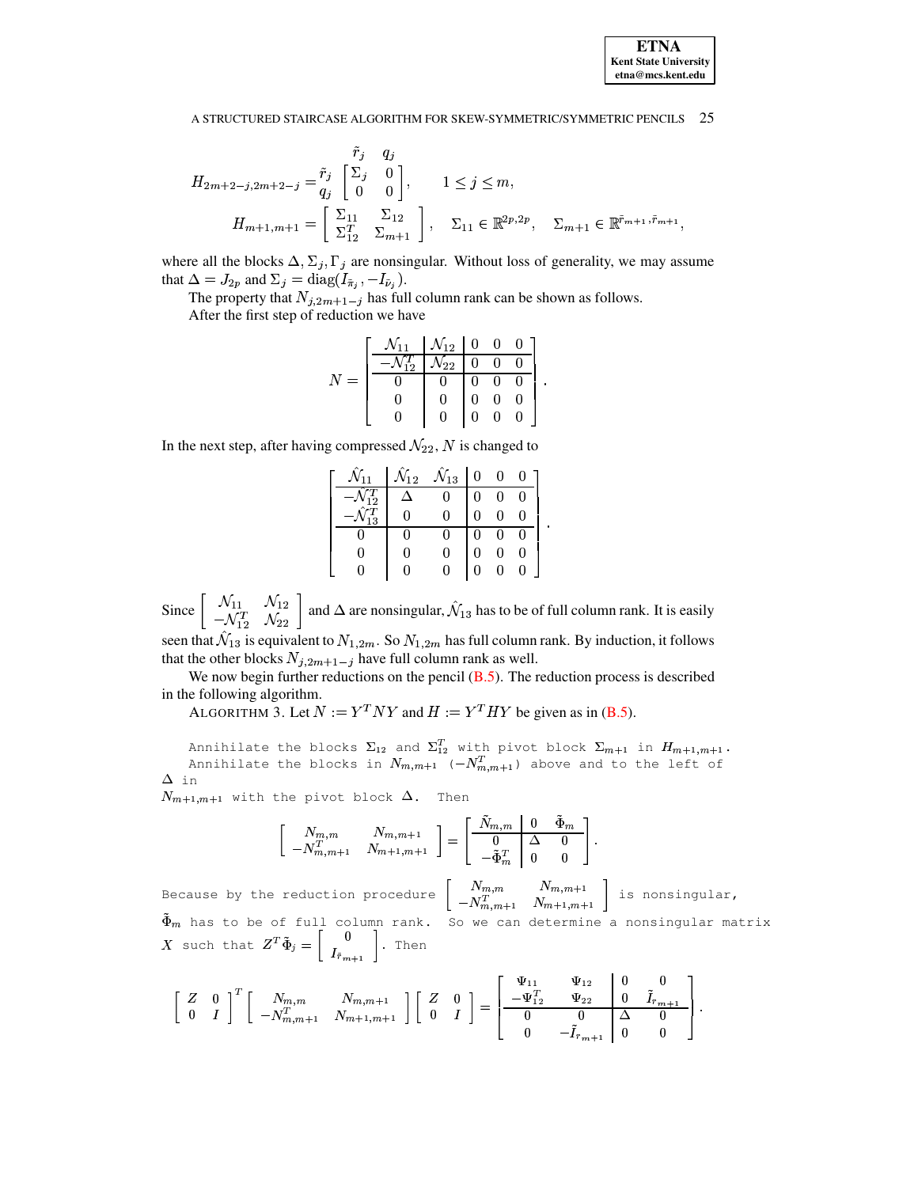$$
H_{2m+2-j,2m+2-j} = \begin{array}{c} \\ \tilde{r}_j \\ q_j \end{array}\!\!\begin{array}{c} \begin{array}{cc} \tilde{r}_j & q_j \end{array} \\ \left[\begin{array}{cc} \Sigma_j & 0 \\ 0 & 0 \end{array}\right] \end{array}, \qquad 1 \le j \le m,
$$

$$
H_{m+1,m+1} = \left[\begin{array}{cc} \Sigma_{11} & \Sigma_{12} \\ \Sigma_{12}^T & \Sigma_{m+1} \end{array}\right], \quad \Sigma_{11} \in \mathbb{R}^{2p,2p}, \quad \Sigma_{m+1} \in \mathbb{R}^{\tilde{r}_{m+1},\tilde{r}_{m+1}},
$$

where all the blocks $\Delta, \Sigma_j, \Gamma_j$ are nonsingular. Without loss of generality, we may assume that $\Delta = J_{2p}$ and $\Sigma_j = \mathrm{diag}(I_{\tilde{\pi}_j}, -I_{\tilde{\nu}_j})$.

The property that $N_{j,2m+1-j}$ has full column rank can be shown as follows.

After the first step of reduction we have

$$
N = \left[\begin{array}{cc|ccc} \mathcal{N}_{11} & \mathcal{N}_{12} & 0 & 0 & 0 \\ \hline -\mathcal{N}_{12}^T & \mathcal{N}_{22} & 0 & 0 & 0 \\ \hline 0 & 0 & 0 & 0 & 0 \\ 0 & 0 & 0 & 0 & 0 \\ 0 & 0 & 0 & 0 & 0 \end{array}\right].
$$

In the next step, after having compressed $\mathcal{N}_{22}$, $N$ is changed to

$$
\left[\begin{array}{c|cc|ccc} \hat{\mathcal{N}}_{11} & \hat{\mathcal{N}}_{12} & \hat{\mathcal{N}}_{13} & 0 & 0 & 0 \\ \hline -\hat{\mathcal{N}}_{12}^T & \Delta & 0 & 0 & 0 & 0 \\ -\hat{\mathcal{N}}_{13}^T & 0 & 0 & 0 & 0 & 0 \\ \hline 0 & 0 & 0 & 0 & 0 & 0 \\ 0 & 0 & 0 & 0 & 0 & 0 \\ 0 & 0 & 0 & 0 & 0 & 0 \end{array}\right].
$$

Since $\left[\begin{array}{cc} \mathcal{N}_{11} & \mathcal{N}_{12} \\ -\mathcal{N}_{12}^T & \mathcal{N}_{22} \end{array}\right]$ and $\Delta$ are nonsingular, $\hat{\mathcal{N}}_{13}$ has to be of full column rank. It is easily seen that $\hat{\mathcal{N}}_{13}$ is equivalent to $N_{1,2m}$. So $N_{1,2m}$ has full column rank. By induction, it follows that the other blocks $N_{j,2m+1-j}$ have full column rank as well.

We now begin further reductions on the pencil (B.5). The reduction process is described in the following algorithm.

ALGORITHM 3. Let $N := Y^T N Y$ and $H := Y^T H Y$ be given as in (B.5).

Annihilate the blocks $\Sigma_{12}$ and $\Sigma_{12}^T$ with pivot block $\Sigma_{m+1}$ in $H_{m+1,m+1}$.
Annihilate the blocks in $N_{m,m+1}$ $(-N_{m,m+1}^T)$ above and to the left of $\Delta$ in $N_{m+1,m+1}$ with the pivot block $\Delta$. Then

$$
\left[\begin{array}{cc} N_{m,m} & N_{m,m+1} \\ -N_{m,m+1}^T & N_{m+1,m+1} \end{array}\right] = \left[\begin{array}{c|cc} \tilde{N}_{m,m} & 0 & \tilde{\Phi}_m \\ \hline 0 & \Delta & 0 \\ -\tilde{\Phi}_m^T & 0 & 0 \end{array}\right].
$$

Because by the reduction procedure $\left[\begin{array}{cc} N_{m,m} & N_{m,m+1} \\ -N_{m,m+1}^T & N_{m+1,m+1} \end{array}\right]$ is nonsingular, $\tilde{\Phi}_m$ has to be of full column rank. So we can determine a nonsingular matrix $X$ such that $Z^T \tilde{\Phi}_j = \left[\begin{array}{c} 0 \\ I_{\tilde{r}_{m+1}} \end{array}\right]$. Then

$$
\left[\begin{array}{cc} Z & 0 \\ 0 & I \end{array}\right]^T \left[\begin{array}{cc} N_{m,m} & N_{m,m+1} \\ -N_{m,m+1}^T & N_{m+1,m+1} \end{array}\right] \left[\begin{array}{cc} Z & 0 \\ 0 & I \end{array}\right] = \left[\begin{array}{cc|cc} \Psi_{11} & \Psi_{12} & 0 & 0 \\ -\Psi_{12}^T & \Psi_{22} & 0 & \tilde{I}_{r_{m+1}} \\ \hline 0 & 0 & \Delta & 0 \\ 0 & -\tilde{I}_{r_{m+1}} & 0 & 0 \end{array}\right].
$$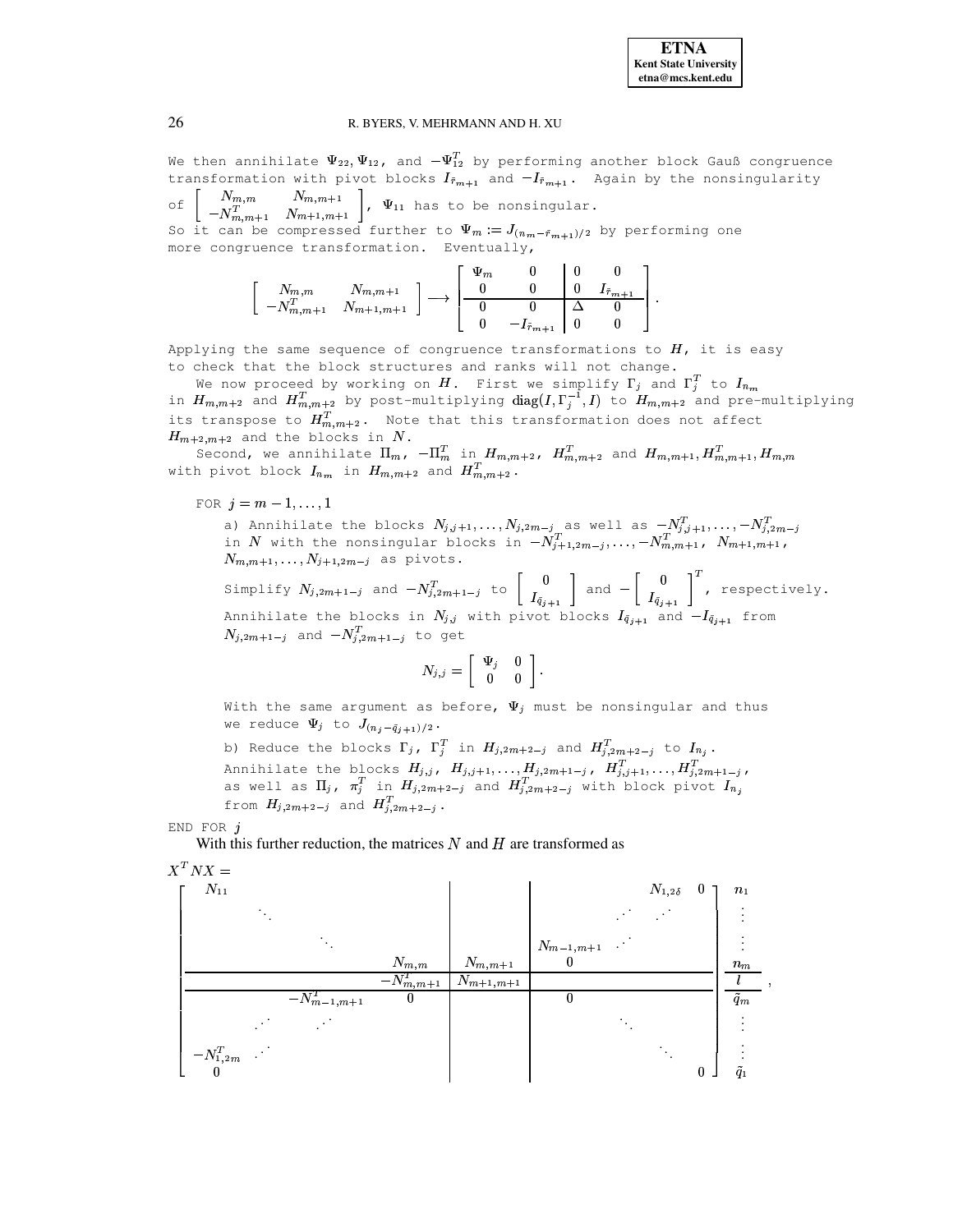We then annihilate $\Psi_{22}, \Psi_{12}$, and $-\Psi_{12}^T$ by performing another block Gauß congruence transformation with pivot blocks $I_{\tilde{r}_{m+1}}$ and $-I_{\tilde{r}_{m+1}}$. Again by the nonsingularity of $\begin{bmatrix} N_{m,m} & N_{m,m+1} \\ -N_{m,m+1}^T & N_{m+1,m+1} \end{bmatrix}$, $\Psi_{11}$ has to be nonsingular.

So it can be compressed further to $\Psi_m := J_{(n_m - \tilde{r}_{m+1})/2}$ by performing one more congruence transformation. Eventually,

$$\begin{bmatrix} N_{m,m} & N_{m,m+1} \\ -N_{m,m+1}^T & N_{m+1,m+1} \end{bmatrix} \longrightarrow \left[\begin{array}{cc|cc} \Psi_m & 0 & 0 & 0 \\ 0 & 0 & 0 & I_{\tilde{r}_{m+1}} \\ \hline 0 & 0 & \Delta & 0 \\ 0 & -I_{\tilde{r}_{m+1}} & 0 & 0 \end{array}\right].$$

Applying the same sequence of congruence transformations to $H$, it is easy to check that the block structures and ranks will not change.

We now proceed by working on $H$. First we simplify $\Gamma_j$ and $\Gamma_j^T$ to $I_{n_m}$ in $H_{m,m+2}$ and $H_{m,m+2}^T$ by post-multiplying $\mathrm{diag}(I, \Gamma_j^{-1}, I)$ to $H_{m,m+2}$ and pre-multiplying its transpose to $H_{m,m+2}^T$. Note that this transformation does not affect $H_{m+2,m+2}$ and the blocks in $N$.

Second, we annihilate $\Pi_m$, $-\Pi_m^T$ in $H_{m,m+2}$, $H_{m,m+2}^T$ and $H_{m,m+1}, H_{m,m+1}^T, H_{m,m}$ with pivot block $I_{n_m}$ in $H_{m,m+2}$ and $H_{m,m+2}^T$.

FOR $j = m-1, \ldots, 1$

a) Annihilate the blocks $N_{j,j+1}, \ldots, N_{j,2m-j}$ as well as $-N_{j,j+1}^T, \ldots, -N_{j,2m-j}^T$ in $N$ with the nonsingular blocks in $-N_{j+1,2m-j}^T, \ldots, -N_{m,m+1}^T$, $N_{m+1,m+1}$, $N_{m,m+1}, \ldots, N_{j+1,2m-j}$ as pivots.

Simplify $N_{j,2m+1-j}$ and $-N_{j,2m+1-j}^T$ to $\begin{bmatrix} 0 \\ I_{\tilde{q}_{j+1}} \end{bmatrix}$ and $-\begin{bmatrix} 0 \\ I_{\tilde{q}_{j+1}} \end{bmatrix}^T$, respectively.

Annihilate the blocks in $N_{j,j}$ with pivot blocks $I_{\tilde{q}_{j+1}}$ and $-I_{\tilde{q}_{j+1}}$ from $N_{j,2m+1-j}$ and $-N_{j,2m+1-j}^T$ to get

$$N_{j,j} = \begin{bmatrix} \Psi_j & 0 \\ 0 & 0 \end{bmatrix}.$$

With the same argument as before, $\Psi_j$ must be nonsingular and thus we reduce $\Psi_j$ to $J_{(n_j - \tilde{q}_{j+1})/2}$.

b) Reduce the blocks $\Gamma_j$, $\Gamma_j^T$ in $H_{j,2m+2-j}$ and $H_{j,2m+2-j}^T$ to $I_{n_j}$.

Annihilate the blocks $H_{j,j}$, $H_{j,j+1}, \ldots, H_{j,2m+1-j}$, $H_{j,j+1}^T, \ldots, H_{j,2m+1-j}^T$, as well as $\Pi_j$, $\pi_j^T$ in $H_{j,2m+2-j}$ and $H_{j,2m+2-j}^T$ with block pivot $I_{n_j}$ from $H_{j,2m+2-j}$ and $H_{j,2m+2-j}^T$.

END FOR $j$

With this further reduction, the matrices $N$ and $H$ are transformed as

$$X^T N X = \left[\begin{array}{ccc|c|ccc} N_{11} & & & & & N_{1,2\delta} & 0 \\ & \ddots & & & \iddots & \iddots & \\ & & \ddots & & N_{m-1,m+1} \quad \iddots & & \\ & & N_{m,m} & N_{m,m+1} & 0 & & \\ \hline & & -N_{m,m+1}^T & N_{m+1,m+1} & & & \\ \hline & -N_{m-1,m+1}^T & 0 & & 0 & & \\ \iddots & \iddots & & & & \ddots & \\ -N_{1,2m}^T \quad \iddots & & & & & & \ddots \\ 0 & & & & & & 0 \end{array}\right] \begin{array}{c} n_1 \\ \vdots \\ \vdots \\ n_m \\ \hline l \\ \hline \tilde{q}_m \\ \vdots \\ \vdots \\ \tilde{q}_1 \end{array},$$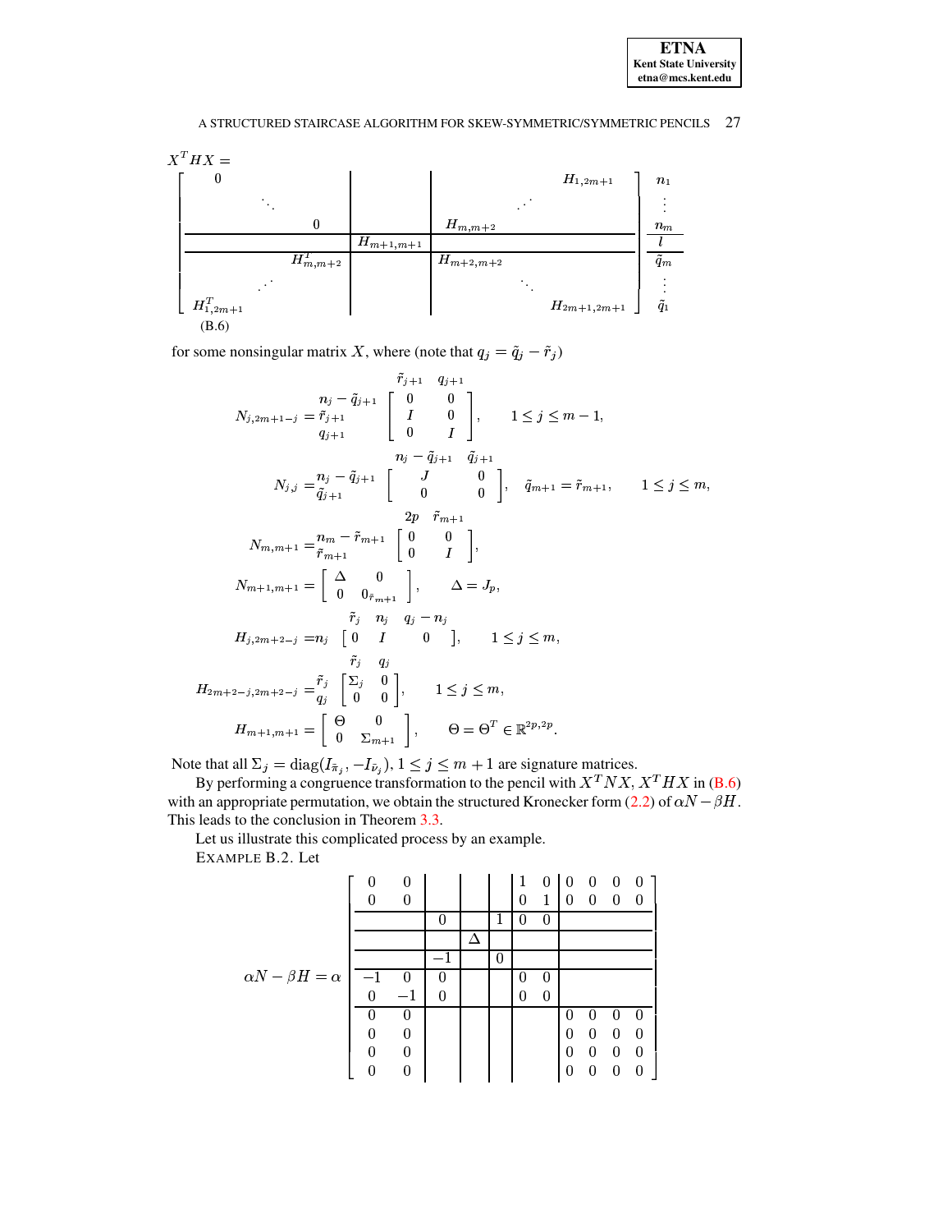$$
X^T H X = \left[\begin{array}{ccc|c|ccc}
0 & & & & & & H_{1,2m+1} \\
& \ddots & & & & \iddots & \\
& & 0 & & H_{m,m+2} & & \\
\hline
& & & H_{m+1,m+1} & & & \\
\hline
& & H_{m,m+2}^T & & H_{m+2,m+2} & & \\
& \iddots & & & & \ddots & \\
H_{1,2m+1}^T & & & & & & H_{2m+1,2m+1}
\end{array}\right] \begin{array}{c} n_1 \\ \vdots \\ n_m \\ l \\ \tilde{q}_m \\ \vdots \\ \tilde{q}_1 \end{array}
\tag{B.6}
$$

for some nonsingular matrix $X$, where (note that $q_j = \tilde{q}_j - \tilde{r}_j$)

$$
N_{j,2m+1-j} = \begin{array}{c} n_j - \tilde{q}_{j+1} \\ \tilde{r}_{j+1} \\ q_{j+1} \end{array} \overset{\begin{array}{cc} \tilde{r}_{j+1} & q_{j+1} \end{array}}{\left[\begin{array}{cc} 0 & 0 \\ I & 0 \\ 0 & I \end{array}\right]}, \qquad 1 \le j \le m-1,
$$

$$
N_{j,j} = \begin{array}{c} n_j - \tilde{q}_{j+1} \\ \tilde{q}_{j+1} \end{array} \overset{\begin{array}{cc} n_j - \tilde{q}_{j+1} & \tilde{q}_{j+1} \end{array}}{\left[\begin{array}{cc} J & 0 \\ 0 & 0 \end{array}\right]}, \quad \tilde{q}_{m+1} = \tilde{r}_{m+1}, \qquad 1 \le j \le m,
$$

$$
N_{m,m+1} = \begin{array}{c} n_m - \tilde{r}_{m+1} \\ \tilde{r}_{m+1} \end{array} \overset{\begin{array}{cc} 2p & \tilde{r}_{m+1} \end{array}}{\left[\begin{array}{cc} 0 & 0 \\ 0 & I \end{array}\right]},
$$

$$
N_{m+1,m+1} = \left[\begin{array}{cc} \Delta & 0 \\ 0 & 0_{\tilde{r}_{m+1}} \end{array}\right], \qquad \Delta = J_p,
$$

$$
H_{j,2m+2-j} = n_j \overset{\begin{array}{ccc} \tilde{r}_j & n_j & q_j - n_j \end{array}}{\left[\begin{array}{ccc} 0 & I & 0 \end{array}\right]}, \qquad 1 \le j \le m,
$$

$$
H_{2m+2-j,2m+2-j} = \begin{array}{c} \tilde{r}_j \\ q_j \end{array} \overset{\begin{array}{cc} \tilde{r}_j & q_j \end{array}}{\left[\begin{array}{cc} \Sigma_j & 0 \\ 0 & 0 \end{array}\right]}, \qquad 1 \le j \le m,
$$

$$
H_{m+1,m+1} = \left[\begin{array}{cc} \Theta & 0 \\ 0 & \Sigma_{m+1} \end{array}\right], \qquad \Theta = \Theta^T \in \mathbb{R}^{2p,2p}.
$$

Note that all $\Sigma_j = \mathrm{diag}(I_{\tilde{\pi}_j}, -I_{\tilde{\nu}_j})$, $1 \le j \le m+1$ are signature matrices.

By performing a congruence transformation to the pencil with $X^T N X$, $X^T H X$ in (B.6) with an appropriate permutation, we obtain the structured Kronecker form (2.2) of $\alpha N - \beta H$. This leads to the conclusion in Theorem 3.3.

Let us illustrate this complicated process by an example.

EXAMPLE B.2. Let

$$
\alpha N - \beta H = \alpha \left[\begin{array}{cc|c|c|c|cc|cccc}
0 & 0 & & & & 1 & 0 & 0 & 0 & 0 & 0 \\
0 & 0 & & & & 0 & 1 & 0 & 0 & 0 & 0 \\
\hline
& & 0 & & 1 & 0 & 0 & & & & \\
\hline
& & & \Delta & & & & & & & \\
\hline
& & -1 & & 0 & & & & & & \\
\hline
-1 & 0 & 0 & & & 0 & 0 & & & & \\
0 & -1 & 0 & & & 0 & 0 & & & & \\
\hline
0 & 0 & & & & & & 0 & 0 & 0 & 0 \\
0 & 0 & & & & & & 0 & 0 & 0 & 0 \\
0 & 0 & & & & & & 0 & 0 & 0 & 0 \\
0 & 0 & & & & & & 0 & 0 & 0 & 0
\end{array}\right]
$$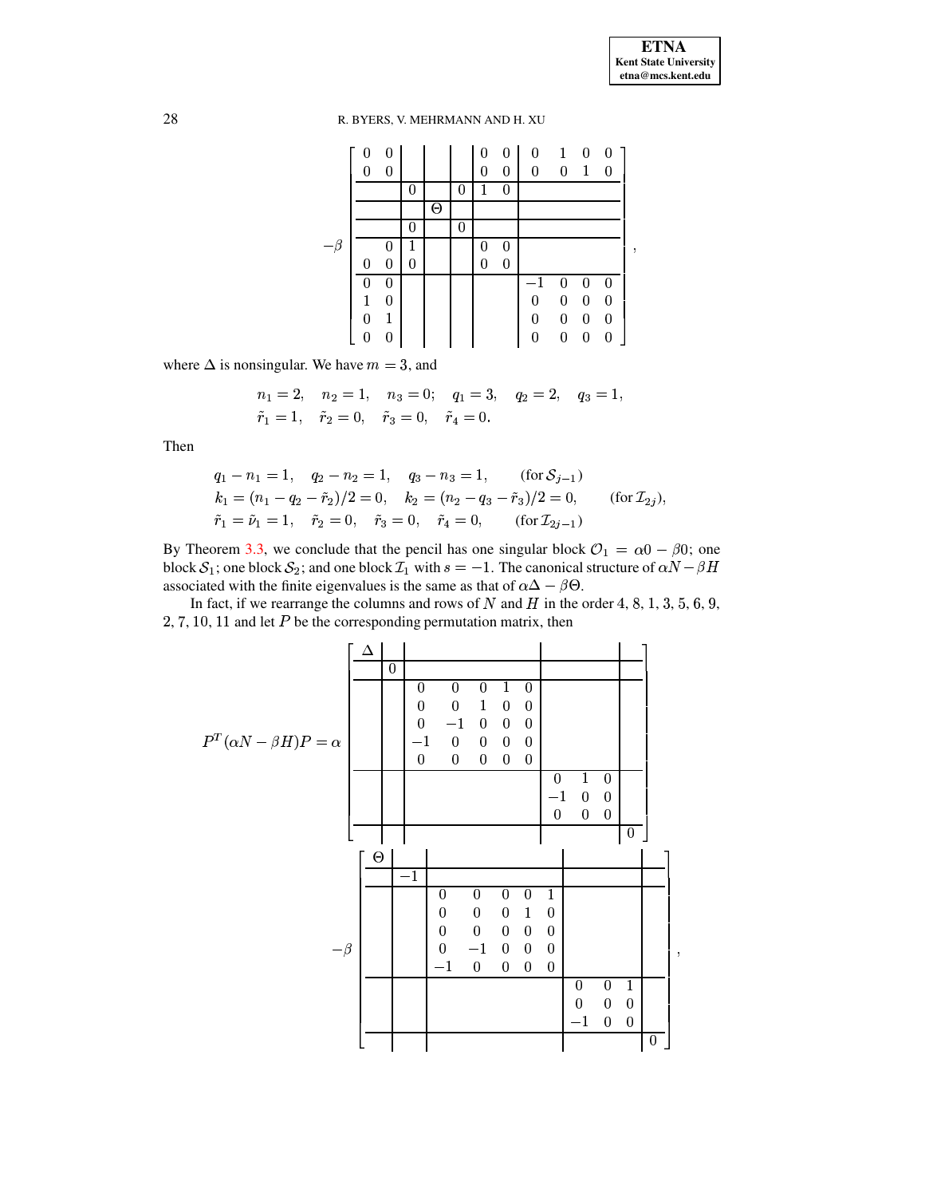$$
-\beta \left[\begin{array}{cc|c|c|c|cc|cccc}
0 & 0 & & & & 0 & 0 & 0 & 1 & 0 & 0 \\
0 & 0 & & & & 0 & 0 & 0 & 0 & 1 & 0 \\
\hline
 & & 0 & & 0 & 1 & 0 & & & & \\
\hline
 & & & \Theta & & & & & & & \\
\hline
 & & 0 & & 0 & & & & & & \\
\hline
 & 0 & 1 & & & 0 & 0 & & & & \\
0 & 0 & 0 & & & 0 & 0 & & & & \\
\hline
0 & 0 & & & & & & -1 & 0 & 0 & 0 \\
1 & 0 & & & & & & 0 & 0 & 0 & 0 \\
0 & 1 & & & & & & 0 & 0 & 0 & 0 \\
0 & 0 & & & & & & 0 & 0 & 0 & 0
\end{array}\right],
$$

where $\Delta$ is nonsingular. We have $m = 3$, and

$$
n_1 = 2, \quad n_2 = 1, \quad n_3 = 0; \quad q_1 = 3, \quad q_2 = 2, \quad q_3 = 1,
$$
$$
\tilde{r}_1 = 1, \quad \tilde{r}_2 = 0, \quad \tilde{r}_3 = 0, \quad \tilde{r}_4 = 0.
$$

Then

$$
\begin{array}{ll}
q_1 - n_1 = 1, \quad q_2 - n_2 = 1, \quad q_3 - n_3 = 1, & (\text{for } \mathcal{S}_{j-1}) \\
k_1 = (n_1 - q_2 - \tilde{r}_2)/2 = 0, \quad k_2 = (n_2 - q_3 - \tilde{r}_3)/2 = 0, & (\text{for } \mathcal{I}_{2j}), \\
\tilde{r}_1 = \tilde{\nu}_1 = 1, \quad \tilde{r}_2 = 0, \quad \tilde{r}_3 = 0, \quad \tilde{r}_4 = 0, & (\text{for } \mathcal{I}_{2j-1})
\end{array}
$$

By Theorem 3.3, we conclude that the pencil has one singular block $\mathcal{O}_1 = \alpha 0 - \beta 0$; one block $\mathcal{S}_1$; one block $\mathcal{S}_2$; and one block $\mathcal{I}_1$ with $s = -1$. The canonical structure of $\alpha N - \beta H$ associated with the finite eigenvalues is the same as that of $\alpha\Delta - \beta\Theta$.

In fact, if we rearrange the columns and rows of $N$ and $H$ in the order 4, 8, 1, 3, 5, 6, 9, 2, 7, 10, 11 and let $P$ be the corresponding permutation matrix, then

$$
P^T(\alpha N - \beta H)P = \alpha \left[\begin{array}{c|c|ccccc|ccc|c}
\Delta & & & & & & & & & & \\
\hline
 & 0 & & & & & & & & & \\
\hline
 & & 0 & 0 & 0 & 1 & 0 & & & & \\
 & & 0 & 0 & 1 & 0 & 0 & & & & \\
 & & 0 & -1 & 0 & 0 & 0 & & & & \\
 & & -1 & 0 & 0 & 0 & 0 & & & & \\
 & & 0 & 0 & 0 & 0 & 0 & & & & \\
\hline
 & & & & & & & 0 & 1 & 0 & \\
 & & & & & & & -1 & 0 & 0 & \\
 & & & & & & & 0 & 0 & 0 & \\
\hline
 & & & & & & & & & & 0
\end{array}\right]
$$
$$
-\beta \left[\begin{array}{c|c|ccccc|ccc|c}
\Theta & & & & & & & & & & \\
\hline
 & -1 & & & & & & & & & \\
\hline
 & & 0 & 0 & 0 & 0 & 1 & & & & \\
 & & 0 & 0 & 0 & 1 & 0 & & & & \\
 & & 0 & 0 & 0 & 0 & 0 & & & & \\
 & & 0 & -1 & 0 & 0 & 0 & & & & \\
 & & -1 & 0 & 0 & 0 & 0 & & & & \\
\hline
 & & & & & & & 0 & 0 & 1 & \\
 & & & & & & & 0 & 0 & 0 & \\
 & & & & & & & -1 & 0 & 0 & \\
\hline
 & & & & & & & & & & 0
\end{array}\right],
$$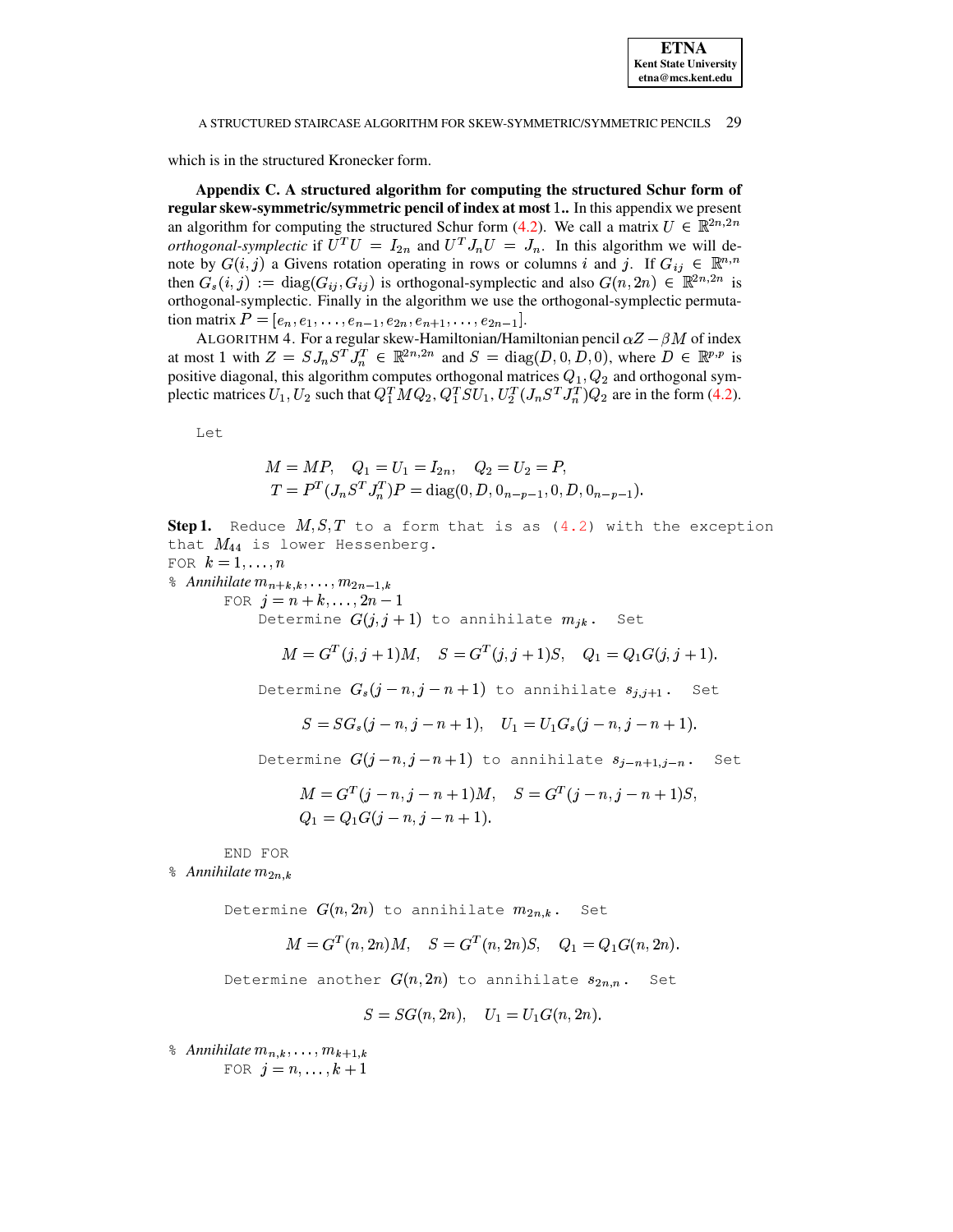which is in the structured Kronecker form.

**Appendix C. A structured algorithm for computing the structured Schur form of regular skew-symmetric/symmetric pencil of index at most 1..** In this appendix we present an algorithm for computing the structured Schur form (4.2). We call a matrix $U \in \mathbb{R}^{2n,2n}$ *orthogonal-symplectic* if $U^T U = I_{2n}$ and $U^T J_n U = J_n$. In this algorithm we will denote by $G(i,j)$ a Givens rotation operating in rows or columns $i$ and $j$. If $G_{ij} \in \mathbb{R}^{n,n}$ then $G_s(i,j) := \mathrm{diag}(G_{ij}, G_{ij})$ is orthogonal-symplectic and also $G(n,2n) \in \mathbb{R}^{2n,2n}$ is orthogonal-symplectic. Finally in the algorithm we use the orthogonal-symplectic permutation matrix $P = [e_n, e_1, \ldots, e_{n-1}, e_{2n}, e_{n+1}, \ldots, e_{2n-1}]$.

ALGORITHM 4. For a regular skew-Hamiltonian/Hamiltonian pencil $\alpha Z - \beta M$ of index at most 1 with $Z = SJ_nS^TJ_n^T \in \mathbb{R}^{2n,2n}$ and $S = \mathrm{diag}(D,0,D,0)$, where $D \in \mathbb{R}^{p,p}$ is positive diagonal, this algorithm computes orthogonal matrices $Q_1, Q_2$ and orthogonal symplectic matrices $U_1, U_2$ such that $Q_1^T M Q_2$, $Q_1^T S U_1$, $U_2^T (J_n S^T J_n^T) Q_2$ are in the form (4.2).

Let

$$M = MP, \quad Q_1 = U_1 = I_{2n}, \quad Q_2 = U_2 = P,$$
$$T = P^T(J_nS^TJ_n^T)P = \mathrm{diag}(0, D, 0_{n-p-1}, 0, D, 0_{n-p-1}).$$

**Step 1.** Reduce $M, S, T$ to a form that is as (4.2) with the exception that $M_{44}$ is lower Hessenberg.

FOR $k = 1, \ldots, n$

% *Annihilate* $m_{n+k,k}, \ldots, m_{2n-1,k}$

  FOR $j = n+k, \ldots, 2n-1$

   Determine $G(j,j+1)$ to annihilate $m_{jk}$. Set

$$M = G^T(j,j+1)M, \quad S = G^T(j,j+1)S, \quad Q_1 = Q_1 G(j,j+1).$$

   Determine $G_s(j-n, j-n+1)$ to annihilate $s_{j,j+1}$. Set

$$S = SG_s(j-n,j-n+1), \quad U_1 = U_1 G_s(j-n,j-n+1).$$

   Determine $G(j-n, j-n+1)$ to annihilate $s_{j-n+1,j-n}$. Set

$$M = G^T(j-n,j-n+1)M, \quad S = G^T(j-n,j-n+1)S,$$
$$Q_1 = Q_1 G(j-n,j-n+1).$$

  END FOR

% *Annihilate* $m_{2n,k}$

  Determine $G(n,2n)$ to annihilate $m_{2n,k}$. Set

$$M = G^T(n,2n)M, \quad S = G^T(n,2n)S, \quad Q_1 = Q_1 G(n,2n).$$

  Determine another $G(n,2n)$ to annihilate $s_{2n,n}$. Set

$$S = SG(n,2n), \quad U_1 = U_1 G(n,2n).$$

% *Annihilate* $m_{n,k}, \ldots, m_{k+1,k}$

  FOR $j = n, \ldots, k+1$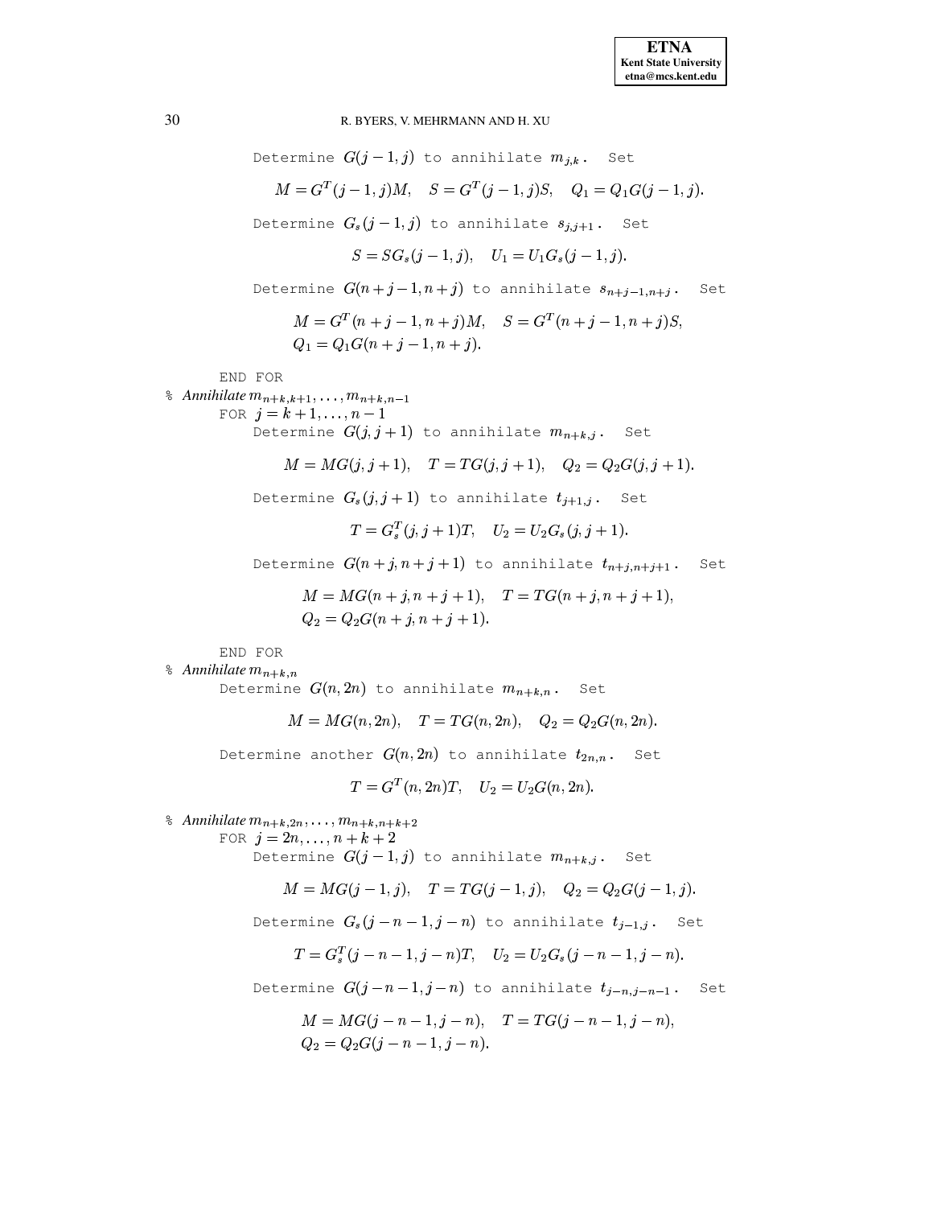```
        Determine G(j-1, j) to annihilate m_{j,k}.  Set
```

$$M = G^T(j-1,j)M, \quad S = G^T(j-1,j)S, \quad Q_1 = Q_1 G(j-1,j).$$

```
        Determine G_s(j-1, j) to annihilate s_{j,j+1}.  Set
```

$$S = SG_s(j-1,j), \quad U_1 = U_1 G_s(j-1,j).$$

```
        Determine G(n+j-1, n+j) to annihilate s_{n+j-1,n+j}.  Set
```

$$M = G^T(n+j-1,n+j)M, \quad S = G^T(n+j-1,n+j)S,$$
$$Q_1 = Q_1 G(n+j-1,n+j).$$

```
    END FOR
% Annihilate m_{n+k,k+1}, ..., m_{n+k,n-1}
    FOR j = k+1, ..., n-1
        Determine G(j, j+1) to annihilate m_{n+k,j}.  Set
```

$$M = MG(j,j+1), \quad T = TG(j,j+1), \quad Q_2 = Q_2 G(j,j+1).$$

```
        Determine G_s(j, j+1) to annihilate t_{j+1,j}.  Set
```

$$T = G_s^T(j,j+1)T, \quad U_2 = U_2 G_s(j,j+1).$$

```
        Determine G(n+j, n+j+1) to annihilate t_{n+j,n+j+1}.  Set
```

$$M = MG(n+j,n+j+1), \quad T = TG(n+j,n+j+1),$$
$$Q_2 = Q_2 G(n+j,n+j+1).$$

```
    END FOR
% Annihilate m_{n+k,n}
    Determine G(n, 2n) to annihilate m_{n+k,n}.  Set
```

$$M = MG(n,2n), \quad T = TG(n,2n), \quad Q_2 = Q_2 G(n,2n).$$

```
    Determine another G(n, 2n) to annihilate t_{2n,n}.  Set
```

$$T = G^T(n,2n)T, \quad U_2 = U_2 G(n,2n).$$

```
% Annihilate m_{n+k,2n}, ..., m_{n+k,n+k+2}
    FOR j = 2n, ..., n+k+2
        Determine G(j-1, j) to annihilate m_{n+k,j}.  Set
```

$$M = MG(j-1,j), \quad T = TG(j-1,j), \quad Q_2 = Q_2 G(j-1,j).$$

```
        Determine G_s(j-n-1, j-n) to annihilate t_{j-1,j}.  Set
```

$$T = G_s^T(j-n-1,j-n)T, \quad U_2 = U_2 G_s(j-n-1,j-n).$$

```
        Determine G(j-n-1, j-n) to annihilate t_{j-n,j-n-1}.  Set
```

$$M = MG(j-n-1,j-n), \quad T = TG(j-n-1,j-n),$$
$$Q_2 = Q_2 G(j-n-1,j-n).$$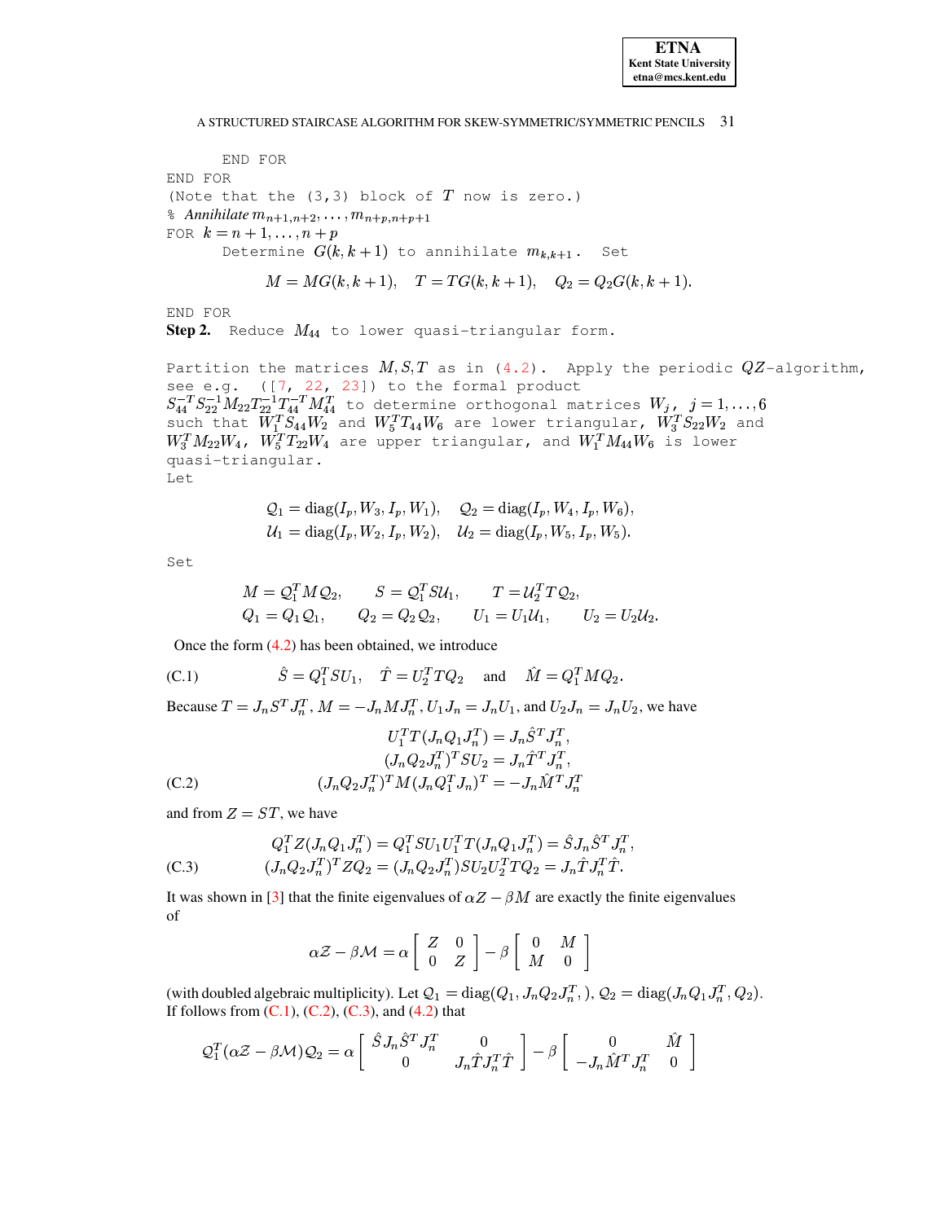```
      END FOR
END FOR
(Note that the (3,3) block of T now is zero.)
% Annihilate m_{n+1,n+2}, ..., m_{n+p,n+p+1}
FOR k = n+1, ..., n+p
      Determine G(k,k+1) to annihilate m_{k,k+1}.  Set
```

$$M = MG(k,k+1), \quad T = TG(k,k+1), \quad Q_2 = Q_2 G(k,k+1).$$

```
END FOR
```

**Step 2.** Reduce $M_{44}$ to lower quasi-triangular form.

Partition the matrices $M, S, T$ as in (4.2). Apply the periodic $QZ$-algorithm, see e.g. ([7, 22, 23]) to the formal product $S_{44}^{-T} S_{22}^{-1} M_{22} T_{22}^{-1} T_{44}^{-T} M_{44}^T$ to determine orthogonal matrices $W_j$, $j = 1, \ldots, 6$ such that $W_1^T S_{44} W_2$ and $W_5^T T_{44} W_6$ are lower triangular, $W_3^T S_{22} W_2$ and $W_3^T M_{22} W_4$, $W_5^T T_{22} W_4$ are upper triangular, and $W_1^T M_{44} W_6$ is lower quasi-triangular.

Let

$$\mathcal{Q}_1 = \mathrm{diag}(I_p, W_3, I_p, W_1), \quad \mathcal{Q}_2 = \mathrm{diag}(I_p, W_4, I_p, W_6),$$
$$\mathcal{U}_1 = \mathrm{diag}(I_p, W_2, I_p, W_2), \quad \mathcal{U}_2 = \mathrm{diag}(I_p, W_5, I_p, W_5).$$

Set

$$M = \mathcal{Q}_1^T M \mathcal{Q}_2, \qquad S = \mathcal{Q}_1^T S \mathcal{U}_1, \qquad T = \mathcal{U}_2^T T \mathcal{Q}_2,$$
$$Q_1 = Q_1 \mathcal{Q}_1, \qquad Q_2 = Q_2 \mathcal{Q}_2, \qquad U_1 = U_1 \mathcal{U}_1, \qquad U_2 = U_2 \mathcal{U}_2.$$

Once the form (4.2) has been obtained, we introduce

$$\hat{S} = Q_1^T S U_1, \quad \hat{T} = U_2^T T Q_2 \quad \text{and} \quad \hat{M} = Q_1^T M Q_2. \tag{C.1}$$

Because $T = J_n S^T J_n^T$, $M = -J_n M J_n^T$, $U_1 J_n = J_n U_1$, and $U_2 J_n = J_n U_2$, we have

$$\begin{aligned} U_1^T T (J_n Q_1 J_n^T) &= J_n \hat{S}^T J_n^T, \\ (J_n Q_2 J_n^T)^T S U_2 &= J_n \hat{T}^T J_n^T, \\ (J_n Q_2 J_n^T)^T M (J_n Q_1^T J_n)^T &= -J_n \hat{M}^T J_n^T \end{aligned} \tag{C.2}$$

and from $Z = ST$, we have

$$\begin{aligned} Q_1^T Z (J_n Q_1 J_n^T) &= Q_1^T S U_1 U_1^T T (J_n Q_1 J_n^T) = \hat{S} J_n \hat{S}^T J_n^T, \\ (J_n Q_2 J_n^T)^T Z Q_2 &= (J_n Q_2 J_n^T) S U_2 U_2^T T Q_2 = J_n \hat{T} J_n^T \hat{T}. \end{aligned} \tag{C.3}$$

It was shown in [3] that the finite eigenvalues of $\alpha Z - \beta M$ are exactly the finite eigenvalues of

$$\alpha \mathcal{Z} - \beta \mathcal{M} = \alpha \begin{bmatrix} Z & 0 \\ 0 & Z \end{bmatrix} - \beta \begin{bmatrix} 0 & M \\ M & 0 \end{bmatrix}$$

(with doubled algebraic multiplicity). Let $\mathcal{Q}_1 = \mathrm{diag}(Q_1, J_n Q_2 J_n^T,)$, $\mathcal{Q}_2 = \mathrm{diag}(J_n Q_1 J_n^T, Q_2)$. If follows from (C.1), (C.2), (C.3), and (4.2) that

$$\mathcal{Q}_1^T (\alpha \mathcal{Z} - \beta \mathcal{M}) \mathcal{Q}_2 = \alpha \begin{bmatrix} \hat{S} J_n \hat{S}^T J_n^T & 0 \\ 0 & J_n \hat{T} J_n^T \hat{T} \end{bmatrix} - \beta \begin{bmatrix} 0 & \hat{M} \\ -J_n \hat{M}^T J_n^T & 0 \end{bmatrix}$$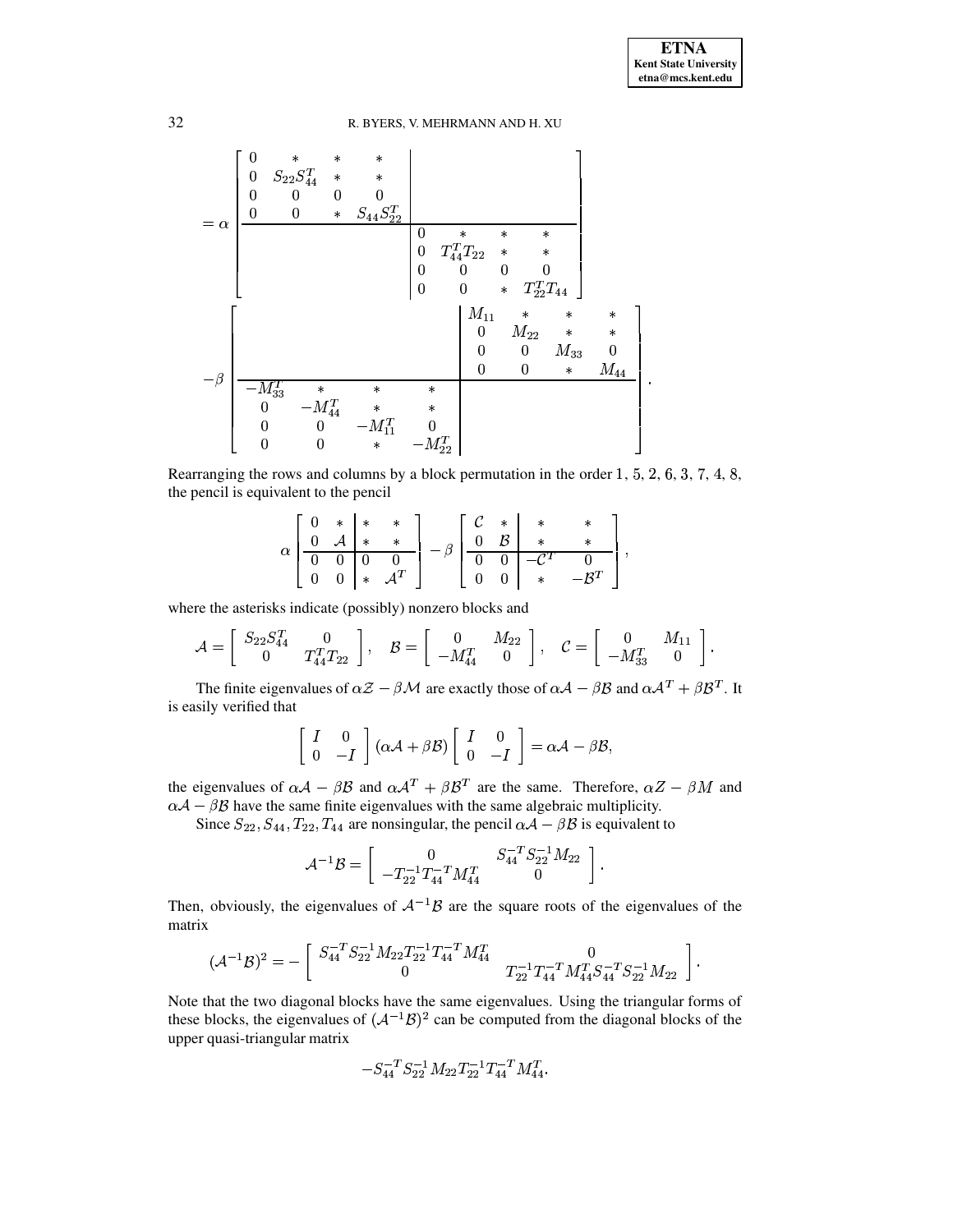$$
= \alpha \left[\begin{array}{cccc|cccc}
0 & * & * & * & & & & \\
0 & S_{22}S_{44}^T & * & * & & & & \\
0 & 0 & 0 & 0 & & & & \\
0 & 0 & * & S_{44}S_{22}^T & & & & \\
\hline
 & & & & 0 & * & * & * \\
 & & & & 0 & T_{44}^T T_{22} & * & * \\
 & & & & 0 & 0 & 0 & 0 \\
 & & & & 0 & 0 & * & T_{22}^T T_{44}
\end{array}\right]
- \beta \left[\begin{array}{cccc|cccc}
 & & & & M_{11} & * & * & * \\
 & & & & 0 & M_{22} & * & * \\
 & & & & 0 & 0 & M_{33} & 0 \\
 & & & & 0 & 0 & * & M_{44} \\
\hline
-M_{33}^T & * & * & * & & & & \\
0 & -M_{44}^T & * & * & & & & \\
0 & 0 & -M_{11}^T & 0 & & & & \\
0 & 0 & * & -M_{22}^T & & & &
\end{array}\right].
$$

Rearranging the rows and columns by a block permutation in the order 1, 5, 2, 6, 3, 7, 4, 8, the pencil is equivalent to the pencil

$$
\alpha \left[\begin{array}{cc|cc}
0 & * & * & * \\
0 & \mathcal{A} & * & * \\
\hline
0 & 0 & 0 & 0 \\
0 & 0 & * & \mathcal{A}^T
\end{array}\right]
- \beta \left[\begin{array}{cc|cc}
\mathcal{C} & * & * & * \\
0 & \mathcal{B} & * & * \\
\hline
0 & 0 & -\mathcal{C}^T & 0 \\
0 & 0 & * & -\mathcal{B}^T
\end{array}\right],
$$

where the asterisks indicate (possibly) nonzero blocks and

$$
\mathcal{A} = \begin{bmatrix} S_{22}S_{44}^T & 0 \\ 0 & T_{44}^T T_{22} \end{bmatrix}, \quad
\mathcal{B} = \begin{bmatrix} 0 & M_{22} \\ -M_{44}^T & 0 \end{bmatrix}, \quad
\mathcal{C} = \begin{bmatrix} 0 & M_{11} \\ -M_{33}^T & 0 \end{bmatrix}.
$$

The finite eigenvalues of $\alpha\mathcal{Z} - \beta\mathcal{M}$ are exactly those of $\alpha\mathcal{A} - \beta\mathcal{B}$ and $\alpha\mathcal{A}^T + \beta\mathcal{B}^T$. It is easily verified that

$$
\begin{bmatrix} I & 0 \\ 0 & -I \end{bmatrix} (\alpha\mathcal{A} + \beta\mathcal{B}) \begin{bmatrix} I & 0 \\ 0 & -I \end{bmatrix} = \alpha\mathcal{A} - \beta\mathcal{B},
$$

the eigenvalues of $\alpha\mathcal{A} - \beta\mathcal{B}$ and $\alpha\mathcal{A}^T + \beta\mathcal{B}^T$ are the same. Therefore, $\alpha Z - \beta M$ and $\alpha\mathcal{A} - \beta\mathcal{B}$ have the same finite eigenvalues with the same algebraic multiplicity.

Since $S_{22}, S_{44}, T_{22}, T_{44}$ are nonsingular, the pencil $\alpha\mathcal{A} - \beta\mathcal{B}$ is equivalent to

$$
\mathcal{A}^{-1}\mathcal{B} = \begin{bmatrix} 0 & S_{44}^{-T} S_{22}^{-1} M_{22} \\ -T_{22}^{-1} T_{44}^{-T} M_{44}^T & 0 \end{bmatrix}.
$$

Then, obviously, the eigenvalues of $\mathcal{A}^{-1}\mathcal{B}$ are the square roots of the eigenvalues of the matrix

$$
(\mathcal{A}^{-1}\mathcal{B})^2 = - \begin{bmatrix} S_{44}^{-T} S_{22}^{-1} M_{22} T_{22}^{-1} T_{44}^{-T} M_{44}^T & 0 \\ 0 & T_{22}^{-1} T_{44}^{-T} M_{44}^T S_{44}^{-T} S_{22}^{-1} M_{22} \end{bmatrix}.
$$

Note that the two diagonal blocks have the same eigenvalues. Using the triangular forms of these blocks, the eigenvalues of $(\mathcal{A}^{-1}\mathcal{B})^2$ can be computed from the diagonal blocks of the upper quasi-triangular matrix

$$
-S_{44}^{-T} S_{22}^{-1} M_{22} T_{22}^{-1} T_{44}^{-T} M_{44}^T.
$$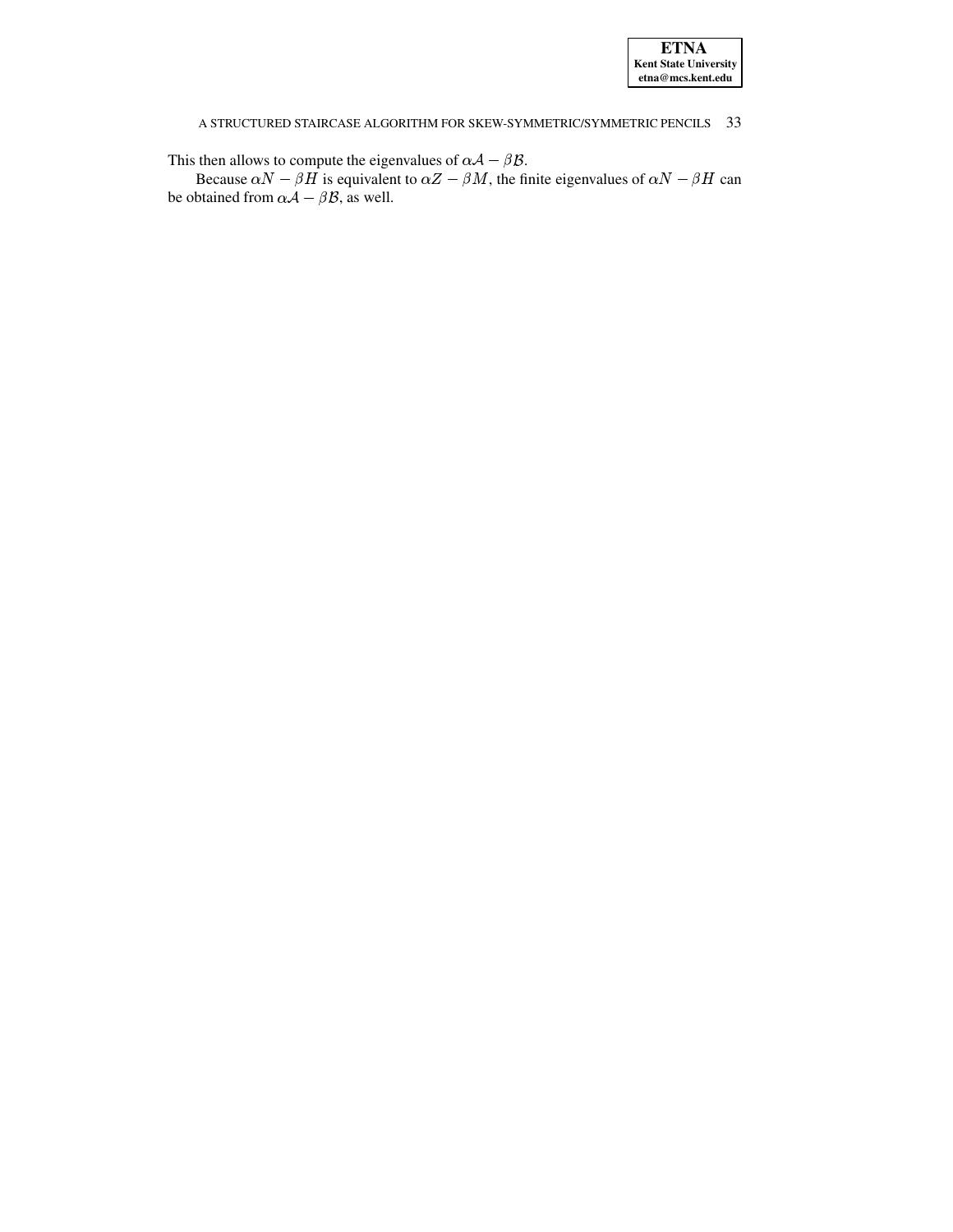This then allows to compute the eigenvalues of $\alpha\mathcal{A} - \beta\mathcal{B}$.

Because $\alpha N - \beta H$ is equivalent to $\alpha Z - \beta M$, the finite eigenvalues of $\alpha N - \beta H$ can be obtained from $\alpha\mathcal{A} - \beta\mathcal{B}$, as well.